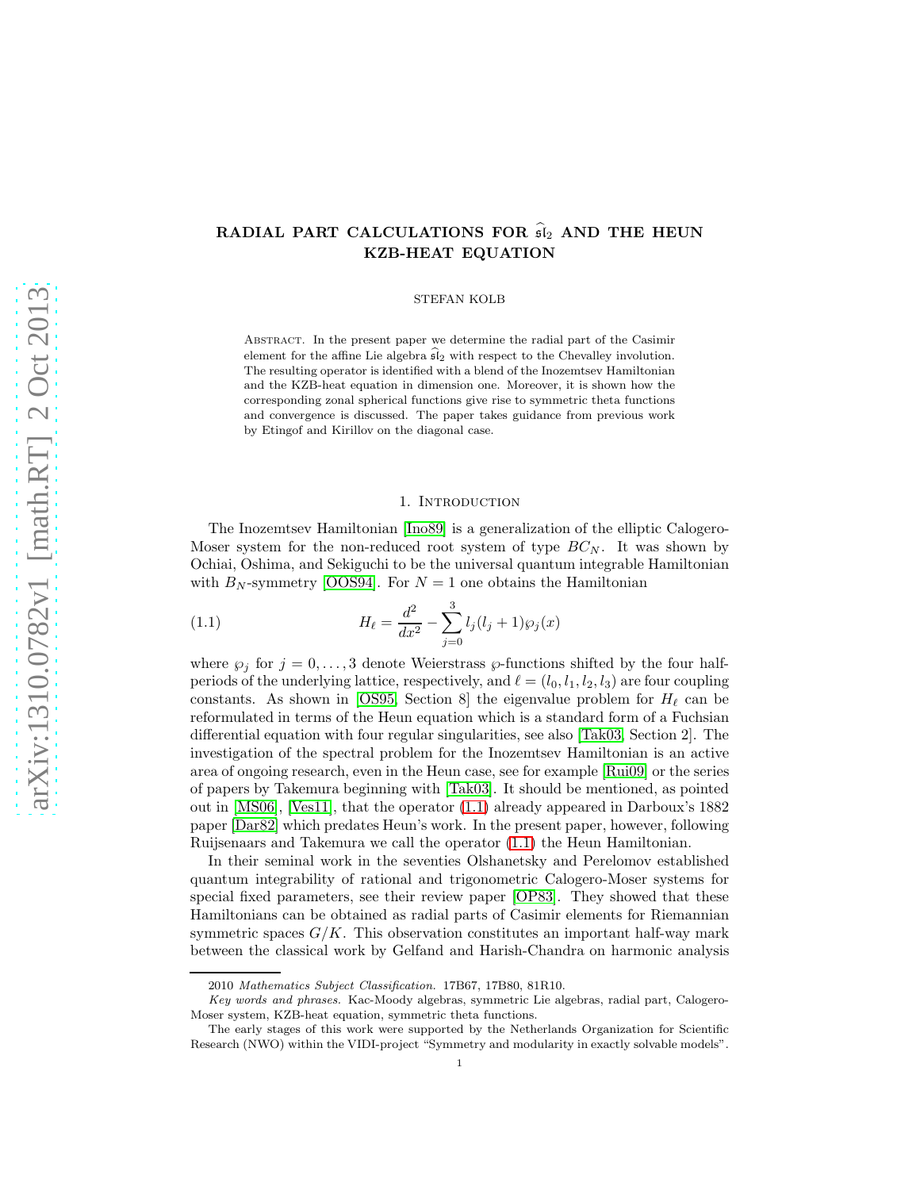# RADIAL PART CALCULATIONS FOR $\widehat{\mathfrak{sl}}_2$ AND THE HEUN KZB-HEAT EQUATION

STEFAN KOLB

Abstract. In the present paper we determine the radial part of the Casimir element for the affine Lie algebra $\widehat{\mathfrak{sl}}_2$ with respect to the Chevalley involution. The resulting operator is identified with a blend of the Inozemtsev Hamiltonian and the KZB-heat equation in dimension one. Moreover, it is shown how the corresponding zonal spherical functions give rise to symmetric theta functions and convergence is discussed. The paper takes guidance from previous work by Etingof and Kirillov on the diagonal case.

## 1. Introduction

The Inozemtsev Hamiltonian [Ino89] is a generalization of the elliptic Calogero-Moser system for the non-reduced root system of type $BC_N$. It was shown by Ochiai, Oshima, and Sekiguchi to be the universal quantum integrable Hamiltonian with $B_N$-symmetry [OOS94]. For $N=1$ one obtains the Hamiltonian

$$H_\ell = \frac{d^2}{dx^2} - \sum_{j=0}^{3} l_j(l_j+1)\wp_j(x) \tag{1.1}$$

where $\wp_j$ for $j=0,\dots,3$ denote Weierstrass $\wp$-functions shifted by the four half-periods of the underlying lattice, respectively, and $\ell=(l_0,l_1,l_2,l_3)$ are four coupling constants. As shown in [OS95, Section 8] the eigenvalue problem for $H_\ell$ can be reformulated in terms of the Heun equation which is a standard form of a Fuchsian differential equation with four regular singularities, see also [Tak03, Section 2]. The investigation of the spectral problem for the Inozemtsev Hamiltonian is an active area of ongoing research, even in the Heun case, see for example [Rui09] or the series of papers by Takemura beginning with [Tak03]. It should be mentioned, as pointed out in [MS06], [Ves11], that the operator (1.1) already appeared in Darboux's 1882 paper [Dar82] which predates Heun's work. In the present paper, however, following Ruijsenaars and Takemura we call the operator (1.1) the Heun Hamiltonian.

In their seminal work in the seventies Olshanetsky and Perelomov established quantum integrability of rational and trigonometric Calogero-Moser systems for special fixed parameters, see their review paper [OP83]. They showed that these Hamiltonians can be obtained as radial parts of Casimir elements for Riemannian symmetric spaces $G/K$. This observation constitutes an important half-way mark between the classical work by Gelfand and Harish-Chandra on harmonic analysis

---

2010 *Mathematics Subject Classification.* 17B67, 17B80, 81R10.

*Key words and phrases.* Kac-Moody algebras, symmetric Lie algebras, radial part, Calogero-Moser system, KZB-heat equation, symmetric theta functions.

The early stages of this work were supported by the Netherlands Organization for Scientific Research (NWO) within the VIDI-project "Symmetry and modularity in exactly solvable models".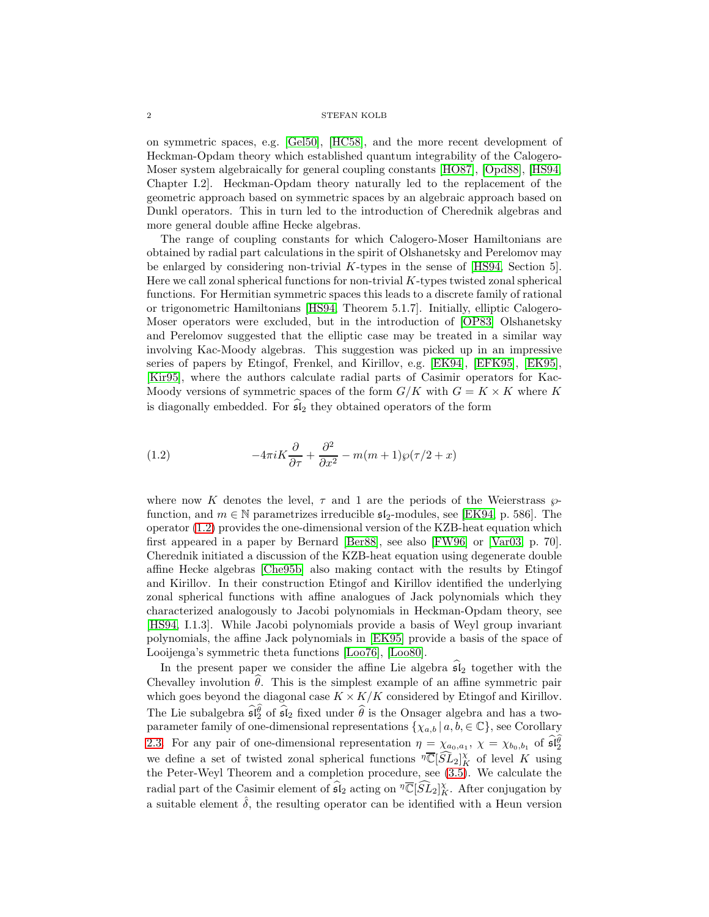on symmetric spaces, e.g. [Gel50], [HC58], and the more recent development of Heckman-Opdam theory which established quantum integrability of the Calogero-Moser system algebraically for general coupling constants [HO87], [Opd88], [HS94, Chapter I.2]. Heckman-Opdam theory naturally led to the replacement of the geometric approach based on symmetric spaces by an algebraic approach based on Dunkl operators. This in turn led to the introduction of Cherednik algebras and more general double affine Hecke algebras.

The range of coupling constants for which Calogero-Moser Hamiltonians are obtained by radial part calculations in the spirit of Olshanetsky and Perelomov may be enlarged by considering non-trivial $K$-types in the sense of [HS94, Section 5]. Here we call zonal spherical functions for non-trivial $K$-types twisted zonal spherical functions. For Hermitian symmetric spaces this leads to a discrete family of rational or trigonometric Hamiltonians [HS94, Theorem 5.1.7]. Initially, elliptic Calogero-Moser operators were excluded, but in the introduction of [OP83] Olshanetsky and Perelomov suggested that the elliptic case may be treated in a similar way involving Kac-Moody algebras. This suggestion was picked up in an impressive series of papers by Etingof, Frenkel, and Kirillov, e.g. [EK94], [EFK95], [EK95], [Kir95], where the authors calculate radial parts of Casimir operators for Kac-Moody versions of symmetric spaces of the form $G/K$ with $G = K \times K$ where $K$ is diagonally embedded. For $\widehat{\mathfrak{sl}}_2$ they obtained operators of the form

$$-4\pi i K \frac{\partial}{\partial \tau} + \frac{\partial^2}{\partial x^2} - m(m+1)\wp(\tau/2 + x) \tag{1.2}$$

where now $K$ denotes the level, $\tau$ and 1 are the periods of the Weierstrass $\wp$-function, and $m \in \mathbb{N}$ parametrizes irreducible $\mathfrak{sl}_2$-modules, see [EK94, p. 586]. The operator (1.2) provides the one-dimensional version of the KZB-heat equation which first appeared in a paper by Bernard [Ber88], see also [FW96] or [Var03, p. 70]. Cherednik initiated a discussion of the KZB-heat equation using degenerate double affine Hecke algebras [Che95b] also making contact with the results by Etingof and Kirillov. In their construction Etingof and Kirillov identified the underlying zonal spherical functions with affine analogues of Jack polynomials which they characterized analogously to Jacobi polynomials in Heckman-Opdam theory, see [HS94, I.1.3]. While Jacobi polynomials provide a basis of Weyl group invariant polynomials, the affine Jack polynomials in [EK95] provide a basis of the space of Looijenga's symmetric theta functions [Loo76], [Loo80].

In the present paper we consider the affine Lie algebra $\widehat{\mathfrak{sl}}_2$ together with the Chevalley involution $\widehat{\theta}$. This is the simplest example of an affine symmetric pair which goes beyond the diagonal case $K \times K/K$ considered by Etingof and Kirillov. The Lie subalgebra $\widehat{\mathfrak{sl}}_2^{\widehat{\theta}}$ of $\widehat{\mathfrak{sl}}_2$ fixed under $\widehat{\theta}$ is the Onsager algebra and has a two-parameter family of one-dimensional representations $\{\chi_{a,b} \mid a, b, \in \mathbb{C}\}$, see Corollary 2.3. For any pair of one-dimensional representation $\eta = \chi_{a_0,a_1}$, $\chi = \chi_{b_0,b_1}$ of $\widehat{\mathfrak{sl}}_2^{\widehat{\theta}}$ we define a set of twisted zonal spherical functions ${}^{\eta}\overline{\mathbb{C}}[\widehat{SL}_2]^{\chi}_K$ of level $K$ using the Peter-Weyl Theorem and a completion procedure, see (3.5). We calculate the radial part of the Casimir element of $\widehat{\mathfrak{sl}}_2$ acting on ${}^{\eta}\overline{\mathbb{C}}[\widehat{SL}_2]^{\chi}_K$. After conjugation by a suitable element $\hat{\delta}$, the resulting operator can be identified with a Heun version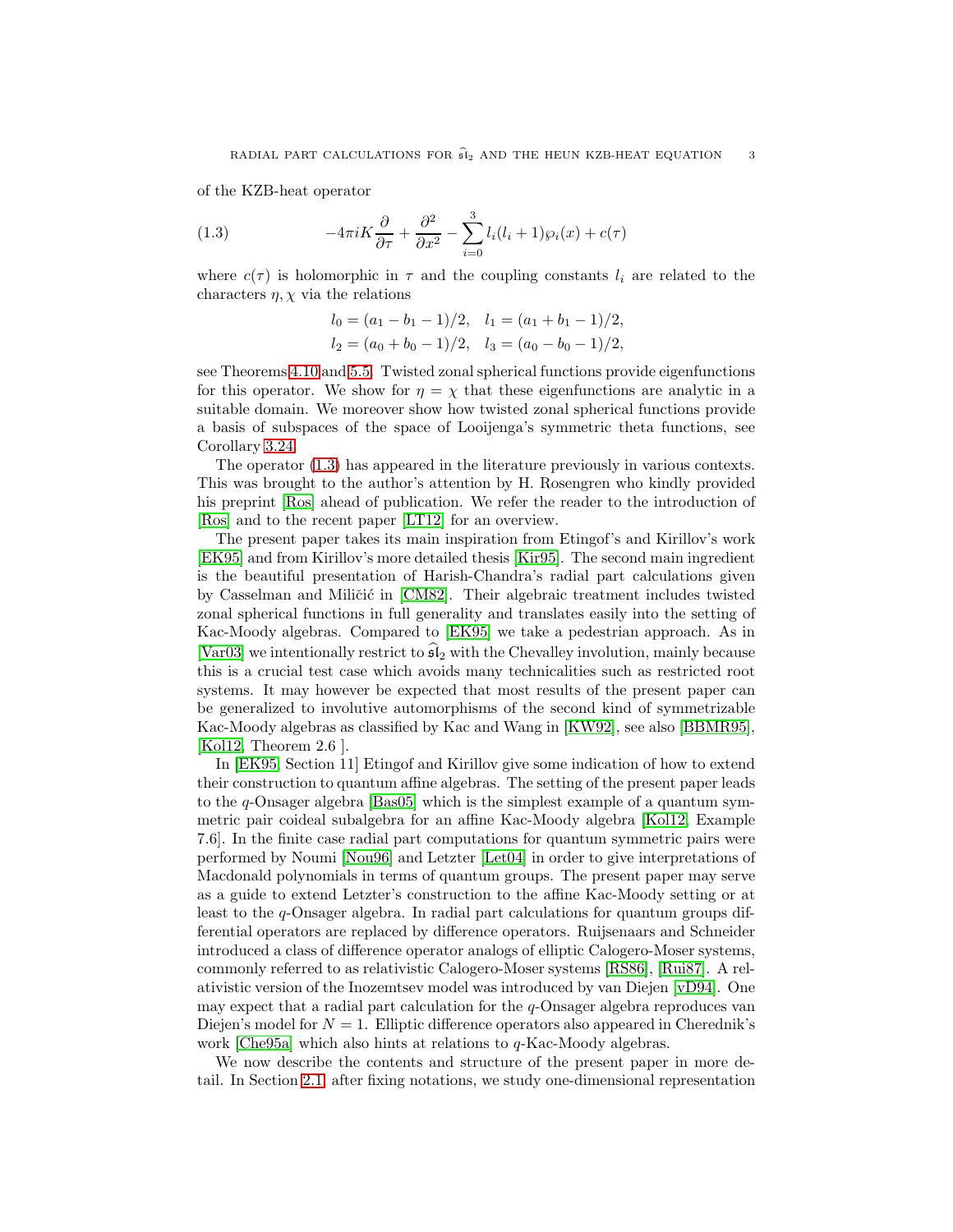of the KZB-heat operator

$$-4\pi i K \frac{\partial}{\partial \tau} + \frac{\partial^2}{\partial x^2} - \sum_{i=0}^{3} l_i(l_i+1)\wp_i(x) + c(\tau) \tag{1.3}$$

where $c(\tau)$ is holomorphic in $\tau$ and the coupling constants $l_i$ are related to the characters $\eta, \chi$ via the relations

$$l_0 = (a_1 - b_1 - 1)/2, \quad l_1 = (a_1 + b_1 - 1)/2,$$
$$l_2 = (a_0 + b_0 - 1)/2, \quad l_3 = (a_0 - b_0 - 1)/2,$$

see Theorems 4.10 and 5.5. Twisted zonal spherical functions provide eigenfunctions for this operator. We show for $\eta = \chi$ that these eigenfunctions are analytic in a suitable domain. We moreover show how twisted zonal spherical functions provide a basis of subspaces of the space of Looijenga's symmetric theta functions, see Corollary 3.24.

The operator (1.3) has appeared in the literature previously in various contexts. This was brought to the author's attention by H. Rosengren who kindly provided his preprint [Ros] ahead of publication. We refer the reader to the introduction of [Ros] and to the recent paper [LT12] for an overview.

The present paper takes its main inspiration from Etingof's and Kirillov's work [EK95] and from Kirillov's more detailed thesis [Kir95]. The second main ingredient is the beautiful presentation of Harish-Chandra's radial part calculations given by Casselman and Miličić in [CM82]. Their algebraic treatment includes twisted zonal spherical functions in full generality and translates easily into the setting of Kac-Moody algebras. Compared to [EK95] we take a pedestrian approach. As in [Var03] we intentionally restrict to $\widehat{\mathfrak{sl}}_2$ with the Chevalley involution, mainly because this is a crucial test case which avoids many technicalities such as restricted root systems. It may however be expected that most results of the present paper can be generalized to involutive automorphisms of the second kind of symmetrizable Kac-Moody algebras as classified by Kac and Wang in [KW92], see also [BBMR95], [Kol12, Theorem 2.6 ].

In [EK95, Section 11] Etingof and Kirillov give some indication of how to extend their construction to quantum affine algebras. The setting of the present paper leads to the $q$-Onsager algebra [Bas05] which is the simplest example of a quantum symmetric pair coideal subalgebra for an affine Kac-Moody algebra [Kol12, Example 7.6]. In the finite case radial part computations for quantum symmetric pairs were performed by Noumi [Nou96] and Letzter [Let04] in order to give interpretations of Macdonald polynomials in terms of quantum groups. The present paper may serve as a guide to extend Letzter's construction to the affine Kac-Moody setting or at least to the $q$-Onsager algebra. In radial part calculations for quantum groups differential operators are replaced by difference operators. Ruijsenaars and Schneider introduced a class of difference operator analogs of elliptic Calogero-Moser systems, commonly referred to as relativistic Calogero-Moser systems [RS86], [Rui87]. A relativistic version of the Inozemtsev model was introduced by van Diejen [vD94]. One may expect that a radial part calculation for the $q$-Onsager algebra reproduces van Diejen's model for $N = 1$. Elliptic difference operators also appeared in Cherednik's work [Che95a] which also hints at relations to $q$-Kac-Moody algebras.

We now describe the contents and structure of the present paper in more detail. In Section 2.1, after fixing notations, we study one-dimensional representation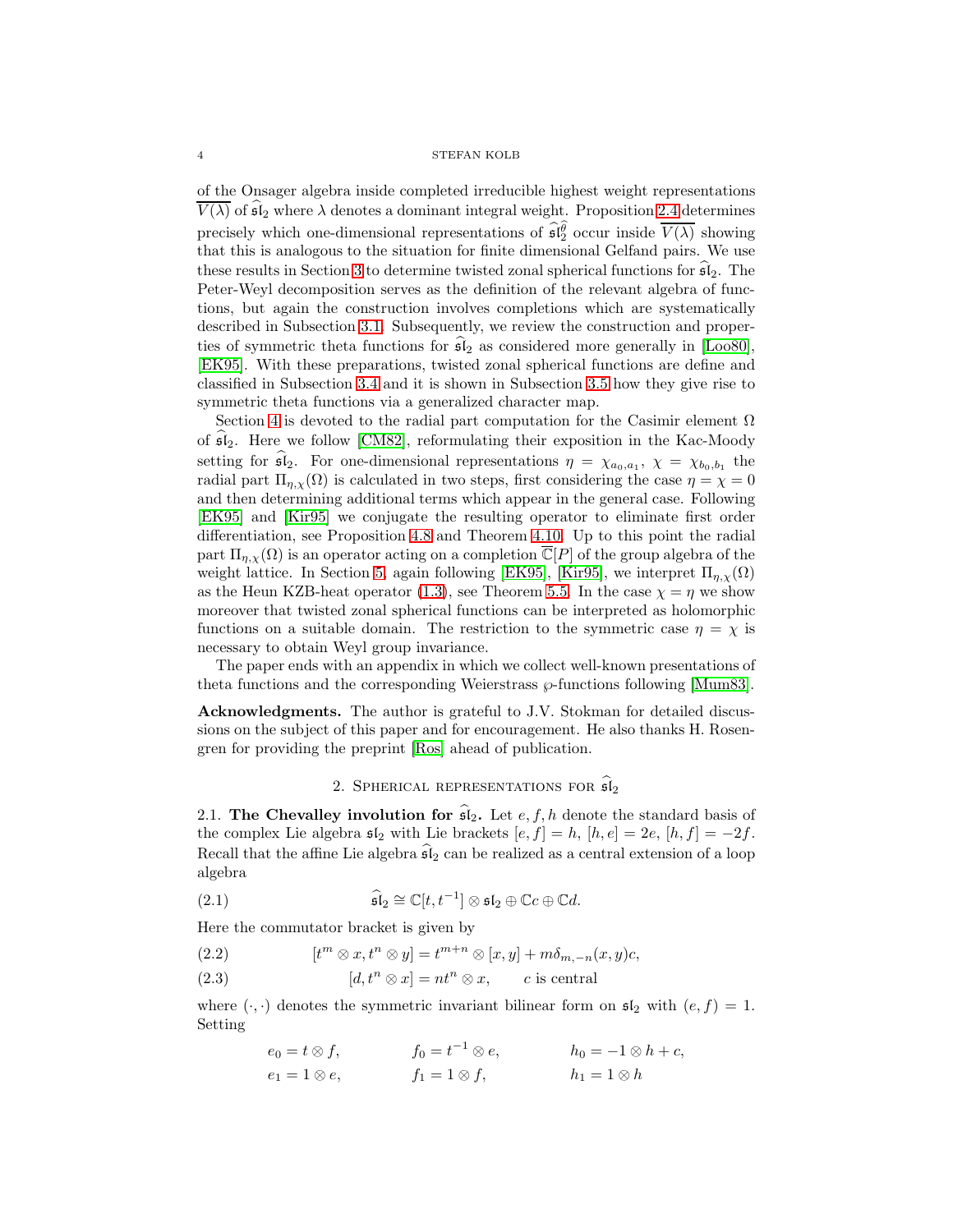of the Onsager algebra inside completed irreducible highest weight representations $\overline{V(\lambda)}$ of $\widehat{\mathfrak{sl}}_2$ where $\lambda$ denotes a dominant integral weight. Proposition 2.4 determines precisely which one-dimensional representations of $\widehat{\mathfrak{sl}}_2^{\widehat{\theta}}$ occur inside $\overline{V(\lambda)}$ showing that this is analogous to the situation for finite dimensional Gelfand pairs. We use these results in Section 3 to determine twisted zonal spherical functions for $\widehat{\mathfrak{sl}}_2$. The Peter-Weyl decomposition serves as the definition of the relevant algebra of functions, but again the construction involves completions which are systematically described in Subsection 3.1. Subsequently, we review the construction and properties of symmetric theta functions for $\widehat{\mathfrak{sl}}_2$ as considered more generally in [Loo80], [EK95]. With these preparations, twisted zonal spherical functions are define and classified in Subsection 3.4 and it is shown in Subsection 3.5 how they give rise to symmetric theta functions via a generalized character map.

Section 4 is devoted to the radial part computation for the Casimir element $\Omega$ of $\widehat{\mathfrak{sl}}_2$. Here we follow [CM82], reformulating their exposition in the Kac-Moody setting for $\widehat{\mathfrak{sl}}_2$. For one-dimensional representations $\eta = \chi_{a_0,a_1}$, $\chi = \chi_{b_0,b_1}$ the radial part $\Pi_{\eta,\chi}(\Omega)$ is calculated in two steps, first considering the case $\eta = \chi = 0$ and then determining additional terms which appear in the general case. Following [EK95] and [Kir95] we conjugate the resulting operator to eliminate first order differentiation, see Proposition 4.8 and Theorem 4.10. Up to this point the radial part $\Pi_{\eta,\chi}(\Omega)$ is an operator acting on a completion $\overline{\mathbb{C}}[P]$ of the group algebra of the weight lattice. In Section 5, again following [EK95], [Kir95], we interpret $\Pi_{\eta,\chi}(\Omega)$ as the Heun KZB-heat operator (1.3), see Theorem 5.5. In the case $\chi = \eta$ we show moreover that twisted zonal spherical functions can be interpreted as holomorphic functions on a suitable domain. The restriction to the symmetric case $\eta = \chi$ is necessary to obtain Weyl group invariance.

The paper ends with an appendix in which we collect well-known presentations of theta functions and the corresponding Weierstrass $\wp$-functions following [Mum83].

**Acknowledgments.** The author is grateful to J.V. Stokman for detailed discussions on the subject of this paper and for encouragement. He also thanks H. Rosengren for providing the preprint [Ros] ahead of publication.

## 2. Spherical representations for $\widehat{\mathfrak{sl}}_2$

**2.1. The Chevalley involution for $\widehat{\mathfrak{sl}}_2$.** Let $e, f, h$ denote the standard basis of the complex Lie algebra $\mathfrak{sl}_2$ with Lie brackets $[e,f] = h$, $[h,e] = 2e$, $[h,f] = -2f$. Recall that the affine Lie algebra $\widehat{\mathfrak{sl}}_2$ can be realized as a central extension of a loop algebra

$$\widehat{\mathfrak{sl}}_2 \cong \mathbb{C}[t,t^{-1}] \otimes \mathfrak{sl}_2 \oplus \mathbb{C}c \oplus \mathbb{C}d. \tag{2.1}$$

Here the commutator bracket is given by

$$[t^m \otimes x, t^n \otimes y] = t^{m+n} \otimes [x,y] + m\delta_{m,-n}(x,y)c, \tag{2.2}$$

$$[d, t^n \otimes x] = nt^n \otimes x, \qquad c \text{ is central} \tag{2.3}$$

where $(\cdot,\cdot)$ denotes the symmetric invariant bilinear form on $\mathfrak{sl}_2$ with $(e,f) = 1$. Setting

$$e_0 = t \otimes f, \qquad f_0 = t^{-1} \otimes e, \qquad h_0 = -1 \otimes h + c,$$
$$e_1 = 1 \otimes e, \qquad f_1 = 1 \otimes f, \qquad h_1 = 1 \otimes h$$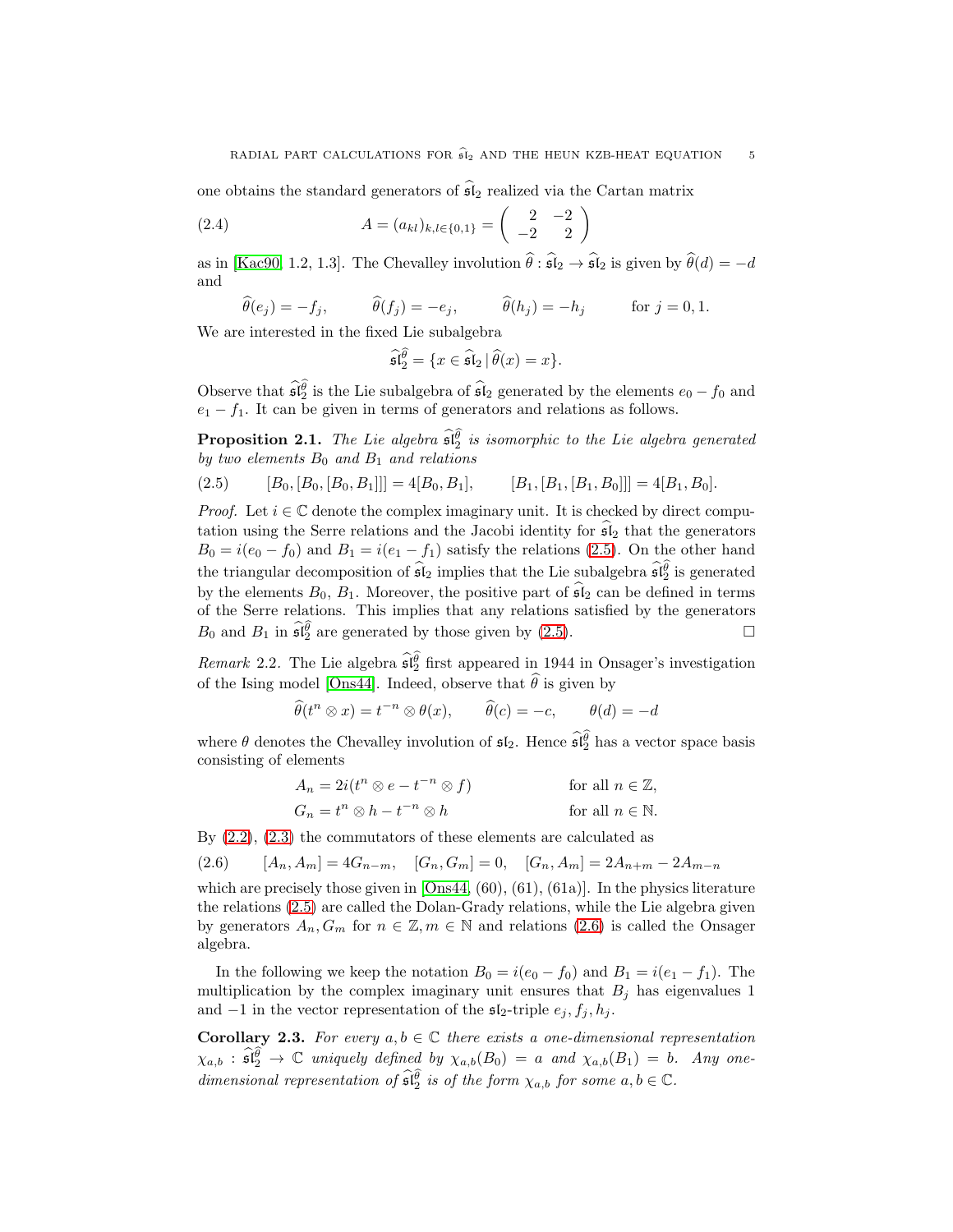one obtains the standard generators of $\widehat{\mathfrak{sl}}_2$ realized via the Cartan matrix

$$A = (a_{kl})_{k,l\in\{0,1\}} = \begin{pmatrix} 2 & -2 \\ -2 & 2 \end{pmatrix} \tag{2.4}$$

as in [Kac90, 1.2, 1.3]. The Chevalley involution $\widehat{\theta} : \widehat{\mathfrak{sl}}_2 \to \widehat{\mathfrak{sl}}_2$ is given by $\widehat{\theta}(d) = -d$ and

$$\widehat{\theta}(e_j) = -f_j, \qquad \widehat{\theta}(f_j) = -e_j, \qquad \widehat{\theta}(h_j) = -h_j \qquad \text{for } j = 0, 1.$$

We are interested in the fixed Lie subalgebra

$$\widehat{\mathfrak{sl}}_2^{\widehat{\theta}} = \{x \in \widehat{\mathfrak{sl}}_2 \mid \widehat{\theta}(x) = x\}.$$

Observe that $\widehat{\mathfrak{sl}}_2^{\widehat{\theta}}$ is the Lie subalgebra of $\widehat{\mathfrak{sl}}_2$ generated by the elements $e_0 - f_0$ and $e_1 - f_1$. It can be given in terms of generators and relations as follows.

**Proposition 2.1.** *The Lie algebra $\widehat{\mathfrak{sl}}_2^{\widehat{\theta}}$ is isomorphic to the Lie algebra generated by two elements $B_0$ and $B_1$ and relations*

$$[B_0, [B_0, [B_0, B_1]]] = 4[B_0, B_1], \qquad [B_1, [B_1, [B_1, B_0]]] = 4[B_1, B_0]. \tag{2.5}$$

*Proof.* Let $i \in \mathbb{C}$ denote the complex imaginary unit. It is checked by direct computation using the Serre relations and the Jacobi identity for $\widehat{\mathfrak{sl}}_2$ that the generators $B_0 = i(e_0 - f_0)$ and $B_1 = i(e_1 - f_1)$ satisfy the relations (2.5). On the other hand the triangular decomposition of $\widehat{\mathfrak{sl}}_2$ implies that the Lie subalgebra $\widehat{\mathfrak{sl}}_2^{\widehat{\theta}}$ is generated by the elements $B_0$, $B_1$. Moreover, the positive part of $\widehat{\mathfrak{sl}}_2$ can be defined in terms of the Serre relations. This implies that any relations satisfied by the generators $B_0$ and $B_1$ in $\widehat{\mathfrak{sl}}_2^{\widehat{\theta}}$ are generated by those given by (2.5). □

*Remark* 2.2. The Lie algebra $\widehat{\mathfrak{sl}}_2^{\widehat{\theta}}$ first appeared in 1944 in Onsager's investigation of the Ising model [Ons44]. Indeed, observe that $\widehat{\theta}$ is given by

$$\widehat{\theta}(t^n \otimes x) = t^{-n} \otimes \theta(x), \qquad \widehat{\theta}(c) = -c, \qquad \theta(d) = -d$$

where $\theta$ denotes the Chevalley involution of $\mathfrak{sl}_2$. Hence $\widehat{\mathfrak{sl}}_2^{\widehat{\theta}}$ has a vector space basis consisting of elements

$$A_n = 2i(t^n \otimes e - t^{-n} \otimes f) \qquad \text{for all } n \in \mathbb{Z},$$
$$G_n = t^n \otimes h - t^{-n} \otimes h \qquad \text{for all } n \in \mathbb{N}.$$

By (2.2), (2.3) the commutators of these elements are calculated as

$$[A_n, A_m] = 4G_{n-m}, \quad [G_n, G_m] = 0, \quad [G_n, A_m] = 2A_{n+m} - 2A_{m-n} \tag{2.6}$$

which are precisely those given in [Ons44, (60), (61), (61a)]. In the physics literature the relations (2.5) are called the Dolan-Grady relations, while the Lie algebra given by generators $A_n, G_m$ for $n \in \mathbb{Z}, m \in \mathbb{N}$ and relations (2.6) is called the Onsager algebra.

In the following we keep the notation $B_0 = i(e_0 - f_0)$ and $B_1 = i(e_1 - f_1)$. The multiplication by the complex imaginary unit ensures that $B_j$ has eigenvalues 1 and $-1$ in the vector representation of the $\mathfrak{sl}_2$-triple $e_j, f_j, h_j$.

**Corollary 2.3.** *For every $a, b \in \mathbb{C}$ there exists a one-dimensional representation $\chi_{a,b} : \widehat{\mathfrak{sl}}_2^{\widehat{\theta}} \to \mathbb{C}$ uniquely defined by $\chi_{a,b}(B_0) = a$ and $\chi_{a,b}(B_1) = b$. Any one-dimensional representation of $\widehat{\mathfrak{sl}}_2^{\widehat{\theta}}$ is of the form $\chi_{a,b}$ for some $a, b \in \mathbb{C}$.*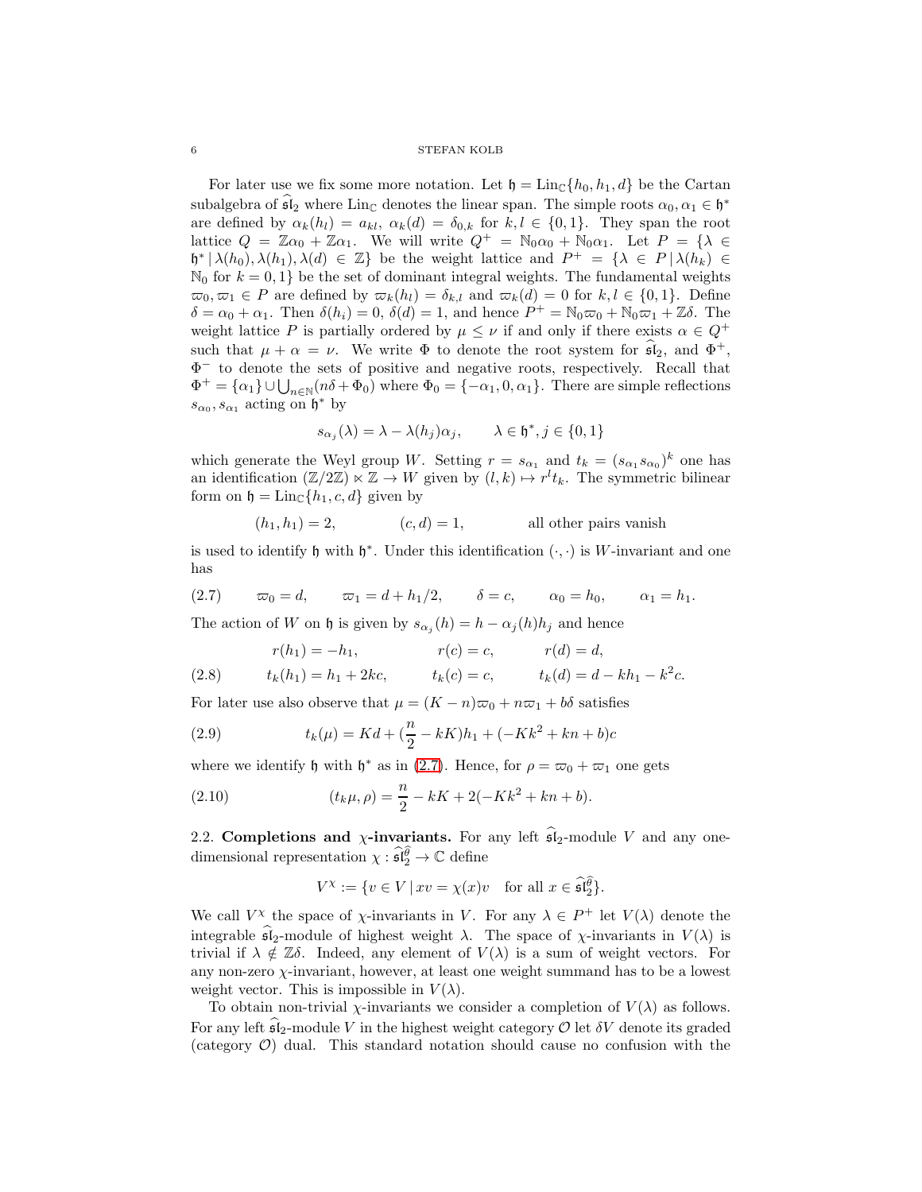For later use we fix some more notation. Let $\mathfrak{h} = \mathrm{Lin}_{\mathbb{C}}\{h_0, h_1, d\}$ be the Cartan subalgebra of $\widehat{\mathfrak{sl}}_2$ where $\mathrm{Lin}_{\mathbb{C}}$ denotes the linear span. The simple roots $\alpha_0, \alpha_1 \in \mathfrak{h}^*$ are defined by $\alpha_k(h_l) = a_{kl}$, $\alpha_k(d) = \delta_{0,k}$ for $k, l \in \{0, 1\}$. They span the root lattice $Q = \mathbb{Z}\alpha_0 + \mathbb{Z}\alpha_1$. We will write $Q^+ = \mathbb{N}_0\alpha_0 + \mathbb{N}_0\alpha_1$. Let $P = \{\lambda \in \mathfrak{h}^* \,|\, \lambda(h_0), \lambda(h_1), \lambda(d) \in \mathbb{Z}\}$ be the weight lattice and $P^+ = \{\lambda \in P \,|\, \lambda(h_k) \in \mathbb{N}_0 \text{ for } k = 0, 1\}$ be the set of dominant integral weights. The fundamental weights $\varpi_0, \varpi_1 \in P$ are defined by $\varpi_k(h_l) = \delta_{k,l}$ and $\varpi_k(d) = 0$ for $k, l \in \{0, 1\}$. Define $\delta = \alpha_0 + \alpha_1$. Then $\delta(h_i) = 0$, $\delta(d) = 1$, and hence $P^+ = \mathbb{N}_0\varpi_0 + \mathbb{N}_0\varpi_1 + \mathbb{Z}\delta$. The weight lattice $P$ is partially ordered by $\mu \leq \nu$ if and only if there exists $\alpha \in Q^+$ such that $\mu + \alpha = \nu$. We write $\Phi$ to denote the root system for $\widehat{\mathfrak{sl}}_2$, and $\Phi^+$, $\Phi^-$ to denote the sets of positive and negative roots, respectively. Recall that $\Phi^+ = \{\alpha_1\} \cup \bigcup_{n\in\mathbb{N}}(n\delta + \Phi_0)$ where $\Phi_0 = \{-\alpha_1, 0, \alpha_1\}$. There are simple reflections $s_{\alpha_0}, s_{\alpha_1}$ acting on $\mathfrak{h}^*$ by

$$s_{\alpha_j}(\lambda) = \lambda - \lambda(h_j)\alpha_j, \qquad \lambda \in \mathfrak{h}^*, j \in \{0, 1\}$$

which generate the Weyl group $W$. Setting $r = s_{\alpha_1}$ and $t_k = (s_{\alpha_1}s_{\alpha_0})^k$ one has an identification $(\mathbb{Z}/2\mathbb{Z}) \ltimes \mathbb{Z} \to W$ given by $(l, k) \mapsto r^l t_k$. The symmetric bilinear form on $\mathfrak{h} = \mathrm{Lin}_{\mathbb{C}}\{h_1, c, d\}$ given by

$$(h_1, h_1) = 2, \qquad\qquad (c, d) = 1, \qquad\qquad \text{all other pairs vanish}$$

is used to identify $\mathfrak{h}$ with $\mathfrak{h}^*$. Under this identification $(\cdot, \cdot)$ is $W$-invariant and one has

$$\varpi_0 = d, \qquad \varpi_1 = d + h_1/2, \qquad \delta = c, \qquad \alpha_0 = h_0, \qquad \alpha_1 = h_1. \tag{2.7}$$

The action of $W$ on $\mathfrak{h}$ is given by $s_{\alpha_j}(h) = h - \alpha_j(h)h_j$ and hence

$$\begin{aligned} &r(h_1) = -h_1, &&r(c) = c, &&r(d) = d, \\ &t_k(h_1) = h_1 + 2kc, &&t_k(c) = c, &&t_k(d) = d - kh_1 - k^2c. \end{aligned} \tag{2.8}$$

For later use also observe that $\mu = (K - n)\varpi_0 + n\varpi_1 + b\delta$ satisfies

$$t_k(\mu) = Kd + (\frac{n}{2} - kK)h_1 + (-Kk^2 + kn + b)c \tag{2.9}$$

where we identify $\mathfrak{h}$ with $\mathfrak{h}^*$ as in (2.7). Hence, for $\rho = \varpi_0 + \varpi_1$ one gets

$$(t_k\mu, \rho) = \frac{n}{2} - kK + 2(-Kk^2 + kn + b). \tag{2.10}$$

## 2.2. Completions and $\chi$-invariants.

For any left $\widehat{\mathfrak{sl}}_2$-module $V$ and any one-dimensional representation $\chi : \widehat{\mathfrak{sl}}_2^{\widehat{\theta}} \to \mathbb{C}$ define

$$V^\chi := \{v \in V \,|\, xv = \chi(x)v \quad \text{for all } x \in \widehat{\mathfrak{sl}}_2^{\widehat{\theta}}\}.$$

We call $V^\chi$ the space of $\chi$-invariants in $V$. For any $\lambda \in P^+$ let $V(\lambda)$ denote the integrable $\widehat{\mathfrak{sl}}_2$-module of highest weight $\lambda$. The space of $\chi$-invariants in $V(\lambda)$ is trivial if $\lambda \notin \mathbb{Z}\delta$. Indeed, any element of $V(\lambda)$ is a sum of weight vectors. For any non-zero $\chi$-invariant, however, at least one weight summand has to be a lowest weight vector. This is impossible in $V(\lambda)$.

To obtain non-trivial $\chi$-invariants we consider a completion of $V(\lambda)$ as follows. For any left $\widehat{\mathfrak{sl}}_2$-module $V$ in the highest weight category $\mathcal{O}$ let $\delta V$ denote its graded (category $\mathcal{O}$) dual. This standard notation should cause no confusion with the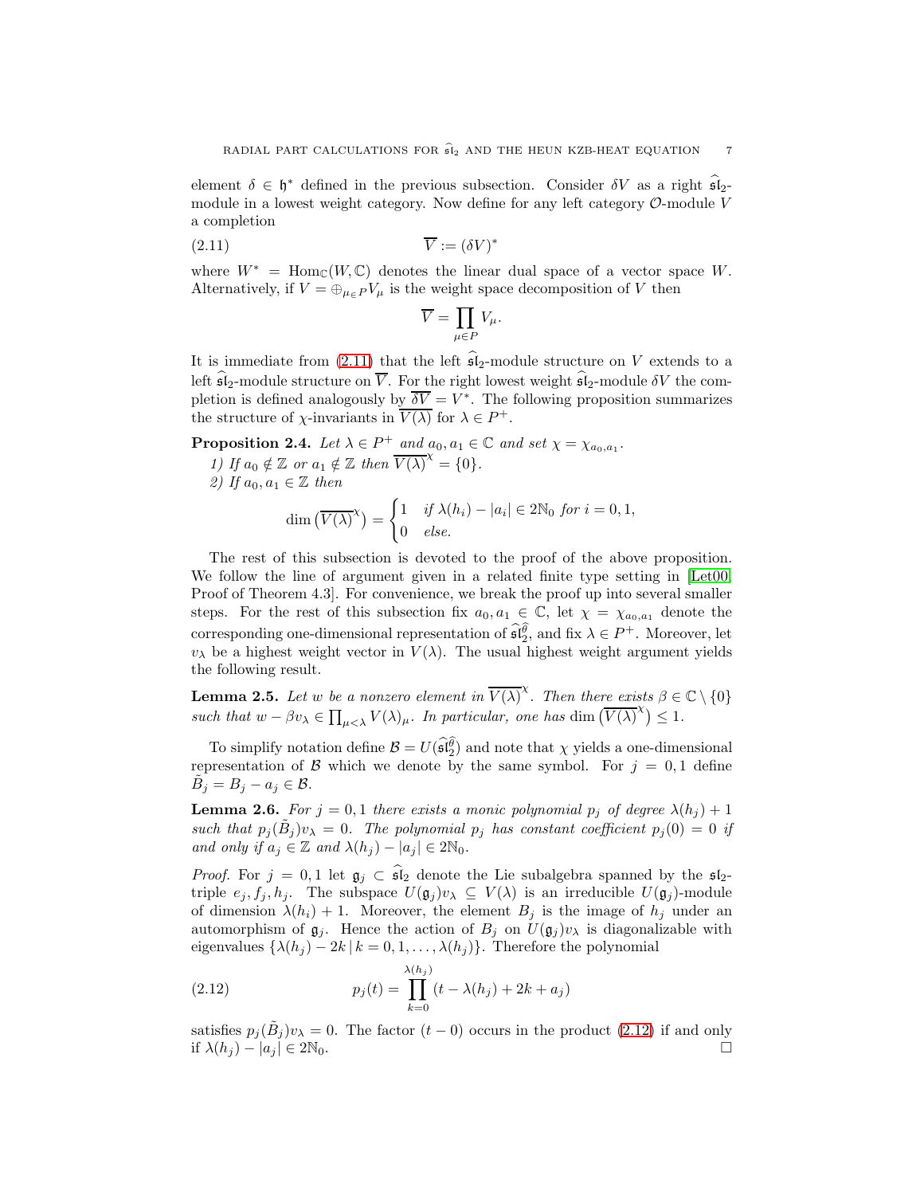element $\delta \in \mathfrak{h}^*$ defined in the previous subsection. Consider $\delta V$ as a right $\widehat{\mathfrak{sl}}_2$-module in a lowest weight category. Now define for any left category $\mathcal{O}$-module $V$ a completion

$$\overline{V} := (\delta V)^* \tag{2.11}$$

where $W^* = \mathrm{Hom}_{\mathbb{C}}(W, \mathbb{C})$ denotes the linear dual space of a vector space $W$. Alternatively, if $V = \oplus_{\mu \in P} V_\mu$ is the weight space decomposition of $V$ then

$$\overline{V} = \prod_{\mu \in P} V_\mu.$$

It is immediate from (2.11) that the left $\widehat{\mathfrak{sl}}_2$-module structure on $V$ extends to a left $\widehat{\mathfrak{sl}}_2$-module structure on $\overline{V}$. For the right lowest weight $\widehat{\mathfrak{sl}}_2$-module $\delta V$ the completion is defined analogously by $\overline{\delta V} = V^*$. The following proposition summarizes the structure of $\chi$-invariants in $\overline{V(\lambda)}$ for $\lambda \in P^+$.

**Proposition 2.4.** *Let $\lambda \in P^+$ and $a_0, a_1 \in \mathbb{C}$ and set $\chi = \chi_{a_0,a_1}$.*

*1) If $a_0 \notin \mathbb{Z}$ or $a_1 \notin \mathbb{Z}$ then $\overline{V(\lambda)}^\chi = \{0\}$.*

*2) If $a_0, a_1 \in \mathbb{Z}$ then*

$$\dim\left(\overline{V(\lambda)}^\chi\right) = \begin{cases} 1 & \text{if } \lambda(h_i) - |a_i| \in 2\mathbb{N}_0 \text{ for } i = 0, 1, \\ 0 & \text{else.} \end{cases}$$

The rest of this subsection is devoted to the proof of the above proposition. We follow the line of argument given in a related finite type setting in [Let00, Proof of Theorem 4.3]. For convenience, we break the proof up into several smaller steps. For the rest of this subsection fix $a_0, a_1 \in \mathbb{C}$, let $\chi = \chi_{a_0,a_1}$ denote the corresponding one-dimensional representation of $\widehat{\mathfrak{sl}}_2^{\hat{\theta}}$, and fix $\lambda \in P^+$. Moreover, let $v_\lambda$ be a highest weight vector in $V(\lambda)$. The usual highest weight argument yields the following result.

**Lemma 2.5.** *Let $w$ be a nonzero element in $\overline{V(\lambda)}^\chi$. Then there exists $\beta \in \mathbb{C} \setminus \{0\}$ such that $w - \beta v_\lambda \in \prod_{\mu < \lambda} V(\lambda)_\mu$. In particular, one has $\dim\left(\overline{V(\lambda)}^\chi\right) \leq 1$.*

To simplify notation define $\mathcal{B} = U(\widehat{\mathfrak{sl}}_2^{\hat{\theta}})$ and note that $\chi$ yields a one-dimensional representation of $\mathcal{B}$ which we denote by the same symbol. For $j = 0, 1$ define $\tilde{B}_j = B_j - a_j \in \mathcal{B}$.

**Lemma 2.6.** *For $j = 0, 1$ there exists a monic polynomial $p_j$ of degree $\lambda(h_j) + 1$ such that $p_j(\tilde{B}_j) v_\lambda = 0$. The polynomial $p_j$ has constant coefficient $p_j(0) = 0$ if and only if $a_j \in \mathbb{Z}$ and $\lambda(h_j) - |a_j| \in 2\mathbb{N}_0$.*

*Proof.* For $j = 0, 1$ let $\mathfrak{g}_j \subset \widehat{\mathfrak{sl}}_2$ denote the Lie subalgebra spanned by the $\mathfrak{sl}_2$-triple $e_j, f_j, h_j$. The subspace $U(\mathfrak{g}_j) v_\lambda \subseteq V(\lambda)$ is an irreducible $U(\mathfrak{g}_j)$-module of dimension $\lambda(h_i) + 1$. Moreover, the element $B_j$ is the image of $h_j$ under an automorphism of $\mathfrak{g}_j$. Hence the action of $B_j$ on $U(\mathfrak{g}_j) v_\lambda$ is diagonalizable with eigenvalues $\{\lambda(h_j) - 2k \mid k = 0, 1, \ldots, \lambda(h_j)\}$. Therefore the polynomial

$$p_j(t) = \prod_{k=0}^{\lambda(h_j)} (t - \lambda(h_j) + 2k + a_j) \tag{2.12}$$

satisfies $p_j(\tilde{B}_j) v_\lambda = 0$. The factor $(t - 0)$ occurs in the product (2.12) if and only if $\lambda(h_j) - |a_j| \in 2\mathbb{N}_0$. $\square$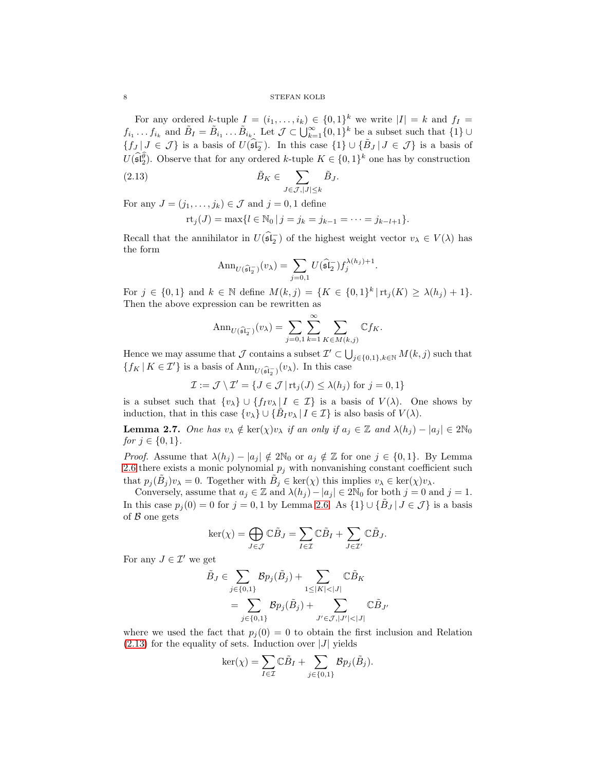For any ordered $k$-tuple $I = (i_1, \dots, i_k) \in \{0,1\}^k$ we write $|I| = k$ and $f_I = f_{i_1} \dots f_{i_k}$ and $\tilde{B}_I = \tilde{B}_{i_1} \dots \tilde{B}_{i_k}$. Let $\mathcal{J} \subset \bigcup_{k=1}^{\infty} \{0,1\}^k$ be a subset such that $\{1\} \cup \{f_J \,|\, J \in \mathcal{J}\}$ is a basis of $U(\widehat{\mathfrak{sl}}_2^-)$. In this case $\{1\} \cup \{\tilde{B}_J \,|\, J \in \mathcal{J}\}$ is a basis of $U(\widehat{\mathfrak{sl}}_2^{\hat{\theta}})$. Observe that for any ordered $k$-tuple $K \in \{0,1\}^k$ one has by construction

$$\tilde{B}_K \in \sum_{J \in \mathcal{J}, |J| \le k} \tilde{B}_J. \tag{2.13}$$

For any $J = (j_1, \dots, j_k) \in \mathcal{J}$ and $j = 0, 1$ define

$$\mathrm{rt}_j(J) = \max\{l \in \mathbb{N}_0 \,|\, j = j_k = j_{k-1} = \dots = j_{k-l+1}\}.$$

Recall that the annihilator in $U(\widehat{\mathfrak{sl}}_2^-)$ of the highest weight vector $v_\lambda \in V(\lambda)$ has the form

$$\mathrm{Ann}_{U(\widehat{\mathfrak{sl}}_2^-)}(v_\lambda) = \sum_{j=0,1} U(\widehat{\mathfrak{sl}}_2^-) f_j^{\lambda(h_j)+1}.$$

For $j \in \{0,1\}$ and $k \in \mathbb{N}$ define $M(k,j) = \{K \in \{0,1\}^k \,|\, \mathrm{rt}_j(K) \ge \lambda(h_j) + 1\}$. Then the above expression can be rewritten as

$$\mathrm{Ann}_{U(\widehat{\mathfrak{sl}}_2^-)}(v_\lambda) = \sum_{j=0,1} \sum_{k=1}^{\infty} \sum_{K \in M(k,j)} \mathbb{C} f_K.$$

Hence we may assume that $\mathcal{J}$ contains a subset $\mathcal{I}' \subset \bigcup_{j \in \{0,1\}, k \in \mathbb{N}} M(k,j)$ such that $\{f_K \,|\, K \in \mathcal{I}'\}$ is a basis of $\mathrm{Ann}_{U(\widehat{\mathfrak{sl}}_2^-)}(v_\lambda)$. In this case

$$\mathcal{I} := \mathcal{J} \setminus \mathcal{I}' = \{J \in \mathcal{J} \,|\, \mathrm{rt}_j(J) \le \lambda(h_j) \text{ for } j = 0, 1\}$$

is a subset such that $\{v_\lambda\} \cup \{f_I v_\lambda \,|\, I \in \mathcal{I}\}$ is a basis of $V(\lambda)$. One shows by induction, that in this case $\{v_\lambda\} \cup \{\tilde{B}_I v_\lambda \,|\, I \in \mathcal{I}\}$ is also basis of $V(\lambda)$.

**Lemma 2.7.** *One has $v_\lambda \notin \ker(\chi) v_\lambda$ if an only if $a_j \in \mathbb{Z}$ and $\lambda(h_j) - |a_j| \in 2\mathbb{N}_0$ for $j \in \{0,1\}$.*

*Proof.* Assume that $\lambda(h_j) - |a_j| \notin 2\mathbb{N}_0$ or $a_j \notin \mathbb{Z}$ for one $j \in \{0,1\}$. By Lemma 2.6 there exists a monic polynomial $p_j$ with nonvanishing constant coefficient such that $p_j(\tilde{B}_j) v_\lambda = 0$. Together with $\tilde{B}_j \in \ker(\chi)$ this implies $v_\lambda \in \ker(\chi) v_\lambda$.

Conversely, assume that $a_j \in \mathbb{Z}$ and $\lambda(h_j) - |a_j| \in 2\mathbb{N}_0$ for both $j = 0$ and $j = 1$. In this case $p_j(0) = 0$ for $j = 0, 1$ by Lemma 2.6. As $\{1\} \cup \{\tilde{B}_J \,|\, J \in \mathcal{J}\}$ is a basis of $\mathcal{B}$ one gets

$$\ker(\chi) = \bigoplus_{J \in \mathcal{J}} \mathbb{C} \tilde{B}_J = \sum_{I \in \mathcal{I}} \mathbb{C} \tilde{B}_I + \sum_{J \in \mathcal{I}'} \mathbb{C} \tilde{B}_J.$$

For any $J \in \mathcal{I}'$ we get

$$\begin{aligned}
\tilde{B}_J &\in \sum_{j \in \{0,1\}} \mathcal{B} p_j(\tilde{B}_j) + \sum_{1 \le |K| < |J|} \mathbb{C} \tilde{B}_K \\
&= \sum_{j \in \{0,1\}} \mathcal{B} p_j(\tilde{B}_j) + \sum_{J' \in \mathcal{J}, |J'| < |J|} \mathbb{C} \tilde{B}_{J'}
\end{aligned}$$

where we used the fact that $p_j(0) = 0$ to obtain the first inclusion and Relation (2.13) for the equality of sets. Induction over $|J|$ yields

$$\ker(\chi) = \sum_{I \in \mathcal{I}} \mathbb{C} \tilde{B}_I + \sum_{j \in \{0,1\}} \mathcal{B} p_j(\tilde{B}_j).$$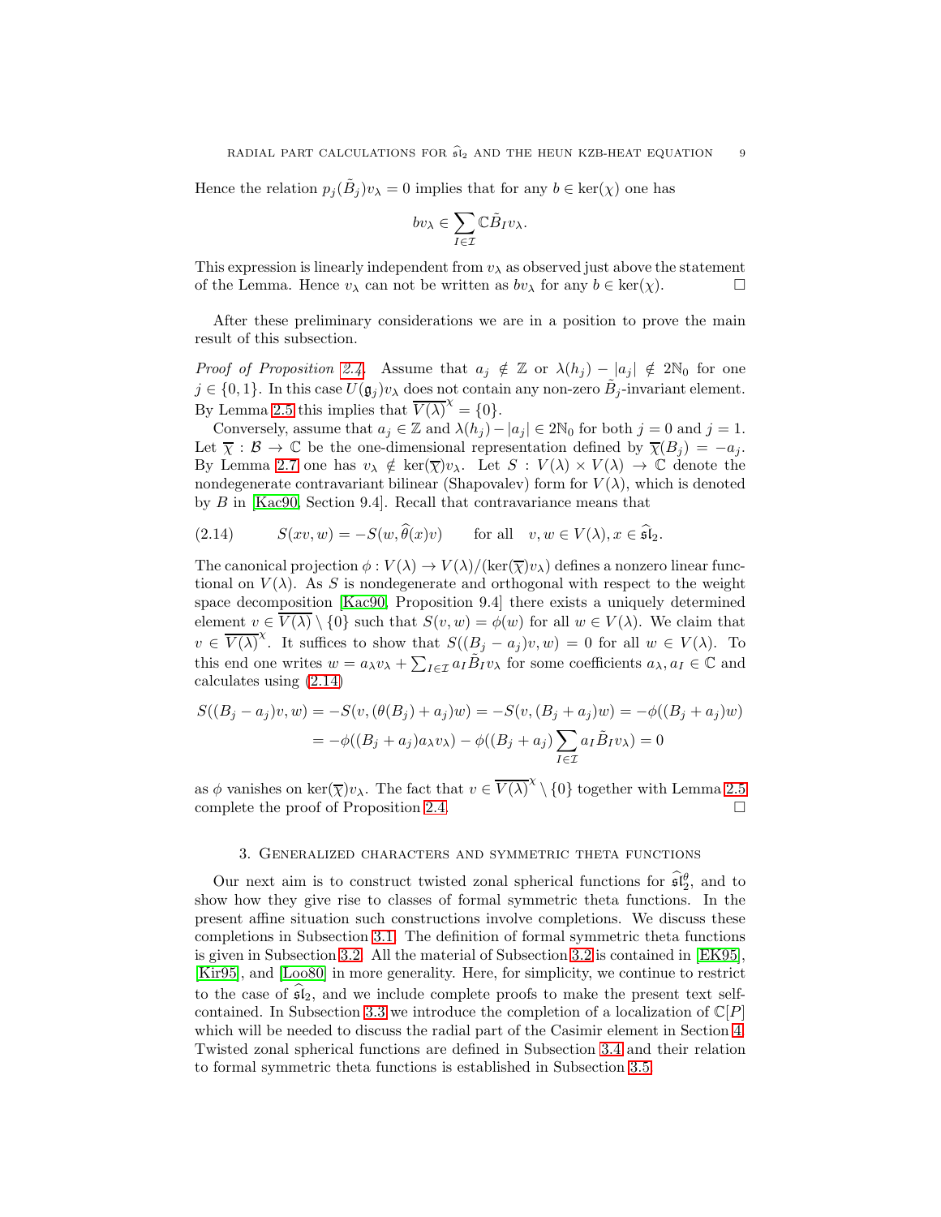Hence the relation $p_j(\tilde{B}_j)v_\lambda = 0$ implies that for any $b \in \ker(\chi)$ one has

$$bv_\lambda \in \sum_{I\in\mathcal{I}} \mathbb{C}\tilde{B}_I v_\lambda.$$

This expression is linearly independent from $v_\lambda$ as observed just above the statement of the Lemma. Hence $v_\lambda$ can not be written as $bv_\lambda$ for any $b \in \ker(\chi)$. $\square$

After these preliminary considerations we are in a position to prove the main result of this subsection.

*Proof of Proposition 2.4.* Assume that $a_j \notin \mathbb{Z}$ or $\lambda(h_j) - |a_j| \notin 2\mathbb{N}_0$ for one $j \in \{0, 1\}$. In this case $U(\mathfrak{g}_j)v_\lambda$ does not contain any non-zero $\tilde{B}_j$-invariant element. By Lemma 2.5 this implies that $\overline{V(\lambda)}^\chi = \{0\}$.

Conversely, assume that $a_j \in \mathbb{Z}$ and $\lambda(h_j) - |a_j| \in 2\mathbb{N}_0$ for both $j = 0$ and $j = 1$. Let $\overline{\chi} : \mathcal{B} \to \mathbb{C}$ be the one-dimensional representation defined by $\overline{\chi}(B_j) = -a_j$. By Lemma 2.7 one has $v_\lambda \notin \ker(\overline{\chi})v_\lambda$. Let $S : V(\lambda) \times V(\lambda) \to \mathbb{C}$ denote the nondegenerate contravariant bilinear (Shapovalev) form for $V(\lambda)$, which is denoted by $B$ in [Kac90, Section 9.4]. Recall that contravariance means that

$$S(xv, w) = -S(w, \widehat{\theta}(x)v) \qquad \text{for all} \quad v, w \in V(\lambda), x \in \widehat{\mathfrak{sl}}_2. \tag{2.14}$$

The canonical projection $\phi : V(\lambda) \to V(\lambda)/(\ker(\overline{\chi})v_\lambda)$ defines a nonzero linear functional on $V(\lambda)$. As $S$ is nondegenerate and orthogonal with respect to the weight space decomposition [Kac90, Proposition 9.4] there exists a uniquely determined element $v \in \overline{V(\lambda)} \setminus \{0\}$ such that $S(v, w) = \phi(w)$ for all $w \in V(\lambda)$. We claim that $v \in \overline{V(\lambda)}^\chi$. It suffices to show that $S((B_j - a_j)v, w) = 0$ for all $w \in V(\lambda)$. To this end one writes $w = a_\lambda v_\lambda + \sum_{I\in\mathcal{I}} a_I \tilde{B}_I v_\lambda$ for some coefficients $a_\lambda, a_I \in \mathbb{C}$ and calculates using (2.14)

$$\begin{aligned}
S((B_j - a_j)v, w) &= -S(v, (\theta(B_j) + a_j)w) = -S(v, (B_j + a_j)w) = -\phi((B_j + a_j)w) \\
&= -\phi((B_j + a_j)a_\lambda v_\lambda) - \phi((B_j + a_j)\sum_{I\in\mathcal{I}} a_I \tilde{B}_I v_\lambda) = 0
\end{aligned}$$

as $\phi$ vanishes on $\ker(\overline{\chi})v_\lambda$. The fact that $v \in \overline{V(\lambda)}^\chi \setminus \{0\}$ together with Lemma 2.5 complete the proof of Proposition 2.4. $\square$

## 3. Generalized characters and symmetric theta functions

Our next aim is to construct twisted zonal spherical functions for $\widehat{\mathfrak{sl}}_2^\theta$, and to show how they give rise to classes of formal symmetric theta functions. In the present affine situation such constructions involve completions. We discuss these completions in Subsection 3.1. The definition of formal symmetric theta functions is given in Subsection 3.2. All the material of Subsection 3.2 is contained in [EK95], [Kir95], and [Loo80] in more generality. Here, for simplicity, we continue to restrict to the case of $\widehat{\mathfrak{sl}}_2$, and we include complete proofs to make the present text self-contained. In Subsection 3.3 we introduce the completion of a localization of $\mathbb{C}[P]$ which will be needed to discuss the radial part of the Casimir element in Section 4. Twisted zonal spherical functions are defined in Subsection 3.4 and their relation to formal symmetric theta functions is established in Subsection 3.5.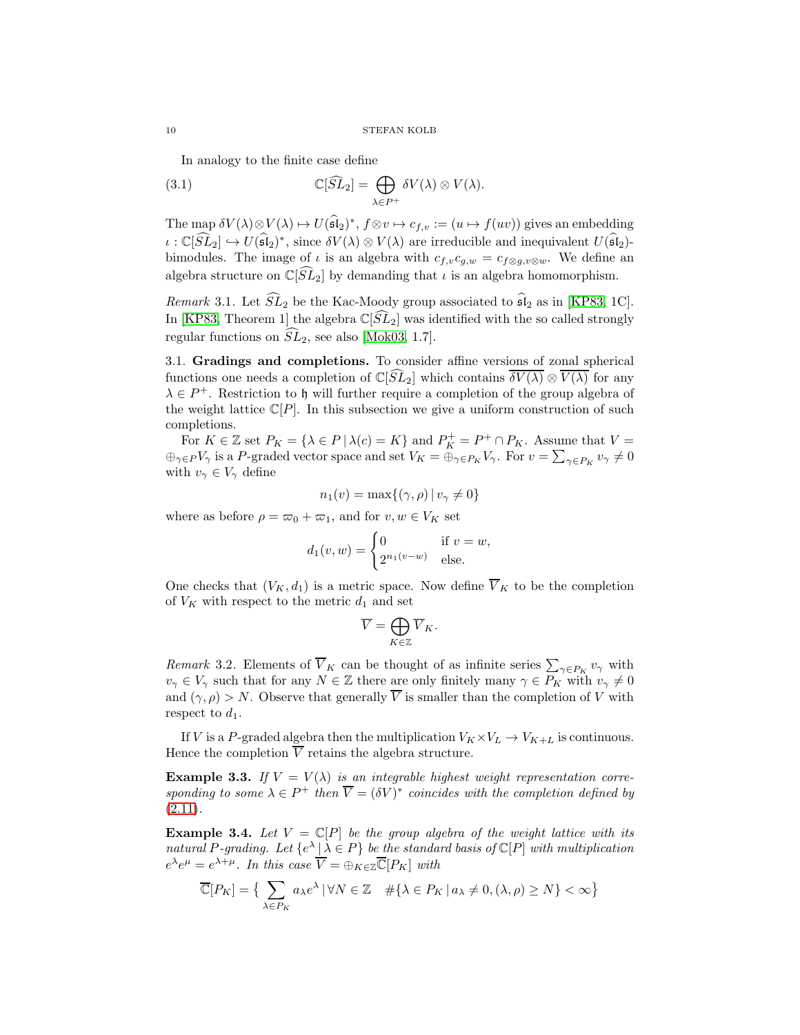In analogy to the finite case define

$$\mathbb{C}[\widehat{SL}_2] = \bigoplus_{\lambda \in P^+} \delta V(\lambda) \otimes V(\lambda). \tag{3.1}$$

The map $\delta V(\lambda) \otimes V(\lambda) \mapsto U(\widehat{\mathfrak{sl}}_2)^*$, $f \otimes v \mapsto c_{f,v} := (u \mapsto f(uv))$ gives an embedding $\iota : \mathbb{C}[\widehat{SL}_2] \hookrightarrow U(\widehat{\mathfrak{sl}}_2)^*$, since $\delta V(\lambda) \otimes V(\lambda)$ are irreducible and inequivalent $U(\widehat{\mathfrak{sl}}_2)$-bimodules. The image of $\iota$ is an algebra with $c_{f,v} c_{g,w} = c_{f \otimes g, v \otimes w}$. We define an algebra structure on $\mathbb{C}[\widehat{SL}_2]$ by demanding that $\iota$ is an algebra homomorphism.

*Remark* 3.1. Let $\widehat{SL}_2$ be the Kac-Moody group associated to $\widehat{\mathfrak{sl}}_2$ as in [KP83, 1C]. In [KP83, Theorem 1] the algebra $\mathbb{C}[\widehat{SL}_2]$ was identified with the so called strongly regular functions on $\widehat{SL}_2$, see also [Mok03, 1.7].

## 3.1. Gradings and completions.

To consider affine versions of zonal spherical functions one needs a completion of $\mathbb{C}[\widehat{SL}_2]$ which contains $\overline{\delta V(\lambda)} \otimes \overline{V(\lambda)}$ for any $\lambda \in P^+$. Restriction to $\mathfrak{h}$ will further require a completion of the group algebra of the weight lattice $\mathbb{C}[P]$. In this subsection we give a uniform construction of such completions.

For $K \in \mathbb{Z}$ set $P_K = \{\lambda \in P \,|\, \lambda(c) = K\}$ and $P^+_K = P^+ \cap P_K$. Assume that $V = \oplus_{\gamma \in P} V_\gamma$ is a $P$-graded vector space and set $V_K = \oplus_{\gamma \in P_K} V_\gamma$. For $v = \sum_{\gamma \in P_K} v_\gamma \neq 0$ with $v_\gamma \in V_\gamma$ define

$$n_1(v) = \max\{(\gamma, \rho) \,|\, v_\gamma \neq 0\}$$

where as before $\rho = \varpi_0 + \varpi_1$, and for $v, w \in V_K$ set

$$d_1(v,w) = \begin{cases} 0 & \text{if } v = w, \\ 2^{n_1(v-w)} & \text{else.} \end{cases}$$

One checks that $(V_K, d_1)$ is a metric space. Now define $\overline{V}_K$ to be the completion of $V_K$ with respect to the metric $d_1$ and set

$$\overline{V} = \bigoplus_{K \in \mathbb{Z}} \overline{V}_K.$$

*Remark* 3.2. Elements of $\overline{V}_K$ can be thought of as infinite series $\sum_{\gamma \in P_K} v_\gamma$ with $v_\gamma \in V_\gamma$ such that for any $N \in \mathbb{Z}$ there are only finitely many $\gamma \in P_K$ with $v_\gamma \neq 0$ and $(\gamma, \rho) > N$. Observe that generally $\overline{V}$ is smaller than the completion of $V$ with respect to $d_1$.

If $V$ is a $P$-graded algebra then the multiplication $V_K \times V_L \to V_{K+L}$ is continuous. Hence the completion $\overline{V}$ retains the algebra structure.

**Example 3.3.** *If $V = V(\lambda)$ is an integrable highest weight representation corresponding to some $\lambda \in P^+$ then $\overline{V} = (\delta V)^*$ coincides with the completion defined by (2.11).*

**Example 3.4.** *Let $V = \mathbb{C}[P]$ be the group algebra of the weight lattice with its natural $P$-grading. Let $\{e^\lambda \,|\, \lambda \in P\}$ be the standard basis of $\mathbb{C}[P]$ with multiplication $e^\lambda e^\mu = e^{\lambda+\mu}$. In this case $\overline{V} = \oplus_{K \in \mathbb{Z}} \overline{\mathbb{C}}[P_K]$ with*

$$\overline{\mathbb{C}}[P_K] = \big\{ \sum_{\lambda \in P_K} a_\lambda e^\lambda \,|\, \forall N \in \mathbb{Z} \quad \#\{\lambda \in P_K \,|\, a_\lambda \neq 0, (\lambda, \rho) \geq N\} < \infty \big\}$$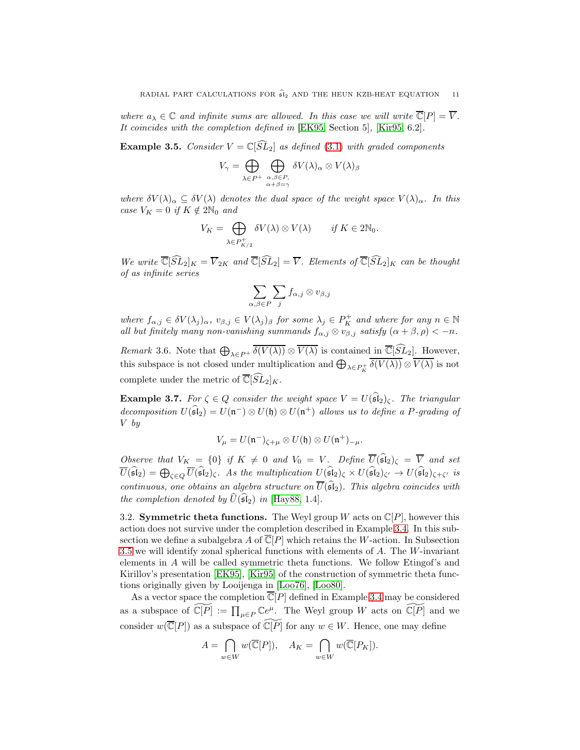*where $a_\lambda \in \mathbb{C}$ and infinite sums are allowed. In this case we will write $\overline{\mathbb{C}}[P] = \overline{V}$. It coincides with the completion defined in* [EK95, Section 5], [Kir95, 6.2].

**Example 3.5.** *Consider $V = \mathbb{C}[\widehat{SL}_2]$ as defined (3.1) with graded components*

$$V_\gamma = \bigoplus_{\lambda \in P^+} \bigoplus_{\substack{\alpha,\beta \in P,\\ \alpha+\beta=\gamma}} \delta V(\lambda)_\alpha \otimes V(\lambda)_\beta$$

*where $\delta V(\lambda)_\alpha \subseteq \delta V(\lambda)$ denotes the dual space of the weight space $V(\lambda)_\alpha$. In this case $V_K = 0$ if $K \notin 2\mathbb{N}_0$ and*

$$V_K = \bigoplus_{\lambda \in P^+_{K/2}} \delta V(\lambda) \otimes V(\lambda) \qquad \text{if } K \in 2\mathbb{N}_0.$$

*We write $\overline{\mathbb{C}}[\widehat{SL}_2]_K = \overline{V}_{2K}$ and $\overline{\mathbb{C}}[\widehat{SL}_2] = \overline{V}$. Elements of $\overline{\mathbb{C}}[\widehat{SL}_2]_K$ can be thought of as infinite series*

$$\sum_{\alpha,\beta \in P} \sum_j f_{\alpha,j} \otimes v_{\beta,j}$$

*where $f_{\alpha,j} \in \delta V(\lambda_j)_\alpha$, $v_{\beta,j} \in V(\lambda_j)_\beta$ for some $\lambda_j \in P^+_K$ and where for any $n \in \mathbb{N}$ all but finitely many non-vanishing summands $f_{\alpha,j} \otimes v_{\beta,j}$ satisfy $(\alpha + \beta, \rho) < -n$.*

*Remark* 3.6. Note that $\bigoplus_{\lambda \in P^+} \overline{\delta(V(\lambda))} \otimes \overline{V(\lambda)}$ is contained in $\overline{\mathbb{C}}[\widehat{SL}_2]$. However, this subspace is not closed under multiplication and $\bigoplus_{\lambda \in P^+_K} \overline{\delta(V(\lambda))} \otimes \overline{V(\lambda)}$ is not complete under the metric of $\overline{\mathbb{C}}[\widehat{SL}_2]_K$.

**Example 3.7.** *For $\zeta \in Q$ consider the weight space $V = U(\widehat{\mathfrak{sl}}_2)_\zeta$. The triangular decomposition $U(\widehat{\mathfrak{sl}}_2) = U(\mathfrak{n}^-) \otimes U(\mathfrak{h}) \otimes U(\mathfrak{n}^+)$ allows us to define a $P$-grading of $V$ by*

$$V_\mu = U(\mathfrak{n}^-)_{\zeta+\mu} \otimes U(\mathfrak{h}) \otimes U(\mathfrak{n}^+)_{-\mu}.$$

*Observe that $V_K = \{0\}$ if $K \neq 0$ and $V_0 = V$. Define $\overline{U}(\widehat{\mathfrak{sl}}_2)_\zeta = \overline{V}$ and set $\overline{U}(\widehat{\mathfrak{sl}}_2) = \bigoplus_{\zeta \in Q} \overline{U}(\widehat{\mathfrak{sl}}_2)_\zeta$. As the multiplication $U(\widehat{\mathfrak{sl}}_2)_\zeta \times U(\widehat{\mathfrak{sl}}_2)_{\zeta'} \to U(\widehat{\mathfrak{sl}}_2)_{\zeta+\zeta'}$ is continuous, one obtains an algebra structure on $\overline{U}(\widehat{\mathfrak{sl}}_2)$. This algebra coincides with the completion denoted by $\widehat{U}(\widehat{\mathfrak{sl}}_2)$ in* [Hay88, 1.4].

3.2. **Symmetric theta functions.** The Weyl group $W$ acts on $\mathbb{C}[P]$, however this action does not survive under the completion described in Example 3.4. In this subsection we define a subalgebra $A$ of $\overline{\mathbb{C}}[P]$ which retains the $W$-action. In Subsection 3.5 we will identify zonal spherical functions with elements of $A$. The $W$-invariant elements in $A$ will be called symmetric theta functions. We follow Etingof's and Kirillov's presentation [EK95], [Kir95] of the construction of symmetric theta functions originally given by Looijenga in [Loo76], [Loo80].

As a vector space the completion $\overline{\mathbb{C}}[P]$ defined in Example 3.4 may be considered as a subspace of $\widetilde{\mathbb{C}[P]} := \prod_{\mu \in P} \mathbb{C}e^\mu$. The Weyl group $W$ acts on $\widetilde{\mathbb{C}[P]}$ and we consider $w(\overline{\mathbb{C}}[P])$ as a subspace of $\widetilde{\mathbb{C}[P]}$ for any $w \in W$. Hence, one may define

$$A = \bigcap_{w \in W} w(\overline{\mathbb{C}}[P]), \quad A_K = \bigcap_{w \in W} w(\overline{\mathbb{C}}[P_K]).$$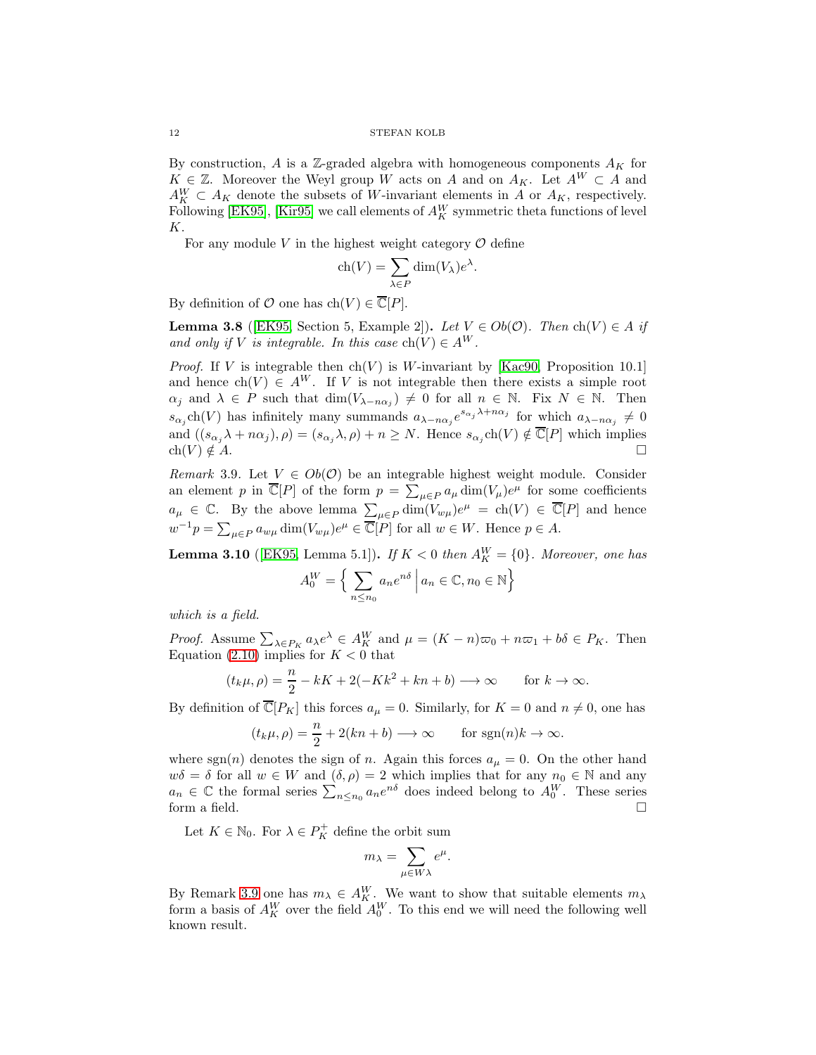By construction, $A$ is a $\mathbb{Z}$-graded algebra with homogeneous components $A_K$ for $K \in \mathbb{Z}$. Moreover the Weyl group $W$ acts on $A$ and on $A_K$. Let $A^W \subset A$ and $A^W_K \subset A_K$ denote the subsets of $W$-invariant elements in $A$ or $A_K$, respectively. Following [EK95], [Kir95] we call elements of $A^W_K$ symmetric theta functions of level $K$.

For any module $V$ in the highest weight category $\mathcal{O}$ define

$$\mathrm{ch}(V) = \sum_{\lambda \in P} \dim(V_\lambda) e^\lambda.$$

By definition of $\mathcal{O}$ one has $\mathrm{ch}(V) \in \overline{\mathbb{C}}[P]$.

**Lemma 3.8** ([EK95, Section 5, Example 2])**.** *Let $V \in Ob(\mathcal{O})$. Then $\mathrm{ch}(V) \in A$ if and only if $V$ is integrable. In this case $\mathrm{ch}(V) \in A^W$.*

*Proof.* If $V$ is integrable then $\mathrm{ch}(V)$ is $W$-invariant by [Kac90, Proposition 10.1] and hence $\mathrm{ch}(V) \in A^W$. If $V$ is not integrable then there exists a simple root $\alpha_j$ and $\lambda \in P$ such that $\dim(V_{\lambda - n\alpha_j}) \neq 0$ for all $n \in \mathbb{N}$. Fix $N \in \mathbb{N}$. Then $s_{\alpha_j}\mathrm{ch}(V)$ has infinitely many summands $a_{\lambda - n\alpha_j} e^{s_{\alpha_j}\lambda + n\alpha_j}$ for which $a_{\lambda - n\alpha_j} \neq 0$ and $((s_{\alpha_j}\lambda + n\alpha_j), \rho) = (s_{\alpha_j}\lambda, \rho) + n \geq N$. Hence $s_{\alpha_j}\mathrm{ch}(V) \notin \overline{\mathbb{C}}[P]$ which implies $\mathrm{ch}(V) \notin A$. $\square$

*Remark* 3.9. Let $V \in Ob(\mathcal{O})$ be an integrable highest weight module. Consider an element $p$ in $\overline{\mathbb{C}}[P]$ of the form $p = \sum_{\mu \in P} a_\mu \dim(V_\mu) e^\mu$ for some coefficients $a_\mu \in \mathbb{C}$. By the above lemma $\sum_{\mu \in P} \dim(V_{w\mu}) e^\mu = \mathrm{ch}(V) \in \overline{\mathbb{C}}[P]$ and hence $w^{-1}p = \sum_{\mu \in P} a_{w\mu} \dim(V_{w\mu}) e^\mu \in \overline{\mathbb{C}}[P]$ for all $w \in W$. Hence $p \in A$.

**Lemma 3.10** ([EK95, Lemma 5.1])**.** *If $K < 0$ then $A^W_K = \{0\}$. Moreover, one has*

$$A^W_0 = \Big\{ \sum_{n \leq n_0} a_n e^{n\delta} \,\Big|\, a_n \in \mathbb{C}, n_0 \in \mathbb{N} \Big\}$$

*which is a field.*

*Proof.* Assume $\sum_{\lambda \in P_K} a_\lambda e^\lambda \in A^W_K$ and $\mu = (K-n)\varpi_0 + n\varpi_1 + b\delta \in P_K$. Then Equation (2.10) implies for $K < 0$ that

$$(t_k\mu, \rho) = \frac{n}{2} - kK + 2(-Kk^2 + kn + b) \longrightarrow \infty \qquad \text{for } k \to \infty.$$

By definition of $\overline{\mathbb{C}}[P_K]$ this forces $a_\mu = 0$. Similarly, for $K = 0$ and $n \neq 0$, one has

$$(t_k\mu, \rho) = \frac{n}{2} + 2(kn + b) \longrightarrow \infty \qquad \text{for } \mathrm{sgn}(n)k \to \infty.$$

where $\mathrm{sgn}(n)$ denotes the sign of $n$. Again this forces $a_\mu = 0$. On the other hand $w\delta = \delta$ for all $w \in W$ and $(\delta, \rho) = 2$ which implies that for any $n_0 \in \mathbb{N}$ and any $a_n \in \mathbb{C}$ the formal series $\sum_{n \leq n_0} a_n e^{n\delta}$ does indeed belong to $A^W_0$. These series form a field. $\square$

Let $K \in \mathbb{N}_0$. For $\lambda \in P^+_K$ define the orbit sum

$$m_\lambda = \sum_{\mu \in W\lambda} e^\mu.$$

By Remark 3.9 one has $m_\lambda \in A^W_K$. We want to show that suitable elements $m_\lambda$ form a basis of $A^W_K$ over the field $A^W_0$. To this end we will need the following well known result.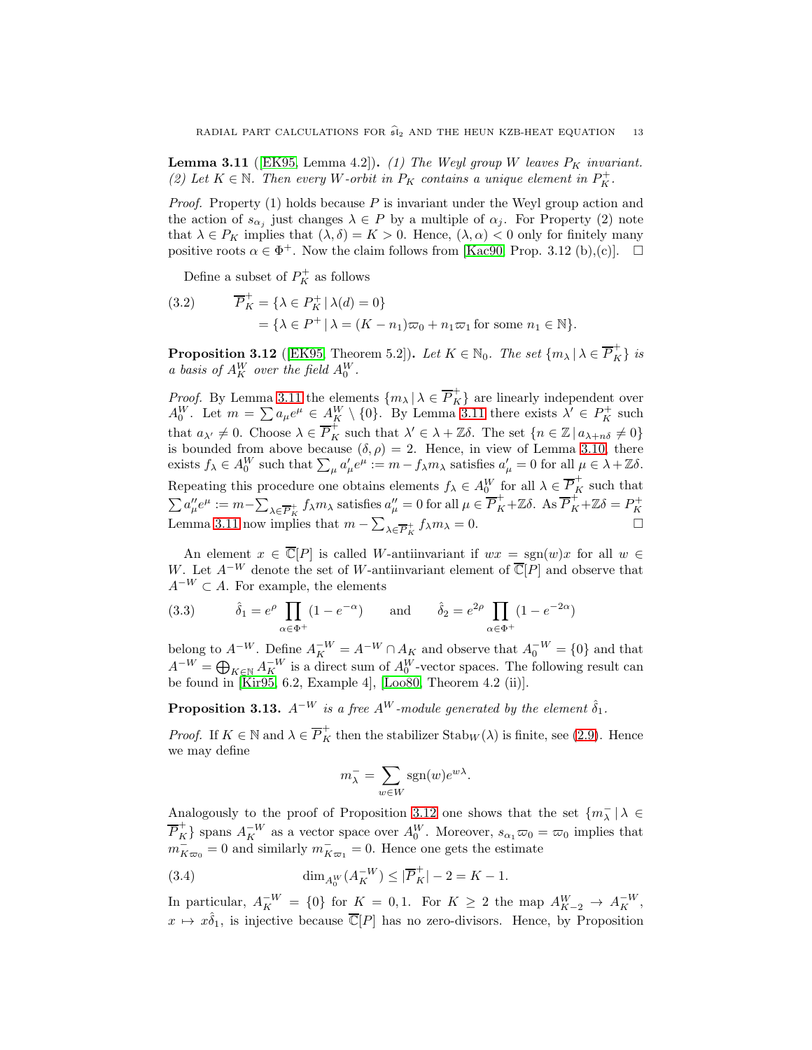**Lemma 3.11** ([EK95, Lemma 4.2]). *(1) The Weyl group $W$ leaves $P_K$ invariant. (2) Let $K \in \mathbb{N}$. Then every $W$-orbit in $P_K$ contains a unique element in $P_K^+$.*

*Proof.* Property (1) holds because $P$ is invariant under the Weyl group action and the action of $s_{\alpha_j}$ just changes $\lambda \in P$ by a multiple of $\alpha_j$. For Property (2) note that $\lambda \in P_K$ implies that $(\lambda, \delta) = K > 0$. Hence, $(\lambda, \alpha) < 0$ only for finitely many positive roots $\alpha \in \Phi^+$. Now the claim follows from [Kac90, Prop. 3.12 (b),(c)]. □

Define a subset of $P_K^+$ as follows

$$
\begin{aligned}
\overline{P}_K^+ &= \{\lambda \in P_K^+ \,|\, \lambda(d) = 0\} \\
&= \{\lambda \in P^+ \,|\, \lambda = (K - n_1)\varpi_0 + n_1\varpi_1 \text{ for some } n_1 \in \mathbb{N}\}.
\end{aligned}
\tag{3.2}
$$

**Proposition 3.12** ([EK95, Theorem 5.2]). *Let $K \in \mathbb{N}_0$. The set $\{m_\lambda \,|\, \lambda \in \overline{P}_K^+\}$ is a basis of $A_K^W$ over the field $A_0^W$.*

*Proof.* By Lemma 3.11 the elements $\{m_\lambda \,|\, \lambda \in \overline{P}_K^+\}$ are linearly independent over $A_0^W$. Let $m = \sum a_\mu e^\mu \in A_K^W \setminus \{0\}$. By Lemma 3.11 there exists $\lambda' \in P_K^+$ such that $a_{\lambda'} \neq 0$. Choose $\lambda \in \overline{P}_K^+$ such that $\lambda' \in \lambda + \mathbb{Z}\delta$. The set $\{n \in \mathbb{Z} \,|\, a_{\lambda+n\delta} \neq 0\}$ is bounded from above because $(\delta, \rho) = 2$. Hence, in view of Lemma 3.10, there exists $f_\lambda \in A_0^W$ such that $\sum_\mu a'_\mu e^\mu := m - f_\lambda m_\lambda$ satisfies $a'_\mu = 0$ for all $\mu \in \lambda + \mathbb{Z}\delta$. Repeating this procedure one obtains elements $f_\lambda \in A_0^W$ for all $\lambda \in \overline{P}_K^+$ such that $\sum a''_\mu e^\mu := m - \sum_{\lambda \in \overline{P}_K^+} f_\lambda m_\lambda$ satisfies $a''_\mu = 0$ for all $\mu \in \overline{P}_K^+ + \mathbb{Z}\delta$. As $\overline{P}_K^+ + \mathbb{Z}\delta = P_K^+$ Lemma 3.11 now implies that $m - \sum_{\lambda \in \overline{P}_K^+} f_\lambda m_\lambda = 0$. □

An element $x \in \overline{\mathbb{C}}[P]$ is called $W$-antiinvariant if $wx = \operatorname{sgn}(w)x$ for all $w \in W$. Let $A^{-W}$ denote the set of $W$-antiinvariant element of $\overline{\mathbb{C}}[P]$ and observe that $A^{-W} \subset A$. For example, the elements

$$
\hat{\delta}_1 = e^\rho \prod_{\alpha \in \Phi^+} (1 - e^{-\alpha}) \qquad \text{and} \qquad \hat{\delta}_2 = e^{2\rho} \prod_{\alpha \in \Phi^+} (1 - e^{-2\alpha})
\tag{3.3}
$$

belong to $A^{-W}$. Define $A_K^{-W} = A^{-W} \cap A_K$ and observe that $A_0^{-W} = \{0\}$ and that $A^{-W} = \bigoplus_{K \in \mathbb{N}} A_K^{-W}$ is a direct sum of $A_0^W$-vector spaces. The following result can be found in [Kir95, 6.2, Example 4], [Loo80, Theorem 4.2 (ii)].

**Proposition 3.13.** *$A^{-W}$ is a free $A^W$-module generated by the element $\hat{\delta}_1$.*

*Proof.* If $K \in \mathbb{N}$ and $\lambda \in \overline{P}_K^+$ then the stabilizer $\operatorname{Stab}_W(\lambda)$ is finite, see (2.9). Hence we may define

$$
m_\lambda^- = \sum_{w \in W} \operatorname{sgn}(w) e^{w\lambda}.
$$

Analogously to the proof of Proposition 3.12 one shows that the set $\{m_\lambda^- \,|\, \lambda \in \overline{P}_K^+\}$ spans $A_K^{-W}$ as a vector space over $A_0^W$. Moreover, $s_{\alpha_1}\varpi_0 = \varpi_0$ implies that $m_{K\varpi_0}^- = 0$ and similarly $m_{K\varpi_1}^- = 0$. Hence one gets the estimate

$$
\dim_{A_0^W}(A_K^{-W}) \leq |\overline{P}_K^+| - 2 = K - 1.
\tag{3.4}
$$

In particular, $A_K^{-W} = \{0\}$ for $K = 0, 1$. For $K \geq 2$ the map $A_{K-2}^W \to A_K^{-W}$, $x \mapsto x\hat{\delta}_1$, is injective because $\overline{\mathbb{C}}[P]$ has no zero-divisors. Hence, by Proposition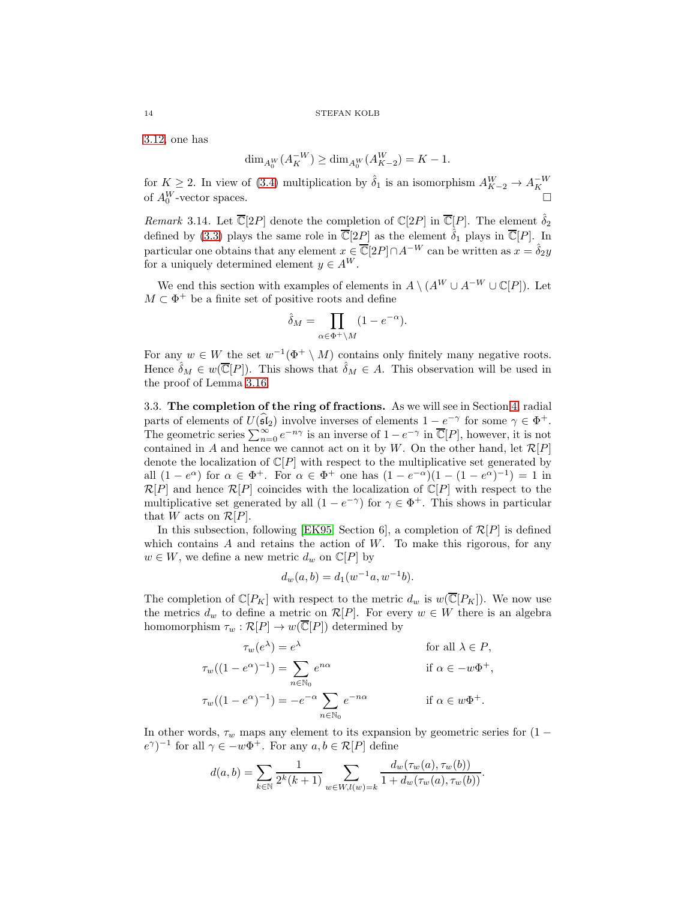3.12, one has

$$\dim_{A_0^W}(A_K^{-W}) \geq \dim_{A_0^W}(A_{K-2}^W) = K-1.$$

for $K \geq 2$. In view of (3.4) multiplication by $\hat{\delta}_1$ is an isomorphism $A_{K-2}^W \to A_K^{-W}$ of $A_0^W$-vector spaces. $\square$

*Remark* 3.14. Let $\overline{\mathbb{C}}[2P]$ denote the completion of $\mathbb{C}[2P]$ in $\overline{\mathbb{C}}[P]$. The element $\hat{\delta}_2$ defined by (3.3) plays the same role in $\overline{\mathbb{C}}[2P]$ as the element $\hat{\delta}_1$ plays in $\overline{\mathbb{C}}[P]$. In particular one obtains that any element $x \in \overline{\mathbb{C}}[2P] \cap A^{-W}$ can be written as $x = \hat{\delta}_2 y$ for a uniquely determined element $y \in A^W$.

We end this section with examples of elements in $A \setminus (A^W \cup A^{-W} \cup \mathbb{C}[P])$. Let $M \subset \Phi^+$ be a finite set of positive roots and define

$$\hat{\delta}_M = \prod_{\alpha \in \Phi^+ \setminus M} (1 - e^{-\alpha}).$$

For any $w \in W$ the set $w^{-1}(\Phi^+ \setminus M)$ contains only finitely many negative roots. Hence $\hat{\delta}_M \in w(\overline{\mathbb{C}}[P])$. This shows that $\hat{\delta}_M \in A$. This observation will be used in the proof of Lemma 3.16.

### 3.3. The completion of the ring of fractions.

As we will see in Section 4, radial parts of elements of $U(\widehat{\mathfrak{sl}}_2)$ involve inverses of elements $1 - e^{-\gamma}$ for some $\gamma \in \Phi^+$. The geometric series $\sum_{n=0}^{\infty} e^{-n\gamma}$ is an inverse of $1 - e^{-\gamma}$ in $\overline{\mathbb{C}}[P]$, however, it is not contained in $A$ and hence we cannot act on it by $W$. On the other hand, let $\mathcal{R}[P]$ denote the localization of $\mathbb{C}[P]$ with respect to the multiplicative set generated by all $(1 - e^{\alpha})$ for $\alpha \in \Phi^+$. For $\alpha \in \Phi^+$ one has $(1 - e^{-\alpha})(1 - (1 - e^{\alpha})^{-1}) = 1$ in $\mathcal{R}[P]$ and hence $\mathcal{R}[P]$ coincides with the localization of $\mathbb{C}[P]$ with respect to the multiplicative set generated by all $(1 - e^{-\gamma})$ for $\gamma \in \Phi^+$. This shows in particular that $W$ acts on $\mathcal{R}[P]$.

In this subsection, following [EK95, Section 6], a completion of $\mathcal{R}[P]$ is defined which contains $A$ and retains the action of $W$. To make this rigorous, for any $w \in W$, we define a new metric $d_w$ on $\mathbb{C}[P]$ by

$$d_w(a, b) = d_1(w^{-1}a, w^{-1}b).$$

The completion of $\mathbb{C}[P_K]$ with respect to the metric $d_w$ is $w(\overline{\mathbb{C}}[P_K])$. We now use the metrics $d_w$ to define a metric on $\mathcal{R}[P]$. For every $w \in W$ there is an algebra homomorphism $\tau_w : \mathcal{R}[P] \to w(\overline{\mathbb{C}}[P])$ determined by

$$\begin{aligned}
\tau_w(e^{\lambda}) &= e^{\lambda} && \text{for all } \lambda \in P, \\
\tau_w((1 - e^{\alpha})^{-1}) &= \sum_{n \in \mathbb{N}_0} e^{n\alpha} && \text{if } \alpha \in -w\Phi^+, \\
\tau_w((1 - e^{\alpha})^{-1}) &= -e^{-\alpha} \sum_{n \in \mathbb{N}_0} e^{-n\alpha} && \text{if } \alpha \in w\Phi^+.
\end{aligned}$$

In other words, $\tau_w$ maps any element to its expansion by geometric series for $(1 - e^{\gamma})^{-1}$ for all $\gamma \in -w\Phi^+$. For any $a, b \in \mathcal{R}[P]$ define

$$d(a, b) = \sum_{k \in \mathbb{N}} \frac{1}{2^k(k+1)} \sum_{w \in W, l(w) = k} \frac{d_w(\tau_w(a), \tau_w(b))}{1 + d_w(\tau_w(a), \tau_w(b))}.$$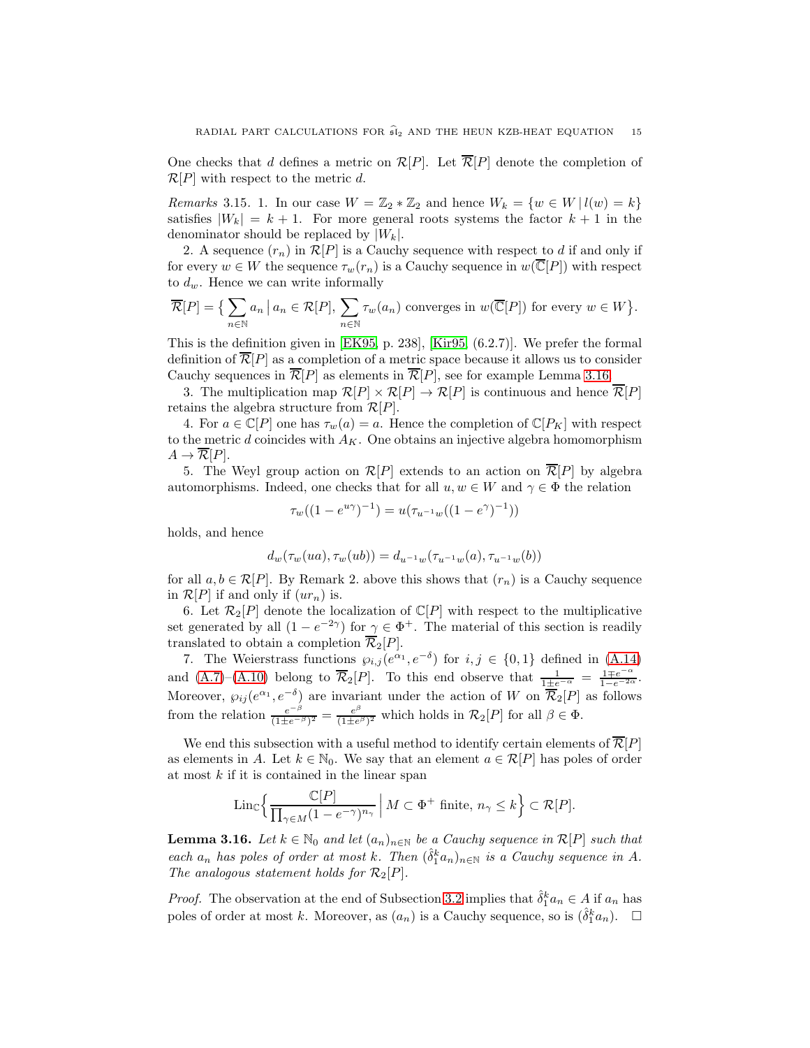One checks that $d$ defines a metric on $\mathcal{R}[P]$. Let $\overline{\mathcal{R}}[P]$ denote the completion of $\mathcal{R}[P]$ with respect to the metric $d$.

*Remarks* 3.15. 1. In our case $W = \mathbb{Z}_2 * \mathbb{Z}_2$ and hence $W_k = \{w \in W \,|\, l(w) = k\}$ satisfies $|W_k| = k+1$. For more general roots systems the factor $k+1$ in the denominator should be replaced by $|W_k|$.

2. A sequence $(r_n)$ in $\mathcal{R}[P]$ is a Cauchy sequence with respect to $d$ if and only if for every $w \in W$ the sequence $\tau_w(r_n)$ is a Cauchy sequence in $w(\overline{\mathbb{C}}[P])$ with respect to $d_w$. Hence we can write informally

$$\overline{\mathcal{R}}[P] = \Big\{ \sum_{n\in\mathbb{N}} a_n \,\Big|\, a_n \in \mathcal{R}[P], \sum_{n\in\mathbb{N}} \tau_w(a_n) \text{ converges in } w(\overline{\mathbb{C}}[P]) \text{ for every } w \in W \Big\}.$$

This is the definition given in [EK95, p. 238], [Kir95, (6.2.7)]. We prefer the formal definition of $\overline{\mathcal{R}}[P]$ as a completion of a metric space because it allows us to consider Cauchy sequences in $\overline{\mathcal{R}}[P]$ as elements in $\overline{\mathcal{R}}[P]$, see for example Lemma 3.16.

3. The multiplication map $\mathcal{R}[P] \times \mathcal{R}[P] \to \mathcal{R}[P]$ is continuous and hence $\overline{\mathcal{R}}[P]$ retains the algebra structure from $\mathcal{R}[P]$.

4. For $a \in \mathbb{C}[P]$ one has $\tau_w(a) = a$. Hence the completion of $\mathbb{C}[P_K]$ with respect to the metric $d$ coincides with $A_K$. One obtains an injective algebra homomorphism $A \to \overline{\mathcal{R}}[P]$.

5. The Weyl group action on $\mathcal{R}[P]$ extends to an action on $\overline{\mathcal{R}}[P]$ by algebra automorphisms. Indeed, one checks that for all $u, w \in W$ and $\gamma \in \Phi$ the relation

$$\tau_w((1-e^{u\gamma})^{-1}) = u(\tau_{u^{-1}w}((1-e^{\gamma})^{-1}))$$

holds, and hence

$$d_w(\tau_w(ua), \tau_w(ub)) = d_{u^{-1}w}(\tau_{u^{-1}w}(a), \tau_{u^{-1}w}(b))$$

for all $a, b \in \mathcal{R}[P]$. By Remark 2. above this shows that $(r_n)$ is a Cauchy sequence in $\mathcal{R}[P]$ if and only if $(ur_n)$ is.

6. Let $\mathcal{R}_2[P]$ denote the localization of $\mathbb{C}[P]$ with respect to the multiplicative set generated by all $(1-e^{-2\gamma})$ for $\gamma \in \Phi^+$. The material of this section is readily translated to obtain a completion $\overline{\mathcal{R}}_2[P]$.

7. The Weierstrass functions $\wp_{i,j}(e^{\alpha_1}, e^{-\delta})$ for $i, j \in \{0,1\}$ defined in (A.14) and (A.7)–(A.10) belong to $\overline{\mathcal{R}}_2[P]$. To this end observe that $\frac{1}{1\pm e^{-\alpha}} = \frac{1\mp e^{-\alpha}}{1-e^{-2\alpha}}$. Moreover, $\wp_{ij}(e^{\alpha_1}, e^{-\delta})$ are invariant under the action of $W$ on $\overline{\mathcal{R}}_2[P]$ as follows from the relation $\frac{e^{-\beta}}{(1\pm e^{-\beta})^2} = \frac{e^{\beta}}{(1\pm e^{\beta})^2}$ which holds in $\mathcal{R}_2[P]$ for all $\beta \in \Phi$.

We end this subsection with a useful method to identify certain elements of $\overline{\mathcal{R}}[P]$ as elements in $A$. Let $k \in \mathbb{N}_0$. We say that an element $a \in \mathcal{R}[P]$ has poles of order at most $k$ if it is contained in the linear span

$$\mathrm{Lin}_{\mathbb{C}}\Big\{ \frac{\mathbb{C}[P]}{\prod_{\gamma\in M}(1-e^{-\gamma})^{n_\gamma}} \,\Big|\, M \subset \Phi^+ \text{ finite}, \, n_\gamma \le k \Big\} \subset \mathcal{R}[P].$$

**Lemma 3.16.** *Let $k \in \mathbb{N}_0$ and let $(a_n)_{n\in\mathbb{N}}$ be a Cauchy sequence in $\mathcal{R}[P]$ such that each $a_n$ has poles of order at most $k$. Then $(\hat{\delta}_1^k a_n)_{n\in\mathbb{N}}$ is a Cauchy sequence in $A$. The analogous statement holds for $\mathcal{R}_2[P]$.*

*Proof.* The observation at the end of Subsection 3.2 implies that $\hat{\delta}_1^k a_n \in A$ if $a_n$ has poles of order at most $k$. Moreover, as $(a_n)$ is a Cauchy sequence, so is $(\hat{\delta}_1^k a_n)$. $\square$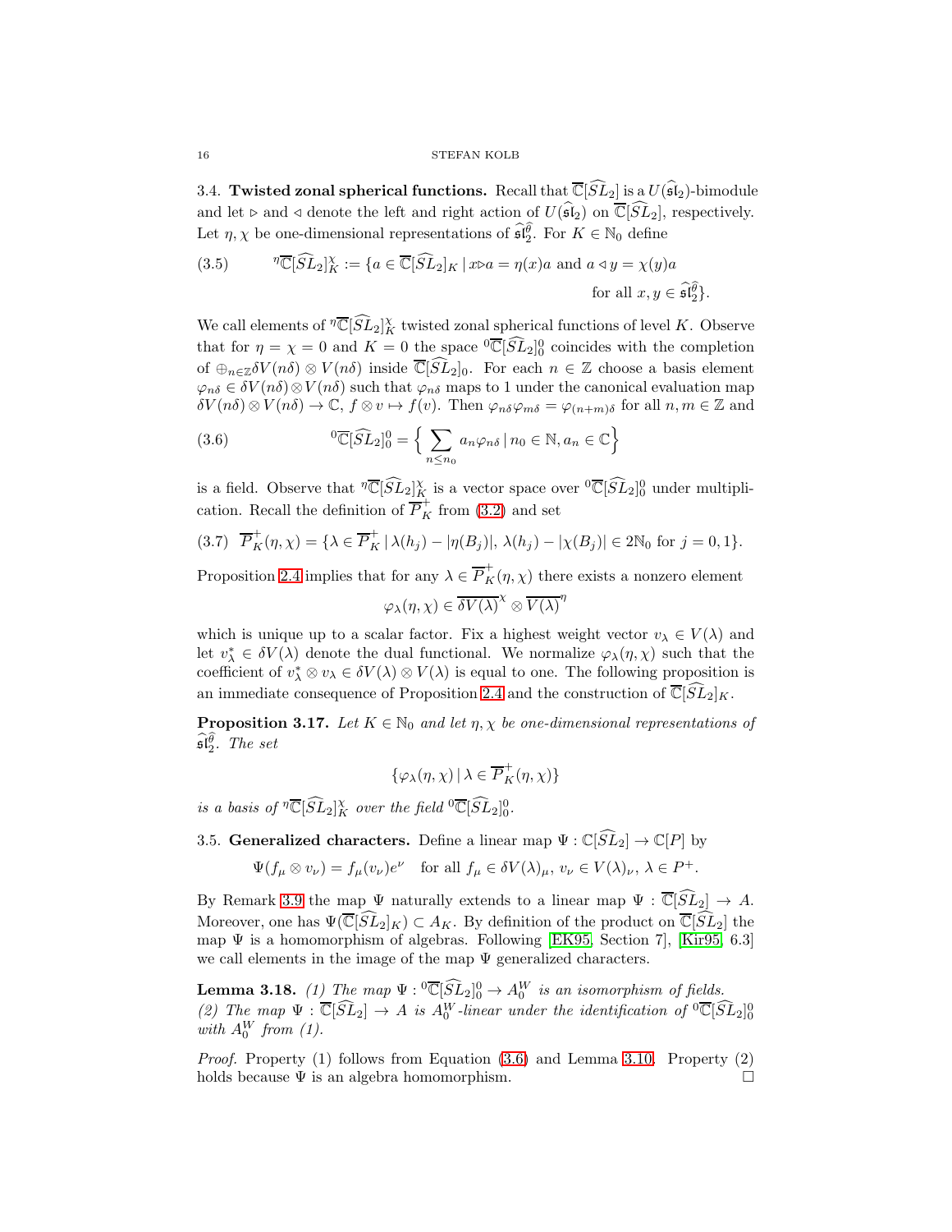3.4. **Twisted zonal spherical functions.** Recall that $\overline{\mathbb{C}}[\widehat{SL}_2]$ is a $U(\widehat{\mathfrak{sl}}_2)$-bimodule and let $\triangleright$ and $\triangleleft$ denote the left and right action of $U(\widehat{\mathfrak{sl}}_2)$ on $\overline{\mathbb{C}}[\widehat{SL}_2]$, respectively. Let $\eta, \chi$ be one-dimensional representations of $\widehat{\mathfrak{sl}}_2^{\widehat{\theta}}$. For $K \in \mathbb{N}_0$ define

$$
{}^{\eta}\overline{\mathbb{C}}[\widehat{SL}_2]^{\chi}_K := \{a \in \overline{\mathbb{C}}[\widehat{SL}_2]_K \mid x \triangleright a = \eta(x)a \text{ and } a \triangleleft y = \chi(y)a \text{ for all } x, y \in \widehat{\mathfrak{sl}}_2^{\widehat{\theta}}\}. \tag{3.5}
$$

We call elements of ${}^{\eta}\overline{\mathbb{C}}[\widehat{SL}_2]^{\chi}_K$ twisted zonal spherical functions of level $K$. Observe that for $\eta = \chi = 0$ and $K = 0$ the space ${}^{0}\overline{\mathbb{C}}[\widehat{SL}_2]^{0}_0$ coincides with the completion of $\oplus_{n\in\mathbb{Z}}\delta V(n\delta) \otimes V(n\delta)$ inside $\overline{\mathbb{C}}[\widehat{SL}_2]_0$. For each $n \in \mathbb{Z}$ choose a basis element $\varphi_{n\delta} \in \delta V(n\delta) \otimes V(n\delta)$ such that $\varphi_{n\delta}$ maps to 1 under the canonical evaluation map $\delta V(n\delta) \otimes V(n\delta) \to \mathbb{C}$, $f \otimes v \mapsto f(v)$. Then $\varphi_{n\delta}\varphi_{m\delta} = \varphi_{(n+m)\delta}$ for all $n, m \in \mathbb{Z}$ and

$$
{}^{0}\overline{\mathbb{C}}[\widehat{SL}_2]^{0}_0 = \Big\{ \sum_{n \leq n_0} a_n \varphi_{n\delta} \,|\, n_0 \in \mathbb{N}, a_n \in \mathbb{C} \Big\} \tag{3.6}
$$

is a field. Observe that ${}^{\eta}\overline{\mathbb{C}}[\widehat{SL}_2]^{\chi}_K$ is a vector space over ${}^{0}\overline{\mathbb{C}}[\widehat{SL}_2]^{0}_0$ under multiplication. Recall the definition of $\overline{P}^+_K$ from (3.2) and set

$$
\overline{P}^+_K(\eta, \chi) = \{\lambda \in \overline{P}^+_K \,|\, \lambda(h_j) - |\eta(B_j)|,\ \lambda(h_j) - |\chi(B_j)| \in 2\mathbb{N}_0 \text{ for } j = 0, 1\}. \tag{3.7}
$$

Proposition 2.4 implies that for any $\lambda \in \overline{P}^+_K(\eta, \chi)$ there exists a nonzero element

$$
\varphi_\lambda(\eta, \chi) \in \overline{\delta V(\lambda)}^{\chi} \otimes \overline{V(\lambda)}^{\eta}
$$

which is unique up to a scalar factor. Fix a highest weight vector $v_\lambda \in V(\lambda)$ and let $v^*_\lambda \in \delta V(\lambda)$ denote the dual functional. We normalize $\varphi_\lambda(\eta, \chi)$ such that the coefficient of $v^*_\lambda \otimes v_\lambda \in \delta V(\lambda) \otimes V(\lambda)$ is equal to one. The following proposition is an immediate consequence of Proposition 2.4 and the construction of $\overline{\mathbb{C}}[\widehat{SL}_2]_K$.

**Proposition 3.17.** *Let $K \in \mathbb{N}_0$ and let $\eta, \chi$ be one-dimensional representations of $\widehat{\mathfrak{sl}}_2^{\widehat{\theta}}$. The set*

$$
\{\varphi_\lambda(\eta, \chi) \,|\, \lambda \in \overline{P}^+_K(\eta, \chi)\}
$$

*is a basis of ${}^{\eta}\overline{\mathbb{C}}[\widehat{SL}_2]^{\chi}_K$ over the field ${}^{0}\overline{\mathbb{C}}[\widehat{SL}_2]^{0}_0$.*

3.5. **Generalized characters.** Define a linear map $\Psi : \mathbb{C}[\widehat{SL}_2] \to \mathbb{C}[P]$ by

$$
\Psi(f_\mu \otimes v_\nu) = f_\mu(v_\nu)e^\nu \quad \text{for all } f_\mu \in \delta V(\lambda)_\mu,\ v_\nu \in V(\lambda)_\nu,\ \lambda \in P^+.
$$

By Remark 3.9 the map $\Psi$ naturally extends to a linear map $\Psi : \overline{\mathbb{C}}[\widehat{SL}_2] \to A$. Moreover, one has $\Psi(\overline{\mathbb{C}}[\widehat{SL}_2]_K) \subset A_K$. By definition of the product on $\overline{\mathbb{C}}[\widehat{SL}_2]$ the map $\Psi$ is a homomorphism of algebras. Following [EK95, Section 7], [Kir95, 6.3] we call elements in the image of the map $\Psi$ generalized characters.

**Lemma 3.18.** *(1) The map $\Psi : {}^{0}\overline{\mathbb{C}}[\widehat{SL}_2]^{0}_0 \to A^W_0$ is an isomorphism of fields.*
*(2) The map $\Psi : \overline{\mathbb{C}}[\widehat{SL}_2] \to A$ is $A^W_0$-linear under the identification of ${}^{0}\overline{\mathbb{C}}[\widehat{SL}_2]^{0}_0$ with $A^W_0$ from (1).*

*Proof.* Property (1) follows from Equation (3.6) and Lemma 3.10. Property (2) holds because $\Psi$ is an algebra homomorphism. □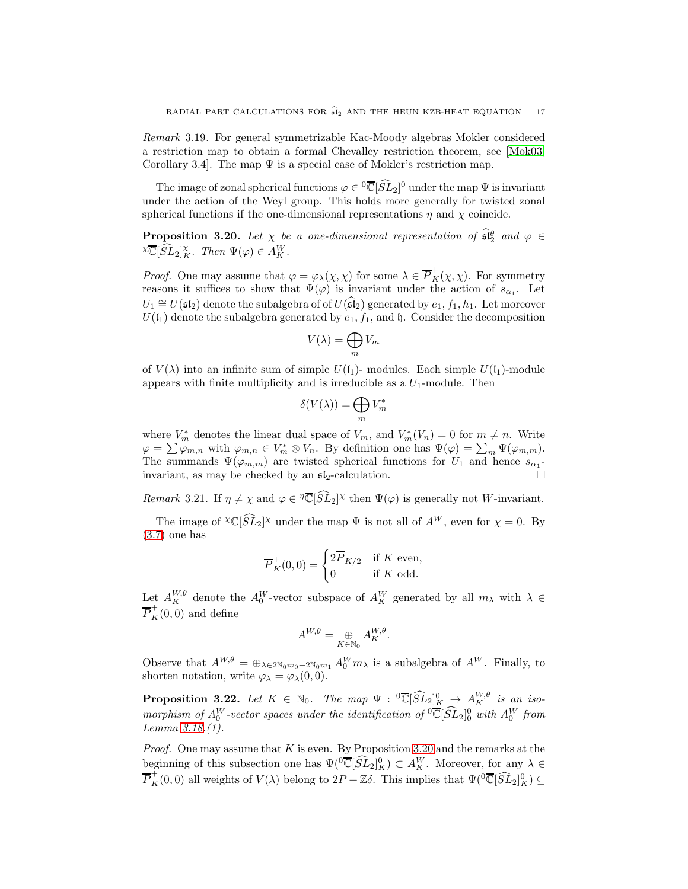*Remark* 3.19. For general symmetrizable Kac-Moody algebras Mokler considered a restriction map to obtain a formal Chevalley restriction theorem, see [Mok03, Corollary 3.4]. The map $\Psi$ is a special case of Mokler's restriction map.

The image of zonal spherical functions $\varphi \in {}^0\overline{\mathbb{C}}[\widehat{SL}_2]^0$ under the map $\Psi$ is invariant under the action of the Weyl group. This holds more generally for twisted zonal spherical functions if the one-dimensional representations $\eta$ and $\chi$ coincide.

**Proposition 3.20.** *Let $\chi$ be a one-dimensional representation of $\widehat{\mathfrak{sl}}_2^\theta$ and $\varphi \in {}^\chi\overline{\mathbb{C}}[\widehat{SL}_2]^\chi_K$. Then $\Psi(\varphi) \in A_K^W$.*

*Proof.* One may assume that $\varphi = \varphi_\lambda(\chi, \chi)$ for some $\lambda \in \overline{P}_K^+(\chi, \chi)$. For symmetry reasons it suffices to show that $\Psi(\varphi)$ is invariant under the action of $s_{\alpha_1}$. Let $U_1 \cong U(\mathfrak{sl}_2)$ denote the subalgebra of of $U(\widehat{\mathfrak{sl}}_2)$ generated by $e_1, f_1, h_1$. Let moreover $U(\mathfrak{l}_1)$ denote the subalgebra generated by $e_1$, $f_1$, and $\mathfrak{h}$. Consider the decomposition

$$V(\lambda) = \bigoplus_m V_m$$

of $V(\lambda)$ into an infinite sum of simple $U(\mathfrak{l}_1)$- modules. Each simple $U(\mathfrak{l}_1)$-module appears with finite multiplicity and is irreducible as a $U_1$-module. Then

$$\delta(V(\lambda)) = \bigoplus_m V_m^*$$

where $V_m^*$ denotes the linear dual space of $V_m$, and $V_m^*(V_n) = 0$ for $m \neq n$. Write $\varphi = \sum \varphi_{m,n}$ with $\varphi_{m,n} \in V_m^* \otimes V_n$. By definition one has $\Psi(\varphi) = \sum_m \Psi(\varphi_{m,m})$. The summands $\Psi(\varphi_{m,m})$ are twisted spherical functions for $U_1$ and hence $s_{\alpha_1}$-invariant, as may be checked by an $\mathfrak{sl}_2$-calculation. $\square$

*Remark* 3.21. If $\eta \neq \chi$ and $\varphi \in {}^\eta\overline{\mathbb{C}}[\widehat{SL}_2]^\chi$ then $\Psi(\varphi)$ is generally not $W$-invariant.

The image of ${}^\chi\overline{\mathbb{C}}[\widehat{SL}_2]^\chi$ under the map $\Psi$ is not all of $A^W$, even for $\chi = 0$. By (3.7) one has

$$\overline{P}_K^+(0,0) = \begin{cases} 2\overline{P}_{K/2}^+ & \text{if } K \text{ even,} \\ 0 & \text{if } K \text{ odd.} \end{cases}$$

Let $A_K^{W,\theta}$ denote the $A_0^W$-vector subspace of $A_K^W$ generated by all $m_\lambda$ with $\lambda \in \overline{P}_K^+(0,0)$ and define

$$A^{W,\theta} = \underset{K \in \mathbb{N}_0}{\oplus} A_K^{W,\theta}.$$

Observe that $A^{W,\theta} = \oplus_{\lambda \in 2\mathbb{N}_0\varpi_0 + 2\mathbb{N}_0\varpi_1} A_0^W m_\lambda$ is a subalgebra of $A^W$. Finally, to shorten notation, write $\varphi_\lambda = \varphi_\lambda(0,0)$.

**Proposition 3.22.** *Let $K \in \mathbb{N}_0$. The map $\Psi : {}^0\overline{\mathbb{C}}[\widehat{SL}_2]^0_K \to A_K^{W,\theta}$ is an isomorphism of $A_0^W$-vector spaces under the identification of ${}^0\overline{\mathbb{C}}[\widehat{SL}_2]^0_0$ with $A_0^W$ from Lemma 3.18.(1).*

*Proof.* One may assume that $K$ is even. By Proposition 3.20 and the remarks at the beginning of this subsection one has $\Psi({}^0\overline{\mathbb{C}}[\widehat{SL}_2]^0_K) \subset A_K^W$. Moreover, for any $\lambda \in \overline{P}_K^+(0,0)$ all weights of $V(\lambda)$ belong to $2P + \mathbb{Z}\delta$. This implies that $\Psi({}^0\overline{\mathbb{C}}[\widehat{SL}_2]^0_K) \subseteq$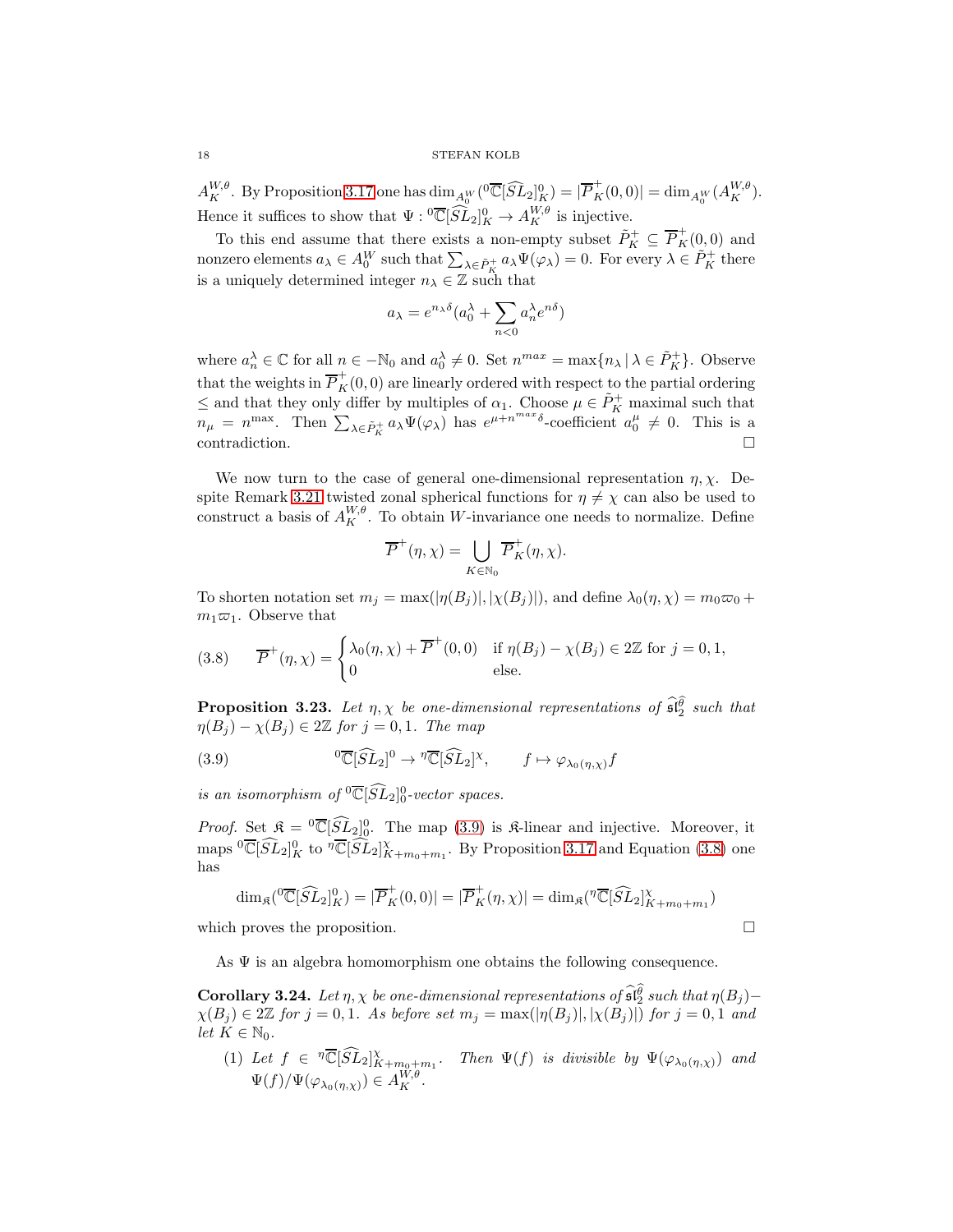$A_K^{W,\theta}$. By Proposition 3.17 one has $\dim_{A_0^W}({}^0\overline{\mathbb{C}}[\widehat{SL}_2]_K^0) = |\overline{P}_K^+(0,0)| = \dim_{A_0^W}(A_K^{W,\theta})$. Hence it suffices to show that $\Psi : {}^0\overline{\mathbb{C}}[\widehat{SL}_2]_K^0 \to A_K^{W,\theta}$ is injective.

To this end assume that there exists a non-empty subset $\tilde{P}_K^+ \subseteq \overline{P}_K^+(0,0)$ and nonzero elements $a_\lambda \in A_0^W$ such that $\sum_{\lambda \in \tilde{P}_K^+} a_\lambda \Psi(\varphi_\lambda) = 0$. For every $\lambda \in \tilde{P}_K^+$ there is a uniquely determined integer $n_\lambda \in \mathbb{Z}$ such that

$$a_\lambda = e^{n_\lambda \delta}(a_0^\lambda + \sum_{n<0} a_n^\lambda e^{n\delta})$$

where $a_n^\lambda \in \mathbb{C}$ for all $n \in -\mathbb{N}_0$ and $a_0^\lambda \neq 0$. Set $n^{max} = \max\{n_\lambda \,|\, \lambda \in \tilde{P}_K^+\}$. Observe that the weights in $\overline{P}_K^+(0,0)$ are linearly ordered with respect to the partial ordering $\leq$ and that they only differ by multiples of $\alpha_1$. Choose $\mu \in \tilde{P}_K^+$ maximal such that $n_\mu = n^{\max}$. Then $\sum_{\lambda \in \tilde{P}_K^+} a_\lambda \Psi(\varphi_\lambda)$ has $e^{\mu + n^{max}\delta}$-coefficient $a_0^\mu \neq 0$. This is a contradiction. $\square$

We now turn to the case of general one-dimensional representation $\eta, \chi$. Despite Remark 3.21 twisted zonal spherical functions for $\eta \neq \chi$ can also be used to construct a basis of $A_K^{W,\theta}$. To obtain $W$-invariance one needs to normalize. Define

$$\overline{P}^+(\eta,\chi) = \bigcup_{K \in \mathbb{N}_0} \overline{P}_K^+(\eta,\chi).$$

To shorten notation set $m_j = \max(|\eta(B_j)|, |\chi(B_j)|)$, and define $\lambda_0(\eta,\chi) = m_0\varpi_0 + m_1\varpi_1$. Observe that

$$\overline{P}^+(\eta,\chi) = \begin{cases} \lambda_0(\eta,\chi) + \overline{P}^+(0,0) & \text{if } \eta(B_j) - \chi(B_j) \in 2\mathbb{Z} \text{ for } j = 0,1, \\ 0 & \text{else.} \end{cases} \tag{3.8}$$

**Proposition 3.23.** *Let $\eta, \chi$ be one-dimensional representations of $\widehat{\mathfrak{sl}}_2^{\hat\theta}$ such that $\eta(B_j) - \chi(B_j) \in 2\mathbb{Z}$ for $j = 0,1$. The map*

$${}^0\overline{\mathbb{C}}[\widehat{SL}_2]^0 \to {}^\eta\overline{\mathbb{C}}[\widehat{SL}_2]^\chi, \qquad f \mapsto \varphi_{\lambda_0(\eta,\chi)} f \tag{3.9}$$

*is an isomorphism of ${}^0\overline{\mathbb{C}}[\widehat{SL}_2]_0^0$-vector spaces.*

*Proof.* Set $\mathfrak{K} = {}^0\overline{\mathbb{C}}[\widehat{SL}_2]_0^0$. The map (3.9) is $\mathfrak{K}$-linear and injective. Moreover, it maps ${}^0\overline{\mathbb{C}}[\widehat{SL}_2]_K^0$ to ${}^\eta\overline{\mathbb{C}}[\widehat{SL}_2]_{K+m_0+m_1}^\chi$. By Proposition 3.17 and Equation (3.8) one has

$$\dim_{\mathfrak{K}}({}^0\overline{\mathbb{C}}[\widehat{SL}_2]_K^0) = |\overline{P}_K^+(0,0)| = |\overline{P}_K^+(\eta,\chi)| = \dim_{\mathfrak{K}}({}^\eta\overline{\mathbb{C}}[\widehat{SL}_2]_{K+m_0+m_1}^\chi)$$

which proves the proposition. $\square$

As $\Psi$ is an algebra homomorphism one obtains the following consequence.

**Corollary 3.24.** *Let $\eta, \chi$ be one-dimensional representations of $\widehat{\mathfrak{sl}}_2^{\hat\theta}$ such that $\eta(B_j) - \chi(B_j) \in 2\mathbb{Z}$ for $j = 0,1$. As before set $m_j = \max(|\eta(B_j)|, |\chi(B_j)|)$ for $j = 0,1$ and let $K \in \mathbb{N}_0$.*

1. *Let $f \in {}^\eta\overline{\mathbb{C}}[\widehat{SL}_2]_{K+m_0+m_1}^\chi$. Then $\Psi(f)$ is divisible by $\Psi(\varphi_{\lambda_0(\eta,\chi)})$ and $\Psi(f)/\Psi(\varphi_{\lambda_0(\eta,\chi)}) \in A_K^{W,\theta}$.*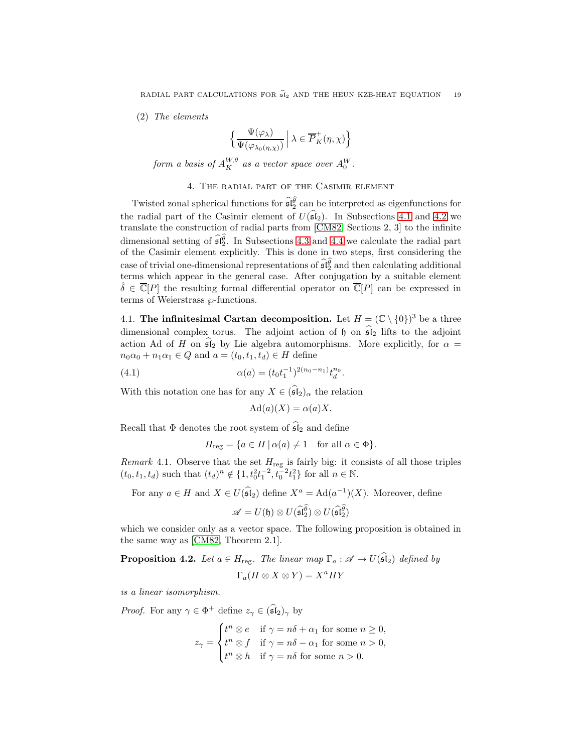(2) *The elements*

$$\Big\{ \frac{\Psi(\varphi_\lambda)}{\Psi(\varphi_{\lambda_0(\eta,\chi)})} \,\Big|\, \lambda \in \overline{P}^+_K(\eta,\chi) \Big\}$$

*form a basis of $A_K^{W,\theta}$ as a vector space over $A_0^W$.*

## 4. The radial part of the Casimir element

Twisted zonal spherical functions for $\widehat{\mathfrak{sl}}_2^{\widehat{\theta}}$ can be interpreted as eigenfunctions for the radial part of the Casimir element of $U(\widehat{\mathfrak{sl}}_2)$. In Subsections 4.1 and 4.2 we translate the construction of radial parts from [CM82, Sections 2, 3] to the infinite dimensional setting of $\widehat{\mathfrak{sl}}_2^{\widehat{\theta}}$. In Subsections 4.3 and 4.4 we calculate the radial part of the Casimir element explicitly. This is done in two steps, first considering the case of trivial one-dimensional representations of $\widehat{\mathfrak{sl}}_2^{\widehat{\theta}}$ and then calculating additional terms which appear in the general case. After conjugation by a suitable element $\hat{\delta} \in \overline{\mathbb{C}}[P]$ the resulting formal differential operator on $\overline{\mathbb{C}}[P]$ can be expressed in terms of Weierstrass $\wp$-functions.

### 4.1. The infinitesimal Cartan decomposition.

Let $H = (\mathbb{C}\setminus\{0\})^3$ be a three dimensional complex torus. The adjoint action of $\mathfrak{h}$ on $\widehat{\mathfrak{sl}}_2$ lifts to the adjoint action Ad of $H$ on $\widehat{\mathfrak{sl}}_2$ by Lie algebra automorphisms. More explicitly, for $\alpha = n_0\alpha_0 + n_1\alpha_1 \in Q$ and $a = (t_0, t_1, t_d) \in H$ define

$$\alpha(a) = (t_0 t_1^{-1})^{2(n_0-n_1)} t_d^{n_0}. \tag{4.1}$$

With this notation one has for any $X \in (\widehat{\mathfrak{sl}}_2)_\alpha$ the relation

$$\mathrm{Ad}(a)(X) = \alpha(a)X.$$

Recall that $\Phi$ denotes the root system of $\widehat{\mathfrak{sl}}_2$ and define

$$H_{\mathrm{reg}} = \{a \in H \mid \alpha(a) \neq 1 \quad \text{for all } \alpha \in \Phi\}.$$

*Remark* 4.1. Observe that the set $H_{\mathrm{reg}}$ is fairly big: it consists of all those triples $(t_0, t_1, t_d)$ such that $(t_d)^n \notin \{1, t_0^2 t_1^{-2}, t_0^{-2} t_1^2\}$ for all $n \in \mathbb{N}$.

For any $a \in H$ and $X \in U(\widehat{\mathfrak{sl}}_2)$ define $X^a = \mathrm{Ad}(a^{-1})(X)$. Moreover, define

$$\mathscr{A} = U(\mathfrak{h}) \otimes U(\widehat{\mathfrak{sl}}_2^{\widehat{\theta}}) \otimes U(\widehat{\mathfrak{sl}}_2^{\widehat{\theta}})$$

which we consider only as a vector space. The following proposition is obtained in the same way as [CM82, Theorem 2.1].

**Proposition 4.2.** *Let $a \in H_{\mathrm{reg}}$. The linear map $\Gamma_a : \mathscr{A} \to U(\widehat{\mathfrak{sl}}_2)$ defined by*

$$\Gamma_a(H \otimes X \otimes Y) = X^a H Y$$

*is a linear isomorphism.*

*Proof.* For any $\gamma \in \Phi^+$ define $z_\gamma \in (\widehat{\mathfrak{sl}}_2)_\gamma$ by

$$z_\gamma = \begin{cases} t^n \otimes e & \text{if } \gamma = n\delta + \alpha_1 \text{ for some } n \geq 0, \\ t^n \otimes f & \text{if } \gamma = n\delta - \alpha_1 \text{ for some } n > 0, \\ t^n \otimes h & \text{if } \gamma = n\delta \text{ for some } n > 0. \end{cases}$$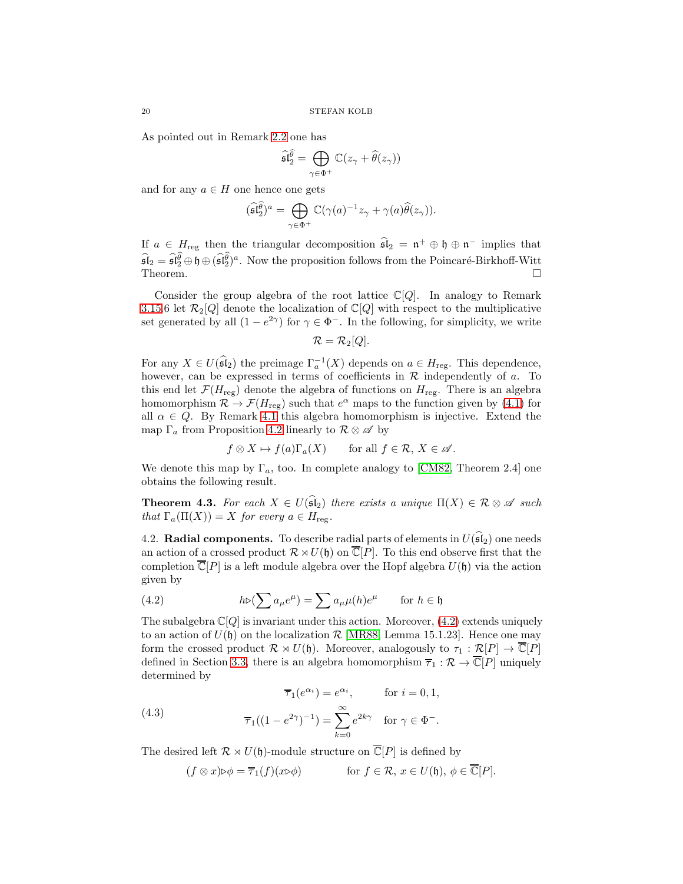As pointed out in Remark 2.2 one has

$$\widehat{\mathfrak{sl}}_2^{\widehat{\theta}} = \bigoplus_{\gamma\in\Phi^+} \mathbb{C}(z_\gamma + \widehat{\theta}(z_\gamma))$$

and for any $a \in H$ one hence one gets

$$(\widehat{\mathfrak{sl}}_2^{\widehat{\theta}})^a = \bigoplus_{\gamma\in\Phi^+} \mathbb{C}(\gamma(a)^{-1} z_\gamma + \gamma(a)\widehat{\theta}(z_\gamma)).$$

If $a \in H_{\rm reg}$ then the triangular decomposition $\widehat{\mathfrak{sl}}_2 = \mathfrak{n}^+ \oplus \mathfrak{h} \oplus \mathfrak{n}^-$ implies that $\widehat{\mathfrak{sl}}_2 = \widehat{\mathfrak{sl}}_2^{\widehat{\theta}} \oplus \mathfrak{h} \oplus (\widehat{\mathfrak{sl}}_2^{\widehat{\theta}})^a$. Now the proposition follows from the Poincaré-Birkhoff-Witt Theorem. □

Consider the group algebra of the root lattice $\mathbb{C}[Q]$. In analogy to Remark 3.15.6 let $\mathcal{R}_2[Q]$ denote the localization of $\mathbb{C}[Q]$ with respect to the multiplicative set generated by all $(1 - e^{2\gamma})$ for $\gamma \in \Phi^-$. In the following, for simplicity, we write

$$\mathcal{R} = \mathcal{R}_2[Q].$$

For any $X \in U(\widehat{\mathfrak{sl}}_2)$ the preimage $\Gamma_a^{-1}(X)$ depends on $a \in H_{\rm reg}$. This dependence, however, can be expressed in terms of coefficients in $\mathcal{R}$ independently of $a$. To this end let $\mathcal{F}(H_{\rm reg})$ denote the algebra of functions on $H_{\rm reg}$. There is an algebra homomorphism $\mathcal{R} \to \mathcal{F}(H_{\rm reg})$ such that $e^\alpha$ maps to the function given by (4.1) for all $\alpha \in Q$. By Remark 4.1 this algebra homomorphism is injective. Extend the map $\Gamma_a$ from Proposition 4.2 linearly to $\mathcal{R} \otimes \mathscr{A}$ by

$$f \otimes X \mapsto f(a)\Gamma_a(X) \qquad \text{for all } f \in \mathcal{R},\ X \in \mathscr{A}.$$

We denote this map by $\Gamma_a$, too. In complete analogy to [CM82, Theorem 2.4] one obtains the following result.

**Theorem 4.3.** *For each $X \in U(\widehat{\mathfrak{sl}}_2)$ there exists a unique $\Pi(X) \in \mathcal{R} \otimes \mathscr{A}$ such that $\Gamma_a(\Pi(X)) = X$ for every $a \in H_{\rm reg}$.*

4.2. **Radial components.** To describe radial parts of elements in $U(\widehat{\mathfrak{sl}}_2)$ one needs an action of a crossed product $\mathcal{R} \rtimes U(\mathfrak{h})$ on $\overline{\mathbb{C}}[P]$. To this end observe first that the completion $\overline{\mathbb{C}}[P]$ is a left module algebra over the Hopf algebra $U(\mathfrak{h})$ via the action given by

$$h \triangleright \left(\sum a_\mu e^\mu\right) = \sum a_\mu \mu(h) e^\mu \qquad \text{for } h \in \mathfrak{h} \tag{4.2}$$

The subalgebra $\mathbb{C}[Q]$ is invariant under this action. Moreover, (4.2) extends uniquely to an action of $U(\mathfrak{h})$ on the localization $\mathcal{R}$ [MR88, Lemma 15.1.23]. Hence one may form the crossed product $\mathcal{R} \rtimes U(\mathfrak{h})$. Moreover, analogously to $\tau_1 : \mathcal{R}[P] \to \overline{\mathbb{C}}[P]$ defined in Section 3.3, there is an algebra homomorphism $\overline{\tau}_1 : \mathcal{R} \to \overline{\mathbb{C}}[P]$ uniquely determined by

$$\begin{aligned} \overline{\tau}_1(e^{\alpha_i}) &= e^{\alpha_i}, && \text{for } i = 0, 1,\\ \overline{\tau}_1((1 - e^{2\gamma})^{-1}) &= \sum_{k=0}^{\infty} e^{2k\gamma} && \text{for } \gamma \in \Phi^-. \end{aligned} \tag{4.3}$$

The desired left $\mathcal{R} \rtimes U(\mathfrak{h})$-module structure on $\overline{\mathbb{C}}[P]$ is defined by

$$(f \otimes x) \triangleright \phi = \overline{\tau}_1(f)(x \triangleright \phi) \qquad \text{for } f \in \mathcal{R},\ x \in U(\mathfrak{h}),\ \phi \in \overline{\mathbb{C}}[P].$$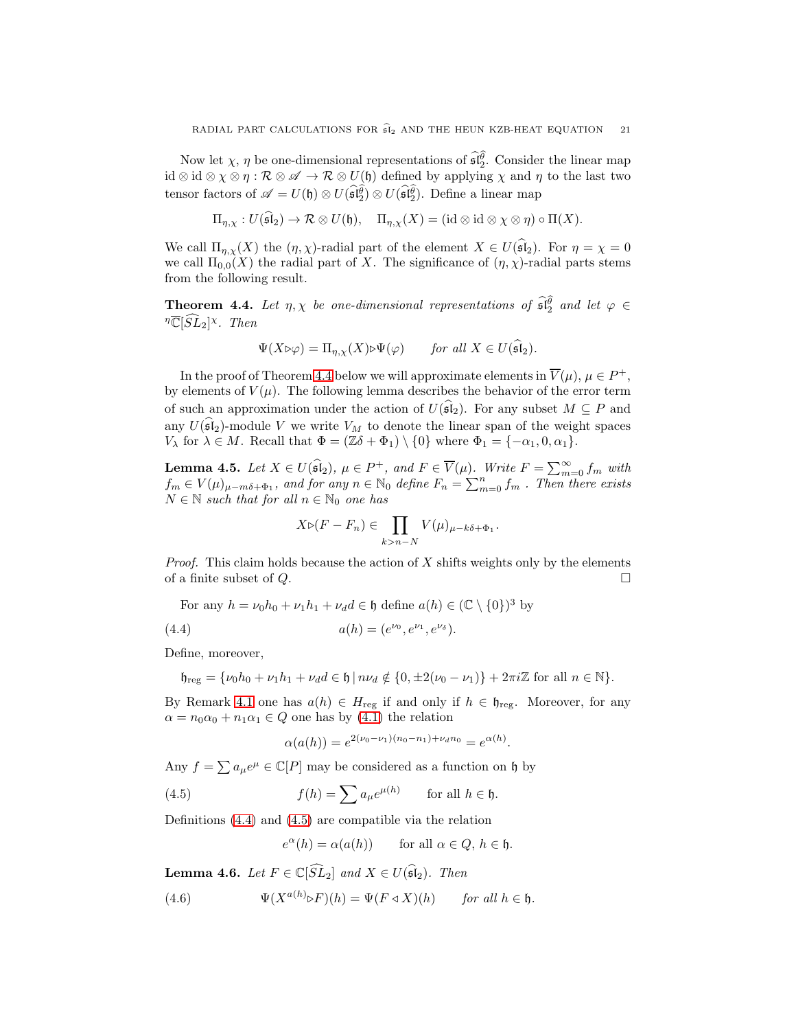Now let $\chi$, $\eta$ be one-dimensional representations of $\widehat{\mathfrak{sl}}_2^{\widehat{\theta}}$. Consider the linear map $\mathrm{id}\otimes\mathrm{id}\otimes\chi\otimes\eta : \mathcal{R}\otimes\mathscr{A}\to\mathcal{R}\otimes U(\mathfrak{h})$ defined by applying $\chi$ and $\eta$ to the last two tensor factors of $\mathscr{A} = U(\mathfrak{h})\otimes U(\widehat{\mathfrak{sl}}_2^{\widehat{\theta}})\otimes U(\widehat{\mathfrak{sl}}_2^{\widehat{\theta}})$. Define a linear map

$$\Pi_{\eta,\chi} : U(\widehat{\mathfrak{sl}}_2)\to\mathcal{R}\otimes U(\mathfrak{h}),\quad \Pi_{\eta,\chi}(X) = (\mathrm{id}\otimes\mathrm{id}\otimes\chi\otimes\eta)\circ\Pi(X).$$

We call $\Pi_{\eta,\chi}(X)$ the $(\eta,\chi)$-radial part of the element $X\in U(\widehat{\mathfrak{sl}}_2)$. For $\eta=\chi=0$ we call $\Pi_{0,0}(X)$ the radial part of $X$. The significance of $(\eta,\chi)$-radial parts stems from the following result.

**Theorem 4.4.** *Let $\eta,\chi$ be one-dimensional representations of $\widehat{\mathfrak{sl}}_2^{\widehat{\theta}}$ and let $\varphi\in {}^{\eta}\overline{\mathbb{C}}[\widehat{SL}_2]^{\chi}$. Then*

$$\Psi(X\triangleright\varphi) = \Pi_{\eta,\chi}(X)\triangleright\Psi(\varphi)\qquad \textit{for all } X\in U(\widehat{\mathfrak{sl}}_2).$$

In the proof of Theorem 4.4 below we will approximate elements in $\overline{V}(\mu)$, $\mu\in P^+$, by elements of $V(\mu)$. The following lemma describes the behavior of the error term of such an approximation under the action of $U(\widehat{\mathfrak{sl}}_2)$. For any subset $M\subseteq P$ and any $U(\widehat{\mathfrak{sl}}_2)$-module $V$ we write $V_M$ to denote the linear span of the weight spaces $V_\lambda$ for $\lambda\in M$. Recall that $\Phi = (\mathbb{Z}\delta+\Phi_1)\setminus\{0\}$ where $\Phi_1=\{-\alpha_1,0,\alpha_1\}$.

**Lemma 4.5.** *Let $X\in U(\widehat{\mathfrak{sl}}_2)$, $\mu\in P^+$, and $F\in\overline{V}(\mu)$. Write $F=\sum_{m=0}^{\infty} f_m$ with $f_m\in V(\mu)_{\mu-m\delta+\Phi_1}$, and for any $n\in\mathbb{N}_0$ define $F_n=\sum_{m=0}^{n} f_m$ . Then there exists $N\in\mathbb{N}$ such that for all $n\in\mathbb{N}_0$ one has*

$$X\triangleright(F-F_n)\in\prod_{k>n-N} V(\mu)_{\mu-k\delta+\Phi_1}.$$

*Proof.* This claim holds because the action of $X$ shifts weights only by the elements of a finite subset of $Q$. $\square$

For any $h=\nu_0 h_0+\nu_1 h_1+\nu_d d\in\mathfrak{h}$ define $a(h)\in(\mathbb{C}\setminus\{0\})^3$ by

$$a(h) = (e^{\nu_0}, e^{\nu_1}, e^{\nu_\delta}). \tag{4.4}$$

Define, moreover,

$$\mathfrak{h}_{\mathrm{reg}} = \{\nu_0 h_0+\nu_1 h_1+\nu_d d\in\mathfrak{h}\,|\, n\nu_d\notin\{0,\pm 2(\nu_0-\nu_1)\}+2\pi i\mathbb{Z} \text{ for all } n\in\mathbb{N}\}.$$

By Remark 4.1 one has $a(h)\in H_{\mathrm{reg}}$ if and only if $h\in\mathfrak{h}_{\mathrm{reg}}$. Moreover, for any $\alpha=n_0\alpha_0+n_1\alpha_1\in Q$ one has by (4.1) the relation

$$\alpha(a(h)) = e^{2(\nu_0-\nu_1)(n_0-n_1)+\nu_d n_0} = e^{\alpha(h)}.$$

Any $f=\sum a_\mu e^\mu\in\mathbb{C}[P]$ may be considered as a function on $\mathfrak{h}$ by

$$f(h) = \sum a_\mu e^{\mu(h)}\qquad \text{for all } h\in\mathfrak{h}. \tag{4.5}$$

Definitions (4.4) and (4.5) are compatible via the relation

$$e^\alpha(h) = \alpha(a(h))\qquad \text{for all } \alpha\in Q,\ h\in\mathfrak{h}.$$

**Lemma 4.6.** *Let $F\in\mathbb{C}[\widehat{SL}_2]$ and $X\in U(\widehat{\mathfrak{sl}}_2)$. Then*

$$\Psi(X^{a(h)}\triangleright F)(h) = \Psi(F\triangleleft X)(h)\qquad \textit{for all } h\in\mathfrak{h}. \tag{4.6}$$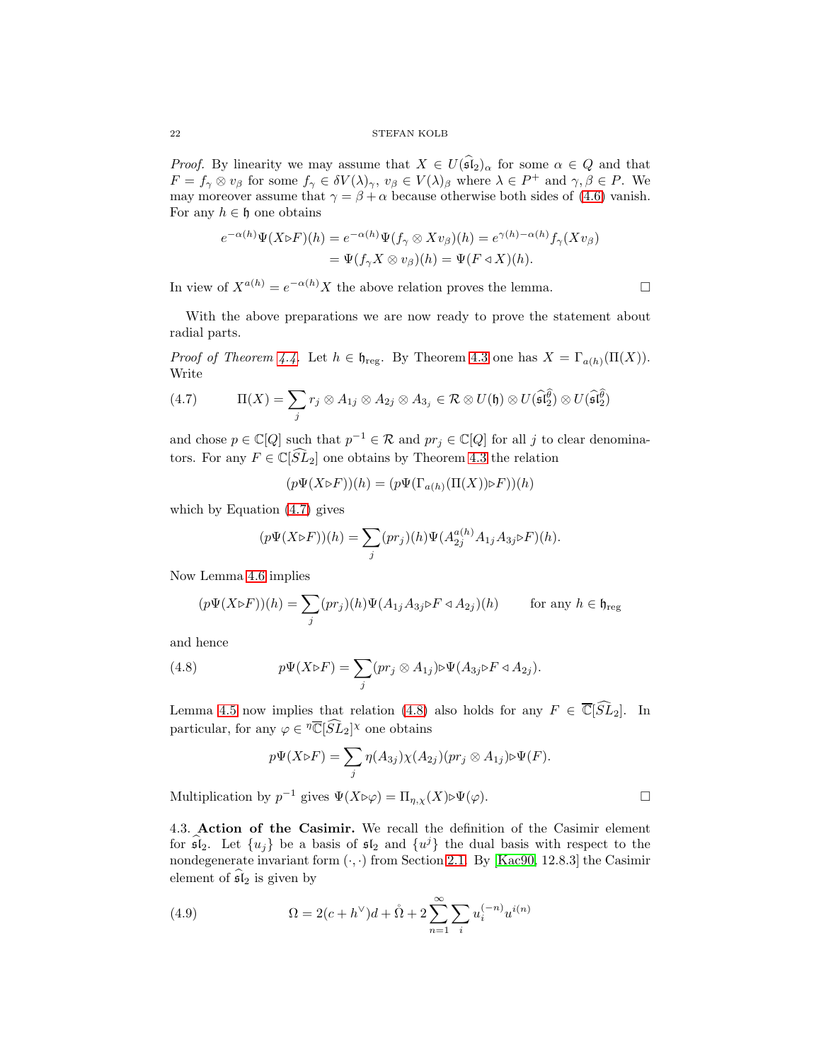*Proof.* By linearity we may assume that $X \in U(\widehat{\mathfrak{sl}}_2)_\alpha$ for some $\alpha \in Q$ and that $F = f_\gamma \otimes v_\beta$ for some $f_\gamma \in \delta V(\lambda)_\gamma$, $v_\beta \in V(\lambda)_\beta$ where $\lambda \in P^+$ and $\gamma, \beta \in P$. We may moreover assume that $\gamma = \beta + \alpha$ because otherwise both sides of (4.6) vanish. For any $h \in \mathfrak{h}$ one obtains

$$
\begin{aligned}
e^{-\alpha(h)}\Psi(X \triangleright F)(h) = e^{-\alpha(h)}\Psi(f_\gamma \otimes X v_\beta)(h) &= e^{\gamma(h)-\alpha(h)} f_\gamma(X v_\beta) \\
&= \Psi(f_\gamma X \otimes v_\beta)(h) = \Psi(F \triangleleft X)(h).
\end{aligned}
$$

In view of $X^{a(h)} = e^{-\alpha(h)}X$ the above relation proves the lemma. $\square$

With the above preparations we are now ready to prove the statement about radial parts.

*Proof of Theorem 4.4.* Let $h \in \mathfrak{h}_{\mathrm{reg}}$. By Theorem 4.3 one has $X = \Gamma_{a(h)}(\Pi(X))$. Write

$$
\Pi(X) = \sum_j r_j \otimes A_{1j} \otimes A_{2j} \otimes A_{3_j} \in \mathcal{R} \otimes U(\mathfrak{h}) \otimes U(\widehat{\mathfrak{sl}}_2^{\widehat{\theta}}) \otimes U(\widehat{\mathfrak{sl}}_2^{\widehat{\theta}}) \tag{4.7}
$$

and chose $p \in \mathbb{C}[Q]$ such that $p^{-1} \in \mathcal{R}$ and $pr_j \in \mathbb{C}[Q]$ for all $j$ to clear denominators. For any $F \in \mathbb{C}[\widehat{SL}_2]$ one obtains by Theorem 4.3 the relation

$$
(p\Psi(X \triangleright F))(h) = (p\Psi(\Gamma_{a(h)}(\Pi(X)) \triangleright F))(h)
$$

which by Equation (4.7) gives

$$
(p\Psi(X \triangleright F))(h) = \sum_j (pr_j)(h)\Psi(A_{2j}^{a(h)} A_{1j} A_{3j} \triangleright F)(h).
$$

Now Lemma 4.6 implies

$$
(p\Psi(X \triangleright F))(h) = \sum_j (pr_j)(h)\Psi(A_{1j}A_{3j} \triangleright F \triangleleft A_{2j})(h) \qquad \text{for any } h \in \mathfrak{h}_{\mathrm{reg}}
$$

and hence

$$
p\Psi(X \triangleright F) = \sum_j (pr_j \otimes A_{1j}) \triangleright \Psi(A_{3j} \triangleright F \triangleleft A_{2j}). \tag{4.8}
$$

Lemma 4.5 now implies that relation (4.8) also holds for any $F \in \overline{\mathbb{C}}[\widehat{SL}_2]$. In particular, for any $\varphi \in {}^{\eta}\overline{\mathbb{C}}[\widehat{SL}_2]^{\chi}$ one obtains

$$
p\Psi(X \triangleright F) = \sum_j \eta(A_{3j})\chi(A_{2j})(pr_j \otimes A_{1j}) \triangleright \Psi(F).
$$

Multiplication by $p^{-1}$ gives $\Psi(X \triangleright \varphi) = \Pi_{\eta,\chi}(X) \triangleright \Psi(\varphi)$. $\square$

### 4.3. Action of the Casimir.

We recall the definition of the Casimir element for $\widehat{\mathfrak{sl}}_2$. Let $\{u_j\}$ be a basis of $\mathfrak{sl}_2$ and $\{u^j\}$ the dual basis with respect to the nondegenerate invariant form $(\cdot,\cdot)$ from Section 2.1. By [Kac90, 12.8.3] the Casimir element of $\widehat{\mathfrak{sl}}_2$ is given by

$$
\Omega = 2(c + h^\vee)d + \mathring{\Omega} + 2\sum_{n=1}^{\infty}\sum_i u_i^{(-n)} u^{i(n)} \tag{4.9}
$$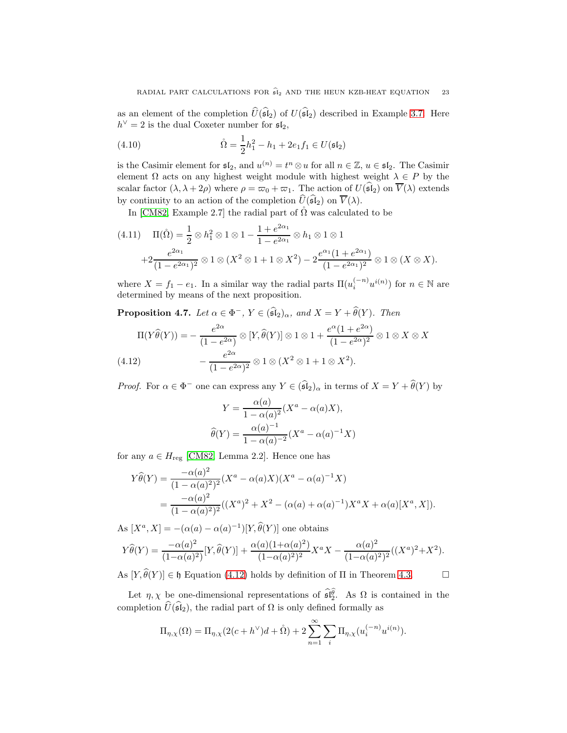as an element of the completion $\widehat{U}(\widehat{\mathfrak{sl}}_2)$ of $U(\widehat{\mathfrak{sl}}_2)$ described in Example 3.7. Here $h^\vee = 2$ is the dual Coxeter number for $\mathfrak{sl}_2$,

$$\mathring{\Omega} = \frac{1}{2}h_1^2 - h_1 + 2e_1 f_1 \in U(\mathfrak{sl}_2) \tag{4.10}$$

is the Casimir element for $\mathfrak{sl}_2$, and $u^{(n)} = t^n \otimes u$ for all $n \in \mathbb{Z}$, $u \in \mathfrak{sl}_2$. The Casimir element $\Omega$ acts on any highest weight module with highest weight $\lambda \in P$ by the scalar factor $(\lambda, \lambda + 2\rho)$ where $\rho = \varpi_0 + \varpi_1$. The action of $U(\widehat{\mathfrak{sl}}_2)$ on $\overline{V}(\lambda)$ extends by continuity to an action of the completion $\widehat{U}(\widehat{\mathfrak{sl}}_2)$ on $\overline{V}(\lambda)$.

In [CM82, Example 2.7] the radial part of $\mathring{\Omega}$ was calculated to be

$$\begin{aligned}
\Pi(\mathring{\Omega}) &= \frac{1}{2} \otimes h_1^2 \otimes 1 \otimes 1 - \frac{1+e^{2\alpha_1}}{1-e^{2\alpha_1}} \otimes h_1 \otimes 1 \otimes 1 \\
&+ 2\frac{e^{2\alpha_1}}{(1-e^{2\alpha_1})^2} \otimes 1 \otimes (X^2 \otimes 1 + 1 \otimes X^2) - 2\frac{e^{\alpha_1}(1+e^{2\alpha_1})}{(1-e^{2\alpha_1})^2} \otimes 1 \otimes (X \otimes X).
\end{aligned} \tag{4.11}$$

where $X = f_1 - e_1$. In a similar way the radial parts $\Pi(u_i^{(-n)} u^{i(n)})$ for $n \in \mathbb{N}$ are determined by means of the next proposition.

**Proposition 4.7.** *Let $\alpha \in \Phi^-$, $Y \in (\widehat{\mathfrak{sl}}_2)_\alpha$, and $X = Y + \widehat{\theta}(Y)$. Then*

$$\begin{aligned}
\Pi(Y\widehat{\theta}(Y)) &= -\frac{e^{2\alpha}}{(1-e^{2\alpha})} \otimes [Y, \widehat{\theta}(Y)] \otimes 1 \otimes 1 + \frac{e^{\alpha}(1+e^{2\alpha})}{(1-e^{2\alpha})^2} \otimes 1 \otimes X \otimes X \\
&\quad - \frac{e^{2\alpha}}{(1-e^{2\alpha})^2} \otimes 1 \otimes (X^2 \otimes 1 + 1 \otimes X^2).
\end{aligned} \tag{4.12}$$

*Proof.* For $\alpha \in \Phi^-$ one can express any $Y \in (\widehat{\mathfrak{sl}}_2)_\alpha$ in terms of $X = Y + \widehat{\theta}(Y)$ by

$$\begin{aligned}
Y &= \frac{\alpha(a)}{1-\alpha(a)^2}(X^a - \alpha(a)X), \\
\widehat{\theta}(Y) &= \frac{\alpha(a)^{-1}}{1-\alpha(a)^{-2}}(X^a - \alpha(a)^{-1}X)
\end{aligned}$$

for any $a \in H_{\mathrm{reg}}$ [CM82, Lemma 2.2]. Hence one has

$$\begin{aligned}
Y\widehat{\theta}(Y) &= \frac{-\alpha(a)^2}{(1-\alpha(a)^2)^2}(X^a - \alpha(a)X)(X^a - \alpha(a)^{-1}X) \\
&= \frac{-\alpha(a)^2}{(1-\alpha(a)^2)^2}((X^a)^2 + X^2 - (\alpha(a) + \alpha(a)^{-1})X^a X + \alpha(a)[X^a, X]).
\end{aligned}$$

As $[X^a, X] = -(\alpha(a) - \alpha(a)^{-1})[Y, \widehat{\theta}(Y)]$ one obtains

$$Y\widehat{\theta}(Y) = \frac{-\alpha(a)^2}{(1-\alpha(a)^2)}[Y, \widehat{\theta}(Y)] + \frac{\alpha(a)(1+\alpha(a)^2)}{(1-\alpha(a)^2)^2}X^a X - \frac{\alpha(a)^2}{(1-\alpha(a)^2)^2}((X^a)^2 + X^2).$$

As $[Y, \widehat{\theta}(Y)] \in \mathfrak{h}$ Equation (4.12) holds by definition of $\Pi$ in Theorem 4.3. $\square$

Let $\eta, \chi$ be one-dimensional representations of $\widehat{\mathfrak{sl}}_2^{\widehat{\theta}}$. As $\Omega$ is contained in the completion $\widehat{U}(\widehat{\mathfrak{sl}}_2)$, the radial part of $\Omega$ is only defined formally as

$$\Pi_{\eta,\chi}(\Omega) = \Pi_{\eta,\chi}(2(c + h^\vee)d + \mathring{\Omega}) + 2\sum_{n=1}^{\infty}\sum_i \Pi_{\eta,\chi}(u_i^{(-n)} u^{i(n)}).$$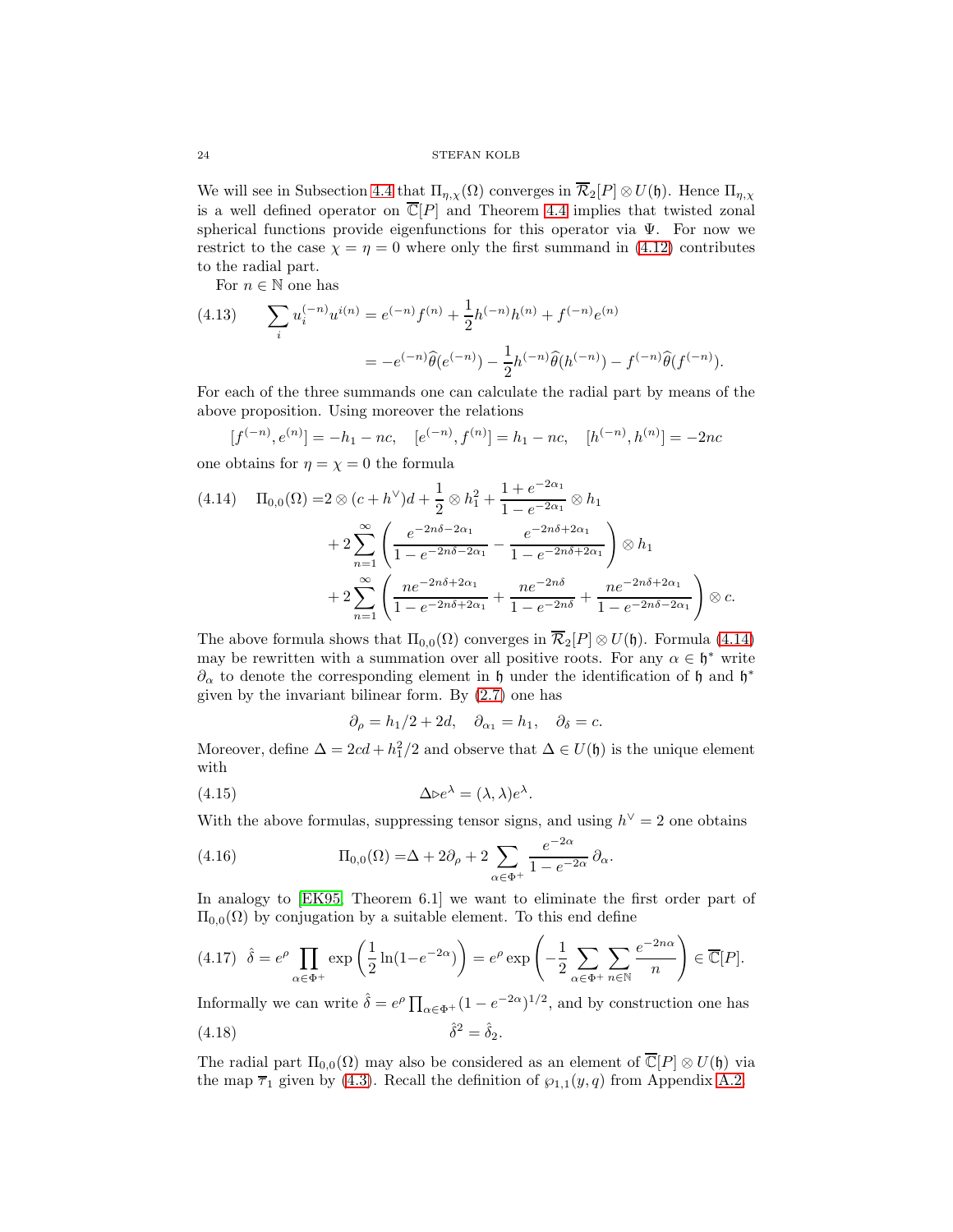We will see in Subsection 4.4 that $\Pi_{\eta,\chi}(\Omega)$ converges in $\overline{\mathcal{R}}_2[P]\otimes U(\mathfrak{h})$. Hence $\Pi_{\eta,\chi}$ is a well defined operator on $\overline{\mathbb{C}}[P]$ and Theorem 4.4 implies that twisted zonal spherical functions provide eigenfunctions for this operator via $\Psi$. For now we restrict to the case $\chi=\eta=0$ where only the first summand in (4.12) contributes to the radial part.

For $n\in\mathbb{N}$ one has

$$
\begin{aligned}
(4.13)\qquad \sum_i u_i^{(-n)}u^{i(n)} &= e^{(-n)}f^{(n)}+\frac{1}{2}h^{(-n)}h^{(n)}+f^{(-n)}e^{(n)}\\
&= -e^{(-n)}\widehat{\theta}(e^{(-n)})-\frac{1}{2}h^{(-n)}\widehat{\theta}(h^{(-n)})-f^{(-n)}\widehat{\theta}(f^{(-n)}).
\end{aligned}
$$

For each of the three summands one can calculate the radial part by means of the above proposition. Using moreover the relations

$$
[f^{(-n)},e^{(n)}]=-h_1-nc,\quad [e^{(-n)},f^{(n)}]=h_1-nc,\quad [h^{(-n)},h^{(n)}]=-2nc
$$

one obtains for $\eta=\chi=0$ the formula

$$
\begin{aligned}
(4.14)\qquad \Pi_{0,0}(\Omega) = &2\otimes(c+h^\vee)d+\frac{1}{2}\otimes h_1^2+\frac{1+e^{-2\alpha_1}}{1-e^{-2\alpha_1}}\otimes h_1\\
&+2\sum_{n=1}^{\infty}\left(\frac{e^{-2n\delta-2\alpha_1}}{1-e^{-2n\delta-2\alpha_1}}-\frac{e^{-2n\delta+2\alpha_1}}{1-e^{-2n\delta+2\alpha_1}}\right)\otimes h_1\\
&+2\sum_{n=1}^{\infty}\left(\frac{ne^{-2n\delta+2\alpha_1}}{1-e^{-2n\delta+2\alpha_1}}+\frac{ne^{-2n\delta}}{1-e^{-2n\delta}}+\frac{ne^{-2n\delta+2\alpha_1}}{1-e^{-2n\delta-2\alpha_1}}\right)\otimes c.
\end{aligned}
$$

The above formula shows that $\Pi_{0,0}(\Omega)$ converges in $\overline{\mathcal{R}}_2[P]\otimes U(\mathfrak{h})$. Formula (4.14) may be rewritten with a summation over all positive roots. For any $\alpha\in\mathfrak{h}^*$ write $\partial_\alpha$ to denote the corresponding element in $\mathfrak{h}$ under the identification of $\mathfrak{h}$ and $\mathfrak{h}^*$ given by the invariant bilinear form. By (2.7) one has

$$
\partial_\rho=h_1/2+2d,\quad \partial_{\alpha_1}=h_1,\quad \partial_\delta=c.
$$

Moreover, define $\Delta=2cd+h_1^2/2$ and observe that $\Delta\in U(\mathfrak{h})$ is the unique element with

$$
(4.15)\qquad \Delta\triangleright e^\lambda=(\lambda,\lambda)e^\lambda.
$$

With the above formulas, suppressing tensor signs, and using $h^\vee=2$ one obtains

$$
(4.16)\qquad \Pi_{0,0}(\Omega)=\Delta+2\partial_\rho+2\sum_{\alpha\in\Phi^+}\frac{e^{-2\alpha}}{1-e^{-2\alpha}}\,\partial_\alpha.
$$

In analogy to [EK95, Theorem 6.1] we want to eliminate the first order part of $\Pi_{0,0}(\Omega)$ by conjugation by a suitable element. To this end define

$$
(4.17)\quad \hat{\delta}=e^\rho\prod_{\alpha\in\Phi^+}\exp\left(\frac{1}{2}\ln(1-e^{-2\alpha})\right)=e^\rho\exp\left(-\frac{1}{2}\sum_{\alpha\in\Phi^+}\sum_{n\in\mathbb{N}}\frac{e^{-2n\alpha}}{n}\right)\in\overline{\mathbb{C}}[P].
$$

Informally we can write $\hat{\delta}=e^\rho\prod_{\alpha\in\Phi^+}(1-e^{-2\alpha})^{1/2}$, and by construction one has

$$
(4.18)\qquad \hat{\delta}^2=\hat{\delta}_2.
$$

The radial part $\Pi_{0,0}(\Omega)$ may also be considered as an element of $\overline{\mathbb{C}}[P]\otimes U(\mathfrak{h})$ via the map $\overline{\tau}_1$ given by (4.3). Recall the definition of $\wp_{1,1}(y,q)$ from Appendix A.2.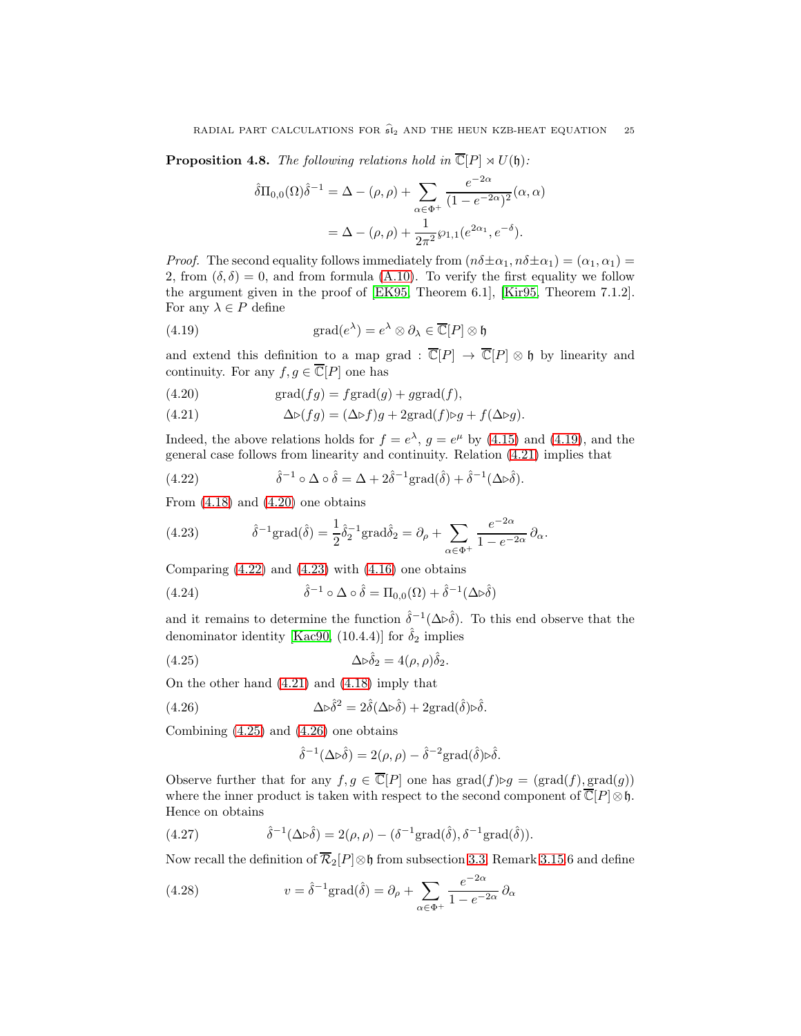**Proposition 4.8.** *The following relations hold in $\overline{\mathbb{C}}[P] \rtimes U(\mathfrak{h})$:*

$$\hat{\delta}\Pi_{0,0}(\Omega)\hat{\delta}^{-1} = \Delta - (\rho,\rho) + \sum_{\alpha\in\Phi^+} \frac{e^{-2\alpha}}{(1-e^{-2\alpha})^2}(\alpha,\alpha)$$
$$= \Delta - (\rho,\rho) + \frac{1}{2\pi^2}\wp_{1,1}(e^{2\alpha_1}, e^{-\delta}).$$

*Proof.* The second equality follows immediately from $(n\delta\pm\alpha_1, n\delta\pm\alpha_1) = (\alpha_1,\alpha_1) = 2$, from $(\delta,\delta)=0$, and from formula (A.10). To verify the first equality we follow the argument given in the proof of [EK95, Theorem 6.1], [Kir95, Theorem 7.1.2]. For any $\lambda \in P$ define

$$\operatorname{grad}(e^\lambda) = e^\lambda \otimes \partial_\lambda \in \overline{\mathbb{C}}[P]\otimes\mathfrak{h} \tag{4.19}$$

and extend this definition to a map $\operatorname{grad} : \overline{\mathbb{C}}[P] \to \overline{\mathbb{C}}[P]\otimes\mathfrak{h}$ by linearity and continuity. For any $f,g \in \overline{\mathbb{C}}[P]$ one has

$$\operatorname{grad}(fg) = f\operatorname{grad}(g) + g\operatorname{grad}(f), \tag{4.20}$$

$$\Delta\triangleright(fg) = (\Delta\triangleright f)g + 2\operatorname{grad}(f)\triangleright g + f(\Delta\triangleright g). \tag{4.21}$$

Indeed, the above relations holds for $f = e^\lambda$, $g = e^\mu$ by (4.15) and (4.19), and the general case follows from linearity and continuity. Relation (4.21) implies that

$$\hat{\delta}^{-1}\circ\Delta\circ\hat{\delta} = \Delta + 2\hat{\delta}^{-1}\operatorname{grad}(\hat{\delta}) + \hat{\delta}^{-1}(\Delta\triangleright\hat{\delta}). \tag{4.22}$$

From (4.18) and (4.20) one obtains

$$\hat{\delta}^{-1}\operatorname{grad}(\hat{\delta}) = \frac{1}{2}\hat{\delta}_2^{-1}\operatorname{grad}\hat{\delta}_2 = \partial_\rho + \sum_{\alpha\in\Phi^+}\frac{e^{-2\alpha}}{1-e^{-2\alpha}}\,\partial_\alpha. \tag{4.23}$$

Comparing (4.22) and (4.23) with (4.16) one obtains

$$\hat{\delta}^{-1}\circ\Delta\circ\hat{\delta} = \Pi_{0,0}(\Omega) + \hat{\delta}^{-1}(\Delta\triangleright\hat{\delta}) \tag{4.24}$$

and it remains to determine the function $\hat{\delta}^{-1}(\Delta\triangleright\hat{\delta})$. To this end observe that the denominator identity [Kac90, (10.4.4)] for $\hat{\delta}_2$ implies

$$\Delta\triangleright\hat{\delta}_2 = 4(\rho,\rho)\hat{\delta}_2. \tag{4.25}$$

On the other hand (4.21) and (4.18) imply that

$$\Delta\triangleright\hat{\delta}^2 = 2\hat{\delta}(\Delta\triangleright\hat{\delta}) + 2\operatorname{grad}(\hat{\delta})\triangleright\hat{\delta}. \tag{4.26}$$

Combining (4.25) and (4.26) one obtains

$$\hat{\delta}^{-1}(\Delta\triangleright\hat{\delta}) = 2(\rho,\rho) - \hat{\delta}^{-2}\operatorname{grad}(\hat{\delta})\triangleright\hat{\delta}.$$

Observe further that for any $f,g\in\overline{\mathbb{C}}[P]$ one has $\operatorname{grad}(f)\triangleright g = (\operatorname{grad}(f),\operatorname{grad}(g))$ where the inner product is taken with respect to the second component of $\overline{\mathbb{C}}[P]\otimes\mathfrak{h}$. Hence on obtains

$$\hat{\delta}^{-1}(\Delta\triangleright\hat{\delta}) = 2(\rho,\rho) - (\delta^{-1}\operatorname{grad}(\hat{\delta}), \delta^{-1}\operatorname{grad}(\hat{\delta})). \tag{4.27}$$

Now recall the definition of $\overline{\mathcal{R}}_2[P]\otimes\mathfrak{h}$ from subsection 3.3, Remark 3.15.6 and define

$$v = \hat{\delta}^{-1}\operatorname{grad}(\hat{\delta}) = \partial_\rho + \sum_{\alpha\in\Phi^+}\frac{e^{-2\alpha}}{1-e^{-2\alpha}}\,\partial_\alpha \tag{4.28}$$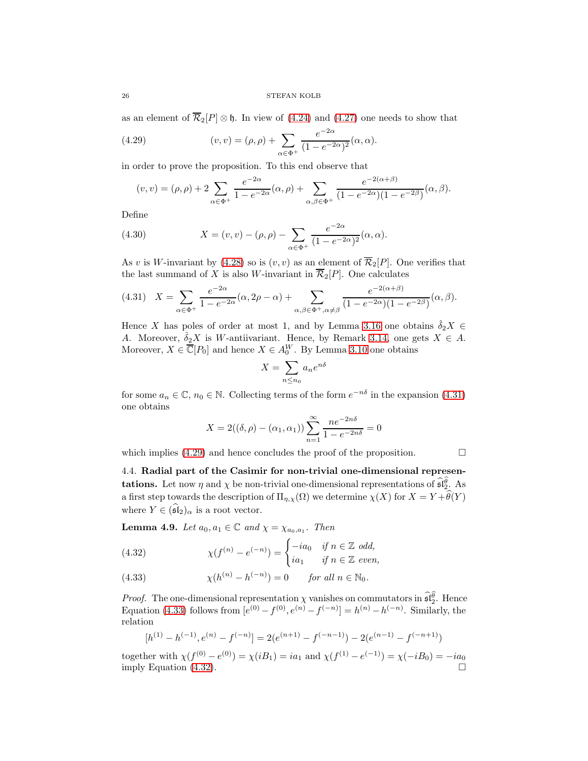as an element of $\overline{\mathcal{R}}_2[P]\otimes\mathfrak{h}$. In view of (4.24) and (4.27) one needs to show that

$$
(v,v) = (\rho,\rho) + \sum_{\alpha\in\Phi^+}\frac{e^{-2\alpha}}{(1-e^{-2\alpha})^2}(\alpha,\alpha). \tag{4.29}
$$

in order to prove the proposition. To this end observe that

$$
(v,v) = (\rho,\rho) + 2\sum_{\alpha\in\Phi^+}\frac{e^{-2\alpha}}{1-e^{-2\alpha}}(\alpha,\rho) + \sum_{\alpha,\beta\in\Phi^+}\frac{e^{-2(\alpha+\beta)}}{(1-e^{-2\alpha})(1-e^{-2\beta})}(\alpha,\beta).
$$

Define

$$
X = (v,v) - (\rho,\rho) - \sum_{\alpha\in\Phi^+}\frac{e^{-2\alpha}}{(1-e^{-2\alpha})^2}(\alpha,\alpha). \tag{4.30}
$$

As $v$ is $W$-invariant by (4.28) so is $(v,v)$ as an element of $\overline{\mathcal{R}}_2[P]$. One verifies that the last summand of $X$ is also $W$-invariant in $\overline{\mathcal{R}}_2[P]$. One calculates

$$
X = \sum_{\alpha\in\Phi^+}\frac{e^{-2\alpha}}{1-e^{-2\alpha}}(\alpha,2\rho-\alpha) + \sum_{\alpha,\beta\in\Phi^+,\alpha\neq\beta}\frac{e^{-2(\alpha+\beta)}}{(1-e^{-2\alpha})(1-e^{-2\beta})}(\alpha,\beta). \tag{4.31}
$$

Hence $X$ has poles of order at most 1, and by Lemma 3.16 one obtains $\hat{\delta}_2 X\in A$. Moreover, $\hat{\delta}_2 X$ is $W$-antiinvariant. Hence, by Remark 3.14, one gets $X\in A$. Moreover, $X\in\overline{\mathbb{C}}[P_0]$ and hence $X\in A_0^W$. By Lemma 3.10 one obtains

$$
X = \sum_{n\leq n_0} a_n e^{n\delta}
$$

for some $a_n\in\mathbb{C}$, $n_0\in\mathbb{N}$. Collecting terms of the form $e^{-n\delta}$ in the expansion (4.31) one obtains

$$
X = 2((\delta,\rho)-(\alpha_1,\alpha_1))\sum_{n=1}^{\infty}\frac{ne^{-2n\delta}}{1-e^{-2n\delta}} = 0
$$

which implies (4.29) and hence concludes the proof of the proposition. $\square$

### 4.4. Radial part of the Casimir for non-trivial one-dimensional representations.

Let now $\eta$ and $\chi$ be non-trivial one-dimensional representations of $\widehat{\mathfrak{sl}}_2^{\widehat{\theta}}$. As a first step towards the description of $\Pi_{\eta,\chi}(\Omega)$ we determine $\chi(X)$ for $X = Y + \widehat{\theta}(Y)$ where $Y\in(\widehat{\mathfrak{sl}}_2)_\alpha$ is a root vector.

**Lemma 4.9.** *Let $a_0, a_1\in\mathbb{C}$ and $\chi = \chi_{a_0,a_1}$. Then*

$$
\chi(f^{(n)} - e^{(-n)}) = \begin{cases} -ia_0 & \text{if } n\in\mathbb{Z} \text{ odd},\\ ia_1 & \text{if } n\in\mathbb{Z} \text{ even},\end{cases} \tag{4.32}
$$

$$
\chi(h^{(n)} - h^{(-n)}) = 0 \qquad \text{for all } n\in\mathbb{N}_0. \tag{4.33}
$$

*Proof.* The one-dimensional representation $\chi$ vanishes on commutators in $\widehat{\mathfrak{sl}}_2^{\widehat{\theta}}$. Hence Equation (4.33) follows from $[e^{(0)} - f^{(0)}, e^{(n)} - f^{(-n)}] = h^{(n)} - h^{(-n)}$. Similarly, the relation

$$
[h^{(1)} - h^{(-1)}, e^{(n)} - f^{(-n)}] = 2(e^{(n+1)} - f^{(-n-1)}) - 2(e^{(n-1)} - f^{(-n+1)})
$$

together with $\chi(f^{(0)} - e^{(0)}) = \chi(iB_1) = ia_1$ and $\chi(f^{(1)} - e^{(-1)}) = \chi(-iB_0) = -ia_0$ imply Equation (4.32). $\square$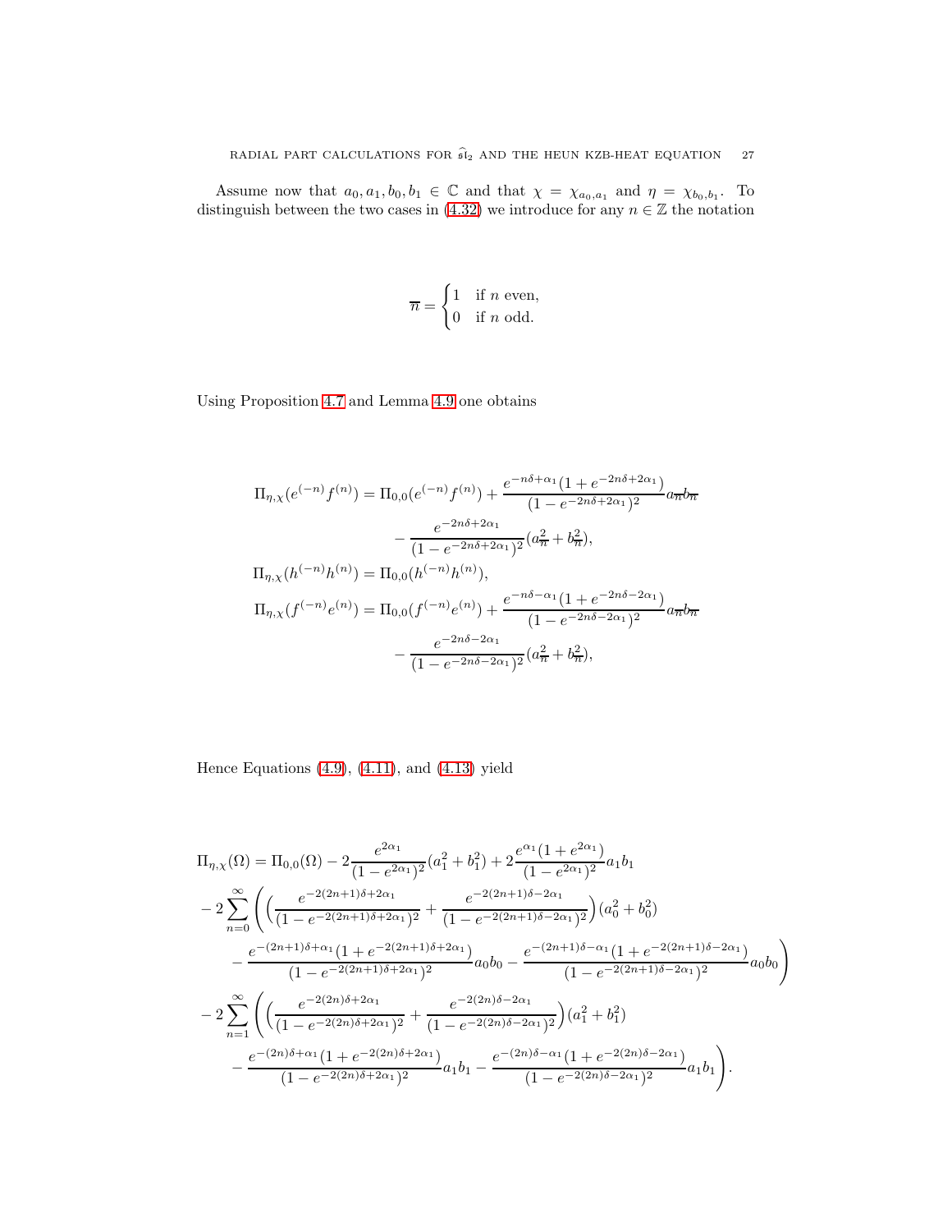Assume now that $a_0, a_1, b_0, b_1 \in \mathbb{C}$ and that $\chi = \chi_{a_0,a_1}$ and $\eta = \chi_{b_0,b_1}$. To distinguish between the two cases in (4.32) we introduce for any $n \in \mathbb{Z}$ the notation

$$
\overline{n} = \begin{cases} 1 & \text{if } n \text{ even,} \\ 0 & \text{if } n \text{ odd.} \end{cases}
$$

Using Proposition 4.7 and Lemma 4.9 one obtains

$$
\begin{aligned}
\Pi_{\eta,\chi}(e^{(-n)}f^{(n)}) &= \Pi_{0,0}(e^{(-n)}f^{(n)}) + \frac{e^{-n\delta+\alpha_1}(1+e^{-2n\delta+2\alpha_1})}{(1-e^{-2n\delta+2\alpha_1})^2}a_{\overline{n}}b_{\overline{n}} \\
&\qquad - \frac{e^{-2n\delta+2\alpha_1}}{(1-e^{-2n\delta+2\alpha_1})^2}(a_{\overline{n}}^2+b_{\overline{n}}^2), \\
\Pi_{\eta,\chi}(h^{(-n)}h^{(n)}) &= \Pi_{0,0}(h^{(-n)}h^{(n)}), \\
\Pi_{\eta,\chi}(f^{(-n)}e^{(n)}) &= \Pi_{0,0}(f^{(-n)}e^{(n)}) + \frac{e^{-n\delta-\alpha_1}(1+e^{-2n\delta-2\alpha_1})}{(1-e^{-2n\delta-2\alpha_1})^2}a_{\overline{n}}b_{\overline{n}} \\
&\qquad - \frac{e^{-2n\delta-2\alpha_1}}{(1-e^{-2n\delta-2\alpha_1})^2}(a_{\overline{n}}^2+b_{\overline{n}}^2),
\end{aligned}
$$

Hence Equations (4.9), (4.11), and (4.13) yield

$$
\begin{aligned}
&\Pi_{\eta,\chi}(\Omega) = \Pi_{0,0}(\Omega) - 2\frac{e^{2\alpha_1}}{(1-e^{2\alpha_1})^2}(a_1^2+b_1^2) + 2\frac{e^{\alpha_1}(1+e^{2\alpha_1})}{(1-e^{2\alpha_1})^2}a_1b_1 \\
&- 2\sum_{n=0}^{\infty}\Bigg(\Big(\frac{e^{-2(2n+1)\delta+2\alpha_1}}{(1-e^{-2(2n+1)\delta+2\alpha_1})^2} + \frac{e^{-2(2n+1)\delta-2\alpha_1}}{(1-e^{-2(2n+1)\delta-2\alpha_1})^2}\Big)(a_0^2+b_0^2) \\
&\quad - \frac{e^{-(2n+1)\delta+\alpha_1}(1+e^{-2(2n+1)\delta+2\alpha_1})}{(1-e^{-2(2n+1)\delta+2\alpha_1})^2}a_0b_0 - \frac{e^{-(2n+1)\delta-\alpha_1}(1+e^{-2(2n+1)\delta-2\alpha_1})}{(1-e^{-2(2n+1)\delta-2\alpha_1})^2}a_0b_0\Bigg) \\
&- 2\sum_{n=1}^{\infty}\Bigg(\Big(\frac{e^{-2(2n)\delta+2\alpha_1}}{(1-e^{-2(2n)\delta+2\alpha_1})^2} + \frac{e^{-2(2n)\delta-2\alpha_1}}{(1-e^{-2(2n)\delta-2\alpha_1})^2}\Big)(a_1^2+b_1^2) \\
&\quad - \frac{e^{-(2n)\delta+\alpha_1}(1+e^{-2(2n)\delta+2\alpha_1})}{(1-e^{-2(2n)\delta+2\alpha_1})^2}a_1b_1 - \frac{e^{-(2n)\delta-\alpha_1}(1+e^{-2(2n)\delta-2\alpha_1})}{(1-e^{-2(2n)\delta-2\alpha_1})^2}a_1b_1\Bigg).
\end{aligned}
$$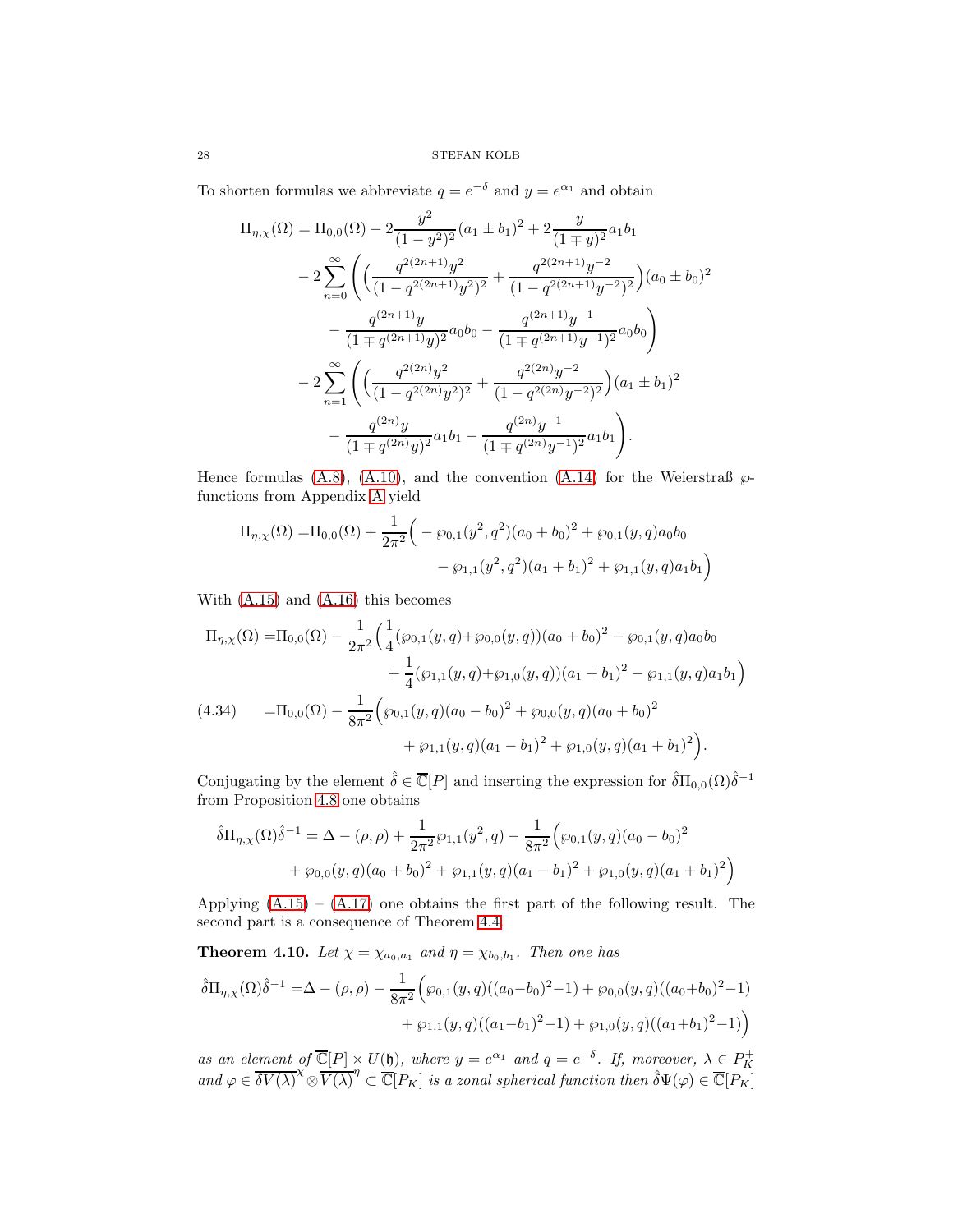To shorten formulas we abbreviate $q = e^{-\delta}$ and $y = e^{\alpha_1}$ and obtain

$$
\begin{aligned}
\Pi_{\eta,\chi}(\Omega) = \Pi_{0,0}(\Omega) &- 2\frac{y^2}{(1-y^2)^2}(a_1 \pm b_1)^2 + 2\frac{y}{(1\mp y)^2}a_1 b_1 \\
&- 2\sum_{n=0}^{\infty}\Bigg(\Big(\frac{q^{2(2n+1)}y^2}{(1-q^{2(2n+1)}y^2)^2} + \frac{q^{2(2n+1)}y^{-2}}{(1-q^{2(2n+1)}y^{-2})^2}\Big)(a_0 \pm b_0)^2 \\
&\qquad - \frac{q^{(2n+1)}y}{(1\mp q^{(2n+1)}y)^2}a_0 b_0 - \frac{q^{(2n+1)}y^{-1}}{(1\mp q^{(2n+1)}y^{-1})^2}a_0 b_0\Bigg) \\
&- 2\sum_{n=1}^{\infty}\Bigg(\Big(\frac{q^{2(2n)}y^2}{(1-q^{2(2n)}y^2)^2} + \frac{q^{2(2n)}y^{-2}}{(1-q^{2(2n)}y^{-2})^2}\Big)(a_1 \pm b_1)^2 \\
&\qquad - \frac{q^{(2n)}y}{(1\mp q^{(2n)}y)^2}a_1 b_1 - \frac{q^{(2n)}y^{-1}}{(1\mp q^{(2n)}y^{-1})^2}a_1 b_1\Bigg).
\end{aligned}
$$

Hence formulas (A.8), (A.10), and the convention (A.14) for the Weierstraß $\wp$-functions from Appendix A yield

$$
\begin{aligned}
\Pi_{\eta,\chi}(\Omega) =& \Pi_{0,0}(\Omega) + \frac{1}{2\pi^2}\Big(-\wp_{0,1}(y^2,q^2)(a_0+b_0)^2 + \wp_{0,1}(y,q)a_0 b_0 \\
&\qquad - \wp_{1,1}(y^2,q^2)(a_1+b_1)^2 + \wp_{1,1}(y,q)a_1 b_1\Big)
\end{aligned}
$$

With (A.15) and (A.16) this becomes

$$
\begin{aligned}
\Pi_{\eta,\chi}(\Omega) =& \Pi_{0,0}(\Omega) - \frac{1}{2\pi^2}\Big(\frac{1}{4}(\wp_{0,1}(y,q)+\wp_{0,0}(y,q))(a_0+b_0)^2 - \wp_{0,1}(y,q)a_0 b_0 \\
&\qquad + \frac{1}{4}(\wp_{1,1}(y,q)+\wp_{1,0}(y,q))(a_1+b_1)^2 - \wp_{1,1}(y,q)a_1 b_1\Big) \\
=& \Pi_{0,0}(\Omega) - \frac{1}{8\pi^2}\Big(\wp_{0,1}(y,q)(a_0-b_0)^2 + \wp_{0,0}(y,q)(a_0+b_0)^2 \\
&\qquad + \wp_{1,1}(y,q)(a_1-b_1)^2 + \wp_{1,0}(y,q)(a_1+b_1)^2\Big). \qquad (4.34)
\end{aligned}
$$

Conjugating by the element $\hat\delta \in \overline{\mathbb{C}}[P]$ and inserting the expression for $\hat\delta\Pi_{0,0}(\Omega)\hat\delta^{-1}$ from Proposition 4.8 one obtains

$$
\begin{aligned}
\hat\delta\Pi_{\eta,\chi}(\Omega)\hat\delta^{-1} = \Delta - (\rho,\rho) + \frac{1}{2\pi^2}\wp_{1,1}(y^2,q) - \frac{1}{8\pi^2}\Big(\wp_{0,1}(y,q)(a_0-b_0)^2 \\
+ \wp_{0,0}(y,q)(a_0+b_0)^2 + \wp_{1,1}(y,q)(a_1-b_1)^2 + \wp_{1,0}(y,q)(a_1+b_1)^2\Big)
\end{aligned}
$$

Applying (A.15) – (A.17) one obtains the first part of the following result. The second part is a consequence of Theorem 4.4.

**Theorem 4.10.** *Let $\chi = \chi_{a_0,a_1}$ and $\eta = \chi_{b_0,b_1}$. Then one has*

$$
\begin{aligned}
\hat\delta\Pi_{\eta,\chi}(\Omega)\hat\delta^{-1} =& \Delta - (\rho,\rho) - \frac{1}{8\pi^2}\Big(\wp_{0,1}(y,q)((a_0-b_0)^2-1) + \wp_{0,0}(y,q)((a_0+b_0)^2-1) \\
&\qquad + \wp_{1,1}(y,q)((a_1-b_1)^2-1) + \wp_{1,0}(y,q)((a_1+b_1)^2-1)\Big)
\end{aligned}
$$

*as an element of $\overline{\mathbb{C}}[P] \rtimes U(\mathfrak{h})$, where $y = e^{\alpha_1}$ and $q = e^{-\delta}$. If, moreover, $\lambda \in P_K^+$ and $\varphi \in \overline{\delta V(\lambda)}^{\chi} \otimes \overline{V(\lambda)}^{\eta} \subset \overline{\mathbb{C}}[P_K]$ is a zonal spherical function then $\hat\delta\Psi(\varphi) \in \overline{\mathbb{C}}[P_K]$*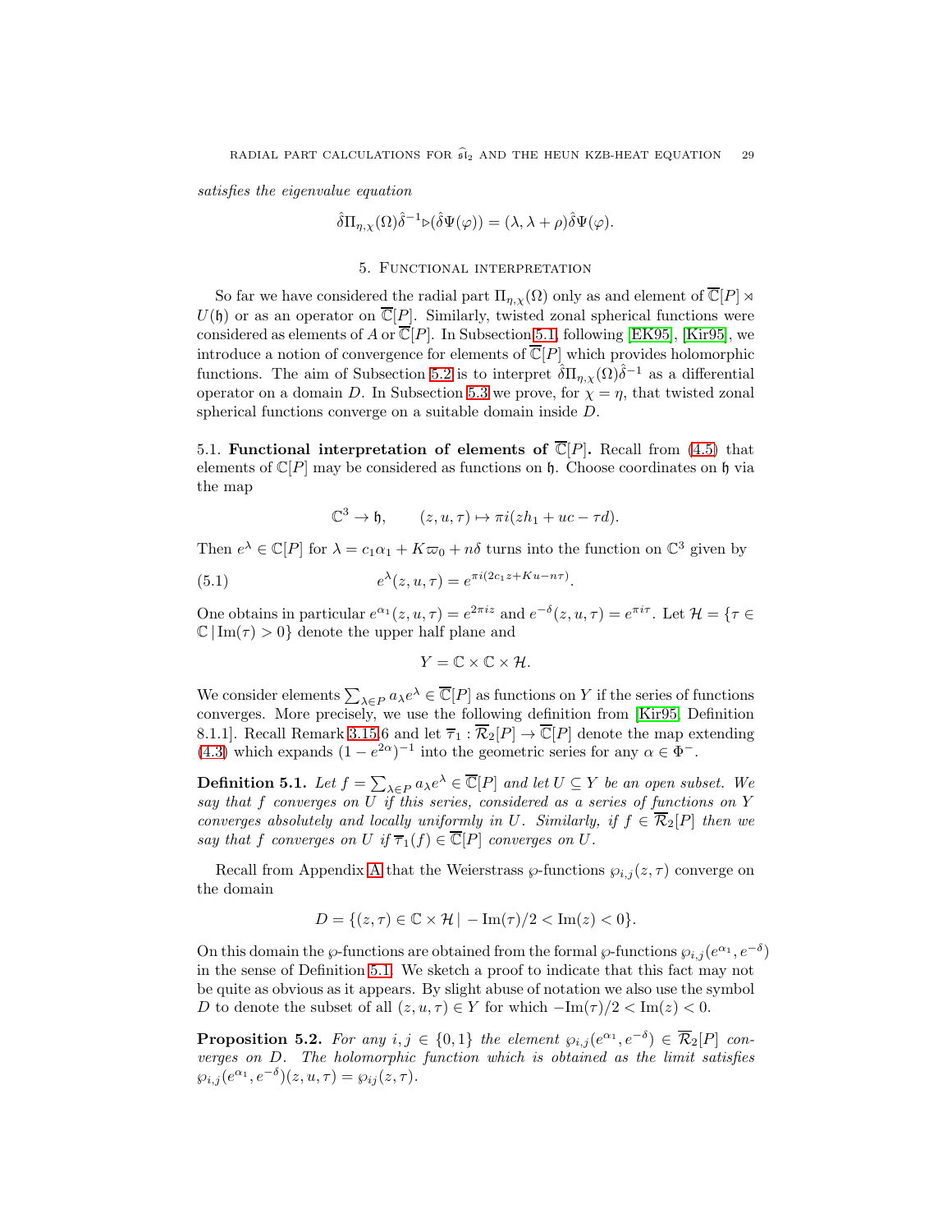*satisfies the eigenvalue equation*

$$\hat{\delta}\Pi_{\eta,\chi}(\Omega)\hat{\delta}^{-1} \triangleright (\hat{\delta}\Psi(\varphi)) = (\lambda, \lambda+\rho)\hat{\delta}\Psi(\varphi).$$

## 5. Functional interpretation

So far we have considered the radial part $\Pi_{\eta,\chi}(\Omega)$ only as and element of $\overline{\mathbb{C}}[P] \rtimes U(\mathfrak{h})$ or as an operator on $\overline{\mathbb{C}}[P]$. Similarly, twisted zonal spherical functions were considered as elements of $A$ or $\overline{\mathbb{C}}[P]$. In Subsection 5.1, following [EK95], [Kir95], we introduce a notion of convergence for elements of $\overline{\mathbb{C}}[P]$ which provides holomorphic functions. The aim of Subsection 5.2 is to interpret $\hat{\delta}\Pi_{\eta,\chi}(\Omega)\hat{\delta}^{-1}$ as a differential operator on a domain $D$. In Subsection 5.3 we prove, for $\chi = \eta$, that twisted zonal spherical functions converge on a suitable domain inside $D$.

### 5.1. Functional interpretation of elements of $\overline{\mathbb{C}}[P]$.

Recall from (4.5) that elements of $\mathbb{C}[P]$ may be considered as functions on $\mathfrak{h}$. Choose coordinates on $\mathfrak{h}$ via the map

$$\mathbb{C}^3 \to \mathfrak{h}, \qquad (z,u,\tau) \mapsto \pi i(z h_1 + uc - \tau d).$$

Then $e^\lambda \in \mathbb{C}[P]$ for $\lambda = c_1\alpha_1 + K\varpi_0 + n\delta$ turns into the function on $\mathbb{C}^3$ given by

$$e^\lambda(z,u,\tau) = e^{\pi i(2c_1 z + Ku - n\tau)}. \tag{5.1}$$

One obtains in particular $e^{\alpha_1}(z,u,\tau) = e^{2\pi i z}$ and $e^{-\delta}(z,u,\tau) = e^{\pi i \tau}$. Let $\mathcal{H} = \{\tau \in \mathbb{C} \,|\, \mathrm{Im}(\tau) > 0\}$ denote the upper half plane and

$$Y = \mathbb{C} \times \mathbb{C} \times \mathcal{H}.$$

We consider elements $\sum_{\lambda\in P} a_\lambda e^\lambda \in \overline{\mathbb{C}}[P]$ as functions on $Y$ if the series of functions converges. More precisely, we use the following definition from [Kir95, Definition 8.1.1]. Recall Remark 3.15.6 and let $\overline{\tau}_1 : \overline{\mathcal{R}}_2[P] \to \overline{\mathbb{C}}[P]$ denote the map extending (4.3) which expands $(1-e^{2\alpha})^{-1}$ into the geometric series for any $\alpha \in \Phi^-$.

**Definition 5.1.** *Let $f = \sum_{\lambda\in P} a_\lambda e^\lambda \in \overline{\mathbb{C}}[P]$ and let $U \subseteq Y$ be an open subset. We say that $f$ converges on $U$ if this series, considered as a series of functions on $Y$ converges absolutely and locally uniformly in $U$. Similarly, if $f \in \overline{\mathcal{R}}_2[P]$ then we say that $f$ converges on $U$ if $\overline{\tau}_1(f) \in \overline{\mathbb{C}}[P]$ converges on $U$.*

Recall from Appendix A that the Weierstrass $\wp$-functions $\wp_{i,j}(z,\tau)$ converge on the domain

$$D = \{(z,\tau) \in \mathbb{C} \times \mathcal{H} \,|\, -\mathrm{Im}(\tau)/2 < \mathrm{Im}(z) < 0\}.$$

On this domain the $\wp$-functions are obtained from the formal $\wp$-functions $\wp_{i,j}(e^{\alpha_1}, e^{-\delta})$ in the sense of Definition 5.1. We sketch a proof to indicate that this fact may not be quite as obvious as it appears. By slight abuse of notation we also use the symbol $D$ to denote the subset of all $(z,u,\tau) \in Y$ for which $-\mathrm{Im}(\tau)/2 < \mathrm{Im}(z) < 0$.

**Proposition 5.2.** *For any $i,j \in \{0,1\}$ the element $\wp_{i,j}(e^{\alpha_1}, e^{-\delta}) \in \overline{\mathcal{R}}_2[P]$ converges on $D$. The holomorphic function which is obtained as the limit satisfies $\wp_{i,j}(e^{\alpha_1}, e^{-\delta})(z,u,\tau) = \wp_{ij}(z,\tau)$.*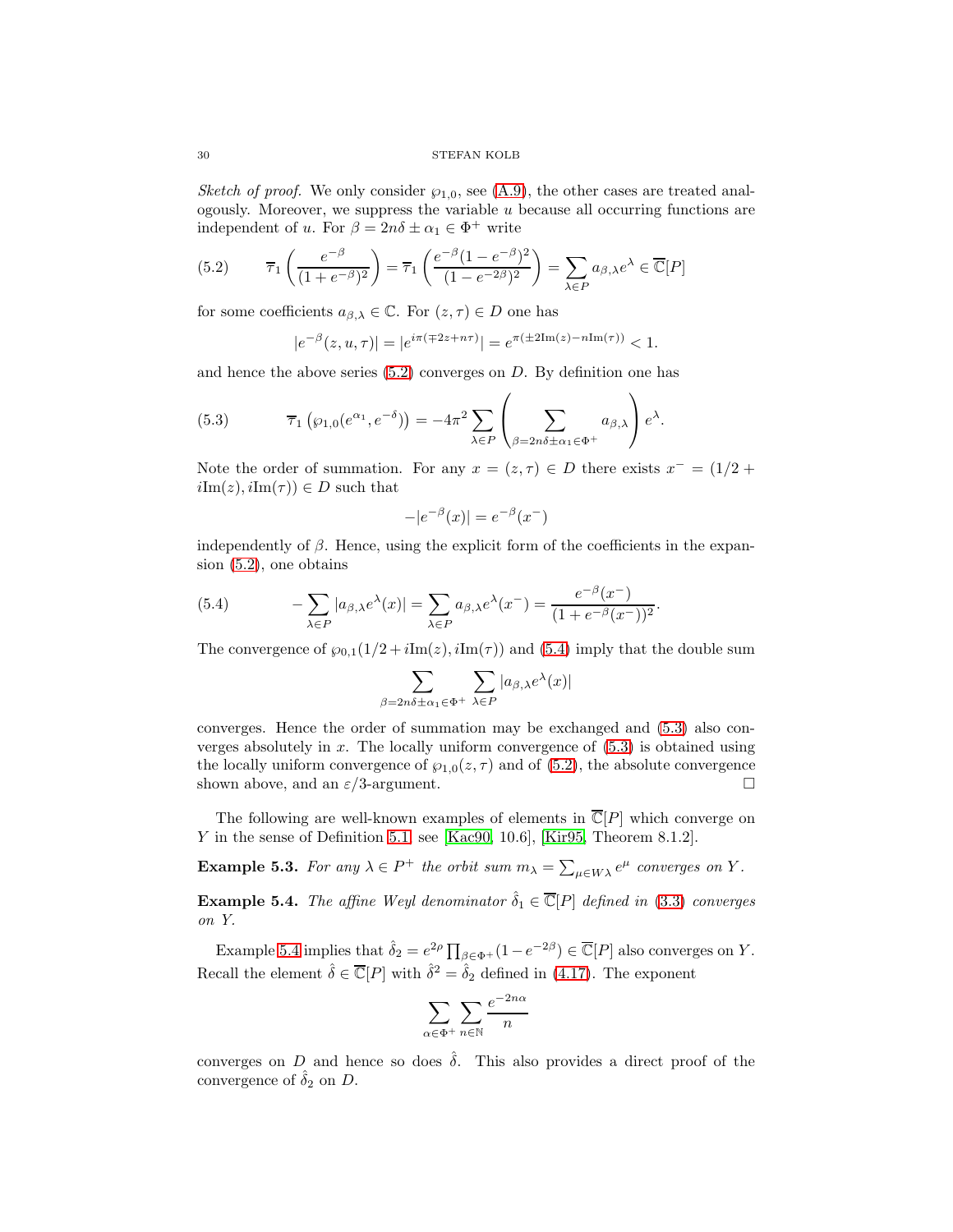*Sketch of proof.* We only consider $\wp_{1,0}$, see (A.9), the other cases are treated analogously. Moreover, we suppress the variable $u$ because all occurring functions are independent of $u$. For $\beta = 2n\delta \pm \alpha_1 \in \Phi^+$ write

$$\overline{\tau}_1\left(\frac{e^{-\beta}}{(1+e^{-\beta})^2}\right) = \overline{\tau}_1\left(\frac{e^{-\beta}(1-e^{-\beta})^2}{(1-e^{-2\beta})^2}\right) = \sum_{\lambda\in P} a_{\beta,\lambda} e^{\lambda} \in \overline{\mathbb{C}}[P] \tag{5.2}$$

for some coefficients $a_{\beta,\lambda} \in \mathbb{C}$. For $(z,\tau) \in D$ one has

$$|e^{-\beta}(z,u,\tau)| = |e^{i\pi(\mp 2z + n\tau)}| = e^{\pi(\pm 2\mathrm{Im}(z) - n\mathrm{Im}(\tau))} < 1.$$

and hence the above series (5.2) converges on $D$. By definition one has

$$\overline{\tau}_1\left(\wp_{1,0}(e^{\alpha_1}, e^{-\delta})\right) = -4\pi^2 \sum_{\lambda\in P}\left(\sum_{\beta=2n\delta\pm\alpha_1\in\Phi^+} a_{\beta,\lambda}\right) e^{\lambda}. \tag{5.3}$$

Note the order of summation. For any $x = (z,\tau) \in D$ there exists $x^- = (1/2 + i\mathrm{Im}(z), i\mathrm{Im}(\tau)) \in D$ such that

$$-|e^{-\beta}(x)| = e^{-\beta}(x^-)$$

independently of $\beta$. Hence, using the explicit form of the coefficients in the expansion (5.2), one obtains

$$-\sum_{\lambda\in P} |a_{\beta,\lambda} e^{\lambda}(x)| = \sum_{\lambda\in P} a_{\beta,\lambda} e^{\lambda}(x^-) = \frac{e^{-\beta}(x^-)}{(1+e^{-\beta}(x^-))^2}. \tag{5.4}$$

The convergence of $\wp_{0,1}(1/2 + i\mathrm{Im}(z), i\mathrm{Im}(\tau))$ and (5.4) imply that the double sum

$$\sum_{\beta=2n\delta\pm\alpha_1\in\Phi^+}\ \sum_{\lambda\in P} |a_{\beta,\lambda} e^{\lambda}(x)|$$

converges. Hence the order of summation may be exchanged and (5.3) also converges absolutely in $x$. The locally uniform convergence of (5.3) is obtained using the locally uniform convergence of $\wp_{1,0}(z,\tau)$ and of (5.2), the absolute convergence shown above, and an $\varepsilon/3$-argument. □

The following are well-known examples of elements in $\overline{\mathbb{C}}[P]$ which converge on $Y$ in the sense of Definition 5.1, see [Kac90, 10.6], [Kir95, Theorem 8.1.2].

**Example 5.3.** *For any $\lambda \in P^+$ the orbit sum $m_\lambda = \sum_{\mu\in W\lambda} e^{\mu}$ converges on $Y$.*

**Example 5.4.** *The affine Weyl denominator $\hat{\delta}_1 \in \overline{\mathbb{C}}[P]$ defined in (3.3) converges on $Y$.*

Example 5.4 implies that $\hat{\delta}_2 = e^{2\rho}\prod_{\beta\in\Phi^+}(1-e^{-2\beta}) \in \overline{\mathbb{C}}[P]$ also converges on $Y$. Recall the element $\hat{\delta} \in \overline{\mathbb{C}}[P]$ with $\hat{\delta}^2 = \hat{\delta}_2$ defined in (4.17). The exponent

$$\sum_{\alpha\in\Phi^+}\sum_{n\in\mathbb{N}} \frac{e^{-2n\alpha}}{n}$$

converges on $D$ and hence so does $\hat{\delta}$. This also provides a direct proof of the convergence of $\hat{\delta}_2$ on $D$.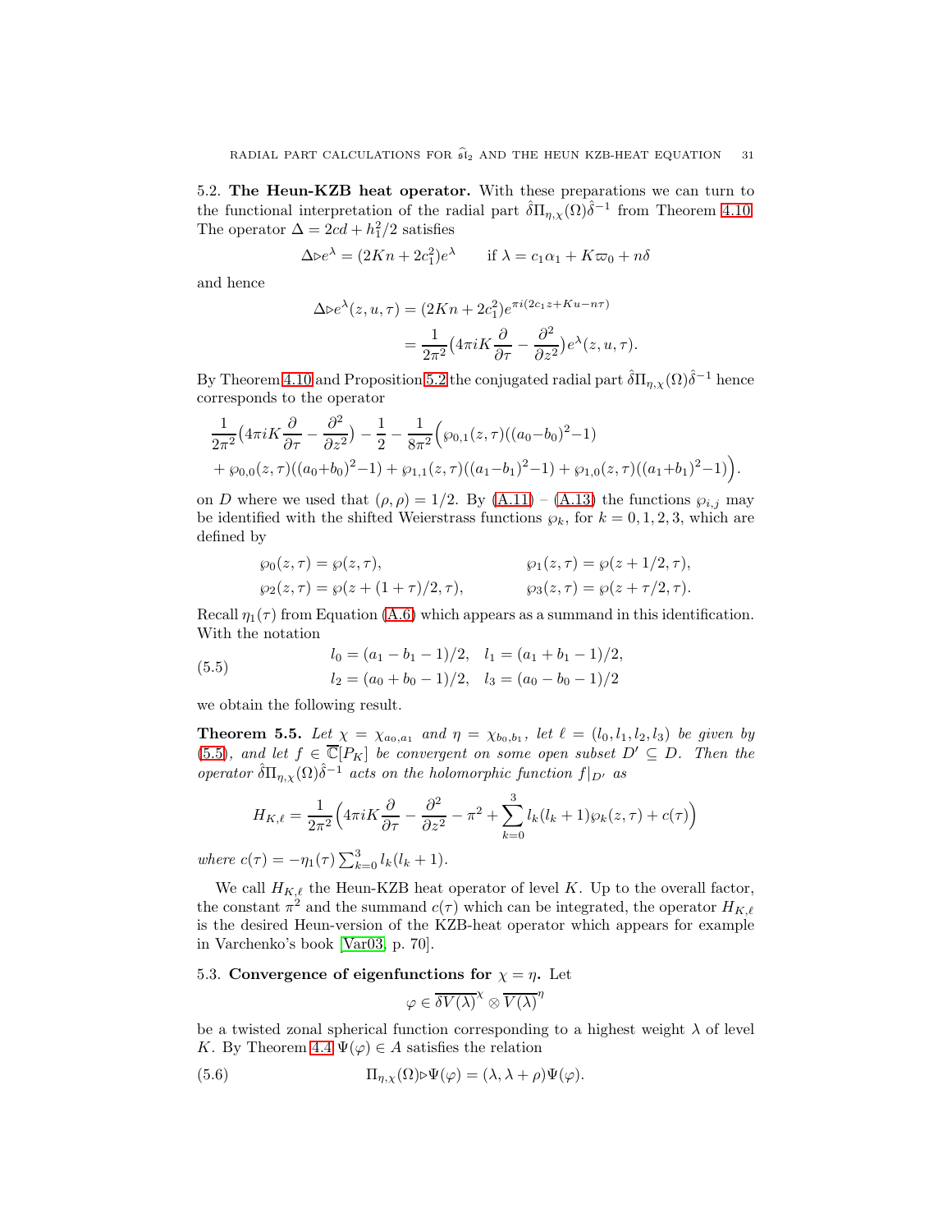**5.2. The Heun-KZB heat operator.** With these preparations we can turn to the functional interpretation of the radial part $\hat{\delta}\Pi_{\eta,\chi}(\Omega)\hat{\delta}^{-1}$ from Theorem 4.10. The operator $\Delta = 2cd + h_1^2/2$ satisfies

$$\Delta \triangleright e^\lambda = (2Kn + 2c_1^2)e^\lambda \qquad \text{if } \lambda = c_1\alpha_1 + K\varpi_0 + n\delta$$

and hence

$$\begin{aligned}\Delta \triangleright e^\lambda(z,u,\tau) &= (2Kn + 2c_1^2)e^{\pi i(2c_1 z + Ku - n\tau)} \\ &= \frac{1}{2\pi^2}\big(4\pi i K \frac{\partial}{\partial \tau} - \frac{\partial^2}{\partial z^2}\big)e^\lambda(z,u,\tau).\end{aligned}$$

By Theorem 4.10 and Proposition 5.2 the conjugated radial part $\hat{\delta}\Pi_{\eta,\chi}(\Omega)\hat{\delta}^{-1}$ hence corresponds to the operator

$$\begin{aligned}&\frac{1}{2\pi^2}\big(4\pi i K\frac{\partial}{\partial\tau} - \frac{\partial^2}{\partial z^2}\big) - \frac{1}{2} - \frac{1}{8\pi^2}\Big(\wp_{0,1}(z,\tau)((a_0 - b_0)^2 - 1) \\ &+ \wp_{0,0}(z,\tau)((a_0+b_0)^2-1) + \wp_{1,1}(z,\tau)((a_1-b_1)^2-1) + \wp_{1,0}(z,\tau)((a_1+b_1)^2-1)\Big).\end{aligned}$$

on $D$ where we used that $(\rho,\rho) = 1/2$. By (A.11) – (A.13) the functions $\wp_{i,j}$ may be identified with the shifted Weierstrass functions $\wp_k$, for $k = 0,1,2,3$, which are defined by

$$\begin{aligned}\wp_0(z,\tau) &= \wp(z,\tau), & \wp_1(z,\tau) &= \wp(z+1/2,\tau),\\ \wp_2(z,\tau) &= \wp(z+(1+\tau)/2,\tau), & \wp_3(z,\tau) &= \wp(z+\tau/2,\tau).\end{aligned}$$

Recall $\eta_1(\tau)$ from Equation (A.6) which appears as a summand in this identification. With the notation

$$\begin{aligned}l_0 &= (a_1 - b_1 - 1)/2, \quad l_1 = (a_1 + b_1 - 1)/2,\\ l_2 &= (a_0 + b_0 - 1)/2, \quad l_3 = (a_0 - b_0 - 1)/2\end{aligned} \tag{5.5}$$

we obtain the following result.

**Theorem 5.5.** *Let $\chi = \chi_{a_0,a_1}$ and $\eta = \chi_{b_0,b_1}$, let $\ell = (l_0,l_1,l_2,l_3)$ be given by (5.5), and let $f \in \overline{\mathbb{C}}[P_K]$ be convergent on some open subset $D' \subseteq D$. Then the operator $\hat{\delta}\Pi_{\eta,\chi}(\Omega)\hat{\delta}^{-1}$ acts on the holomorphic function $f|_{D'}$ as*

$$H_{K,\ell} = \frac{1}{2\pi^2}\Big(4\pi i K\frac{\partial}{\partial\tau} - \frac{\partial^2}{\partial z^2} - \pi^2 + \sum_{k=0}^{3} l_k(l_k+1)\wp_k(z,\tau) + c(\tau)\Big)$$

*where $c(\tau) = -\eta_1(\tau)\sum_{k=0}^{3} l_k(l_k+1)$.*

We call $H_{K,\ell}$ the Heun-KZB heat operator of level $K$. Up to the overall factor, the constant $\pi^2$ and the summand $c(\tau)$ which can be integrated, the operator $H_{K,\ell}$ is the desired Heun-version of the KZB-heat operator which appears for example in Varchenko's book [Var03, p. 70].

**5.3. Convergence of eigenfunctions for $\chi = \eta$.** Let

$$\varphi \in \overline{\delta V(\lambda)}^{\chi} \otimes \overline{V(\lambda)}^{\eta}$$

be a twisted zonal spherical function corresponding to a highest weight $\lambda$ of level $K$. By Theorem 4.4 $\Psi(\varphi) \in A$ satisfies the relation

$$\Pi_{\eta,\chi}(\Omega) \triangleright \Psi(\varphi) = (\lambda, \lambda+\rho)\Psi(\varphi). \tag{5.6}$$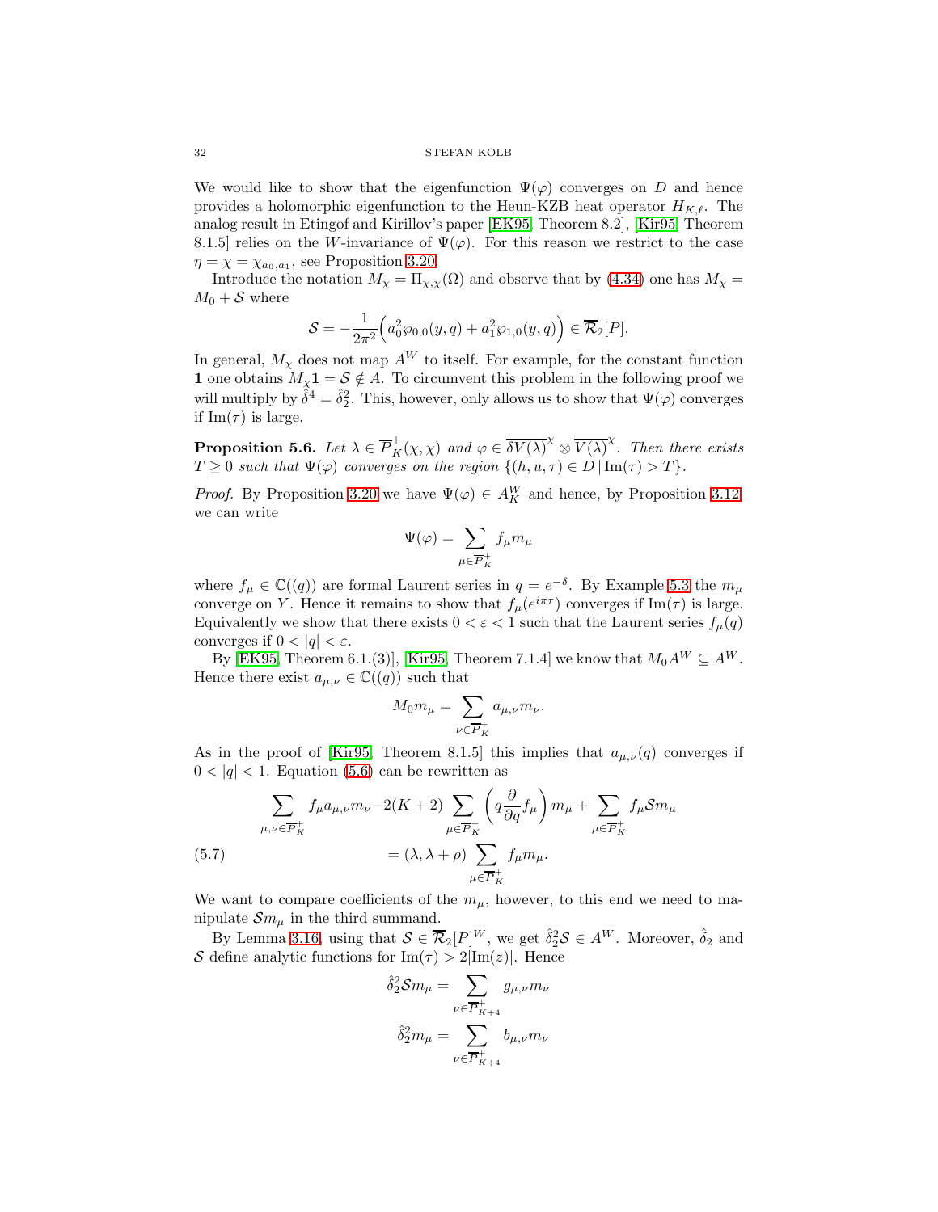We would like to show that the eigenfunction $\Psi(\varphi)$ converges on $D$ and hence provides a holomorphic eigenfunction to the Heun-KZB heat operator $H_{K,\ell}$. The analog result in Etingof and Kirillov's paper [EK95, Theorem 8.2], [Kir95, Theorem 8.1.5] relies on the $W$-invariance of $\Psi(\varphi)$. For this reason we restrict to the case $\eta = \chi = \chi_{a_0,a_1}$, see Proposition 3.20.

Introduce the notation $M_\chi = \Pi_{\chi,\chi}(\Omega)$ and observe that by (4.34) one has $M_\chi = M_0 + \mathcal{S}$ where

$$\mathcal{S} = -\frac{1}{2\pi^2}\Big(a_0^2\wp_{0,0}(y,q) + a_1^2\wp_{1,0}(y,q)\Big) \in \overline{\mathcal{R}}_2[P].$$

In general, $M_\chi$ does not map $A^W$ to itself. For example, for the constant function $\mathbf{1}$ one obtains $M_\chi\mathbf{1} = \mathcal{S} \notin A$. To circumvent this problem in the following proof we will multiply by $\hat{\hat{\delta}}^4 = \hat{\delta}_2^2$. This, however, only allows us to show that $\Psi(\varphi)$ converges if $\mathrm{Im}(\tau)$ is large.

**Proposition 5.6.** *Let $\lambda \in \overline{P}_K^+(\chi,\chi)$ and $\varphi \in \overline{\delta V(\lambda)}^\chi \otimes \overline{V(\lambda)}^\chi$. Then there exists $T \geq 0$ such that $\Psi(\varphi)$ converges on the region $\{(h,u,\tau) \in D \,|\, \mathrm{Im}(\tau) > T\}$.*

*Proof.* By Proposition 3.20 we have $\Psi(\varphi) \in A_K^W$ and hence, by Proposition 3.12, we can write

$$\Psi(\varphi) = \sum_{\mu \in \overline{P}_K^+} f_\mu m_\mu$$

where $f_\mu \in \mathbb{C}((q))$ are formal Laurent series in $q = e^{-\delta}$. By Example 5.3 the $m_\mu$ converge on $Y$. Hence it remains to show that $f_\mu(e^{i\pi\tau})$ converges if $\mathrm{Im}(\tau)$ is large. Equivalently we show that there exists $0 < \varepsilon < 1$ such that the Laurent series $f_\mu(q)$ converges if $0 < |q| < \varepsilon$.

By [EK95, Theorem 6.1.(3)], [Kir95, Theorem 7.1.4] we know that $M_0 A^W \subseteq A^W$. Hence there exist $a_{\mu,\nu} \in \mathbb{C}((q))$ such that

$$M_0 m_\mu = \sum_{\nu \in \overline{P}_K^+} a_{\mu,\nu} m_\nu.$$

As in the proof of [Kir95, Theorem 8.1.5] this implies that $a_{\mu,\nu}(q)$ converges if $0 < |q| < 1$. Equation (5.6) can be rewritten as

$$\begin{aligned}\sum_{\mu,\nu \in \overline{P}_K^+} f_\mu a_{\mu,\nu} m_\nu - 2(K+2)\sum_{\mu \in \overline{P}_K^+}\left(q\frac{\partial}{\partial q} f_\mu\right) m_\mu + \sum_{\mu \in \overline{P}_K^+} f_\mu \mathcal{S} m_\mu \\ = (\lambda, \lambda+\rho)\sum_{\mu \in \overline{P}_K^+} f_\mu m_\mu.\end{aligned} \tag{5.7}$$

We want to compare coefficients of the $m_\mu$, however, to this end we need to manipulate $\mathcal{S}m_\mu$ in the third summand.

By Lemma 3.16, using that $\mathcal{S} \in \overline{\mathcal{R}}_2[P]^W$, we get $\hat{\delta}_2^2\mathcal{S} \in A^W$. Moreover, $\hat{\delta}_2$ and $\mathcal{S}$ define analytic functions for $\mathrm{Im}(\tau) > 2|\mathrm{Im}(z)|$. Hence

$$\hat{\delta}_2^2 \mathcal{S} m_\mu = \sum_{\nu \in \overline{P}_{K+4}^+} g_{\mu,\nu} m_\nu$$

$$\hat{\delta}_2^2 m_\mu = \sum_{\nu \in \overline{P}_{K+4}^+} b_{\mu,\nu} m_\nu$$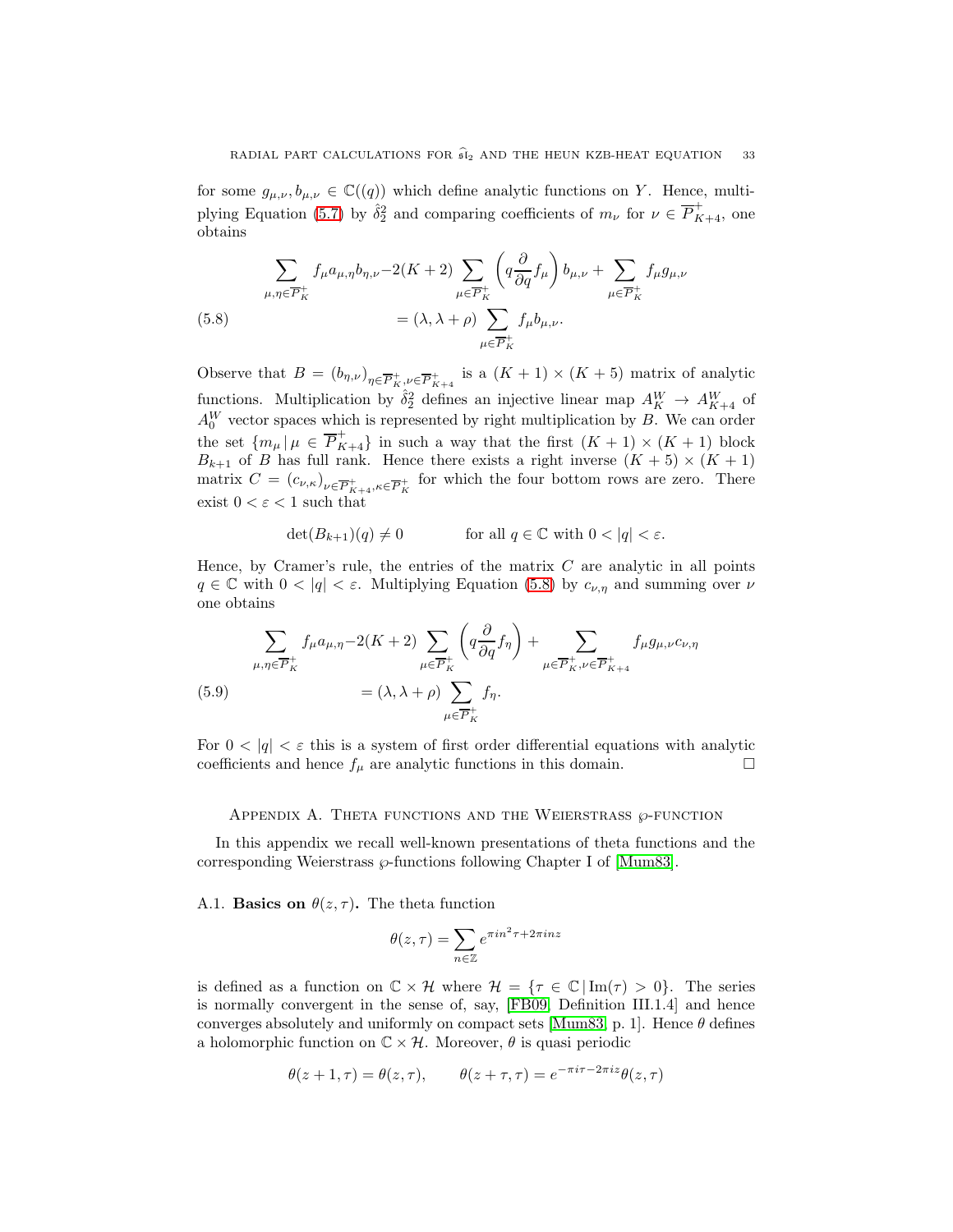for some $g_{\mu,\nu}, b_{\mu,\nu} \in \mathbb{C}((q))$ which define analytic functions on $Y$. Hence, multiplying Equation (5.7) by $\hat{\delta}_2^2$ and comparing coefficients of $m_\nu$ for $\nu \in \overline{P}^+_{K+4}$, one obtains

$$
\begin{aligned}
\sum_{\mu,\eta\in\overline{P}^+_K} f_\mu a_{\mu,\eta} b_{\eta,\nu} - 2(K+2) \sum_{\mu\in\overline{P}^+_K} \left(q\frac{\partial}{\partial q} f_\mu\right) b_{\mu,\nu} + \sum_{\mu\in\overline{P}^+_K} f_\mu g_{\mu,\nu} \\
= (\lambda, \lambda+\rho) \sum_{\mu\in\overline{P}^+_K} f_\mu b_{\mu,\nu}.
\end{aligned}
\tag{5.8}
$$

Observe that $B = (b_{\eta,\nu})_{\eta\in\overline{P}^+_K, \nu\in\overline{P}^+_{K+4}}$ is a $(K+1)\times(K+5)$ matrix of analytic functions. Multiplication by $\hat{\delta}_2^2$ defines an injective linear map $A^W_K \to A^W_{K+4}$ of $A^W_0$ vector spaces which is represented by right multiplication by $B$. We can order the set $\{m_\mu \,|\, \mu \in \overline{P}^+_{K+4}\}$ in such a way that the first $(K+1)\times(K+1)$ block $B_{k+1}$ of $B$ has full rank. Hence there exists a right inverse $(K+5)\times(K+1)$ matrix $C = (c_{\nu,\kappa})_{\nu\in\overline{P}^+_{K+4}, \kappa\in\overline{P}^+_K}$ for which the four bottom rows are zero. There exist $0 < \varepsilon < 1$ such that

$$
\det(B_{k+1})(q) \neq 0 \qquad \text{for all } q \in \mathbb{C} \text{ with } 0 < |q| < \varepsilon.
$$

Hence, by Cramer's rule, the entries of the matrix $C$ are analytic in all points $q \in \mathbb{C}$ with $0 < |q| < \varepsilon$. Multiplying Equation (5.8) by $c_{\nu,\eta}$ and summing over $\nu$ one obtains

$$
\begin{aligned}
\sum_{\mu,\eta\in\overline{P}^+_K} f_\mu a_{\mu,\eta} - 2(K+2) \sum_{\mu\in\overline{P}^+_K} \left(q\frac{\partial}{\partial q} f_\eta\right) + \sum_{\mu\in\overline{P}^+_K, \nu\in\overline{P}^+_{K+4}} f_\mu g_{\mu,\nu} c_{\nu,\eta} \\
= (\lambda, \lambda+\rho) \sum_{\mu\in\overline{P}^+_K} f_\eta.
\end{aligned}
\tag{5.9}
$$

For $0 < |q| < \varepsilon$ this is a system of first order differential equations with analytic coefficients and hence $f_\mu$ are analytic functions in this domain. $\square$

## Appendix A. Theta functions and the Weierstrass $\wp$-function

In this appendix we recall well-known presentations of theta functions and the corresponding Weierstrass $\wp$-functions following Chapter I of [Mum83].

### A.1. Basics on $\theta(z, \tau)$.

The theta function

$$
\theta(z, \tau) = \sum_{n\in\mathbb{Z}} e^{\pi i n^2 \tau + 2\pi i n z}
$$

is defined as a function on $\mathbb{C} \times \mathcal{H}$ where $\mathcal{H} = \{\tau \in \mathbb{C} \,|\, \mathrm{Im}(\tau) > 0\}$. The series is normally convergent in the sense of, say, [FB09, Definition III.1.4] and hence converges absolutely and uniformly on compact sets [Mum83, p. 1]. Hence $\theta$ defines a holomorphic function on $\mathbb{C} \times \mathcal{H}$. Moreover, $\theta$ is quasi periodic

$$
\theta(z+1, \tau) = \theta(z, \tau), \qquad \theta(z+\tau, \tau) = e^{-\pi i \tau - 2\pi i z} \theta(z, \tau)
$$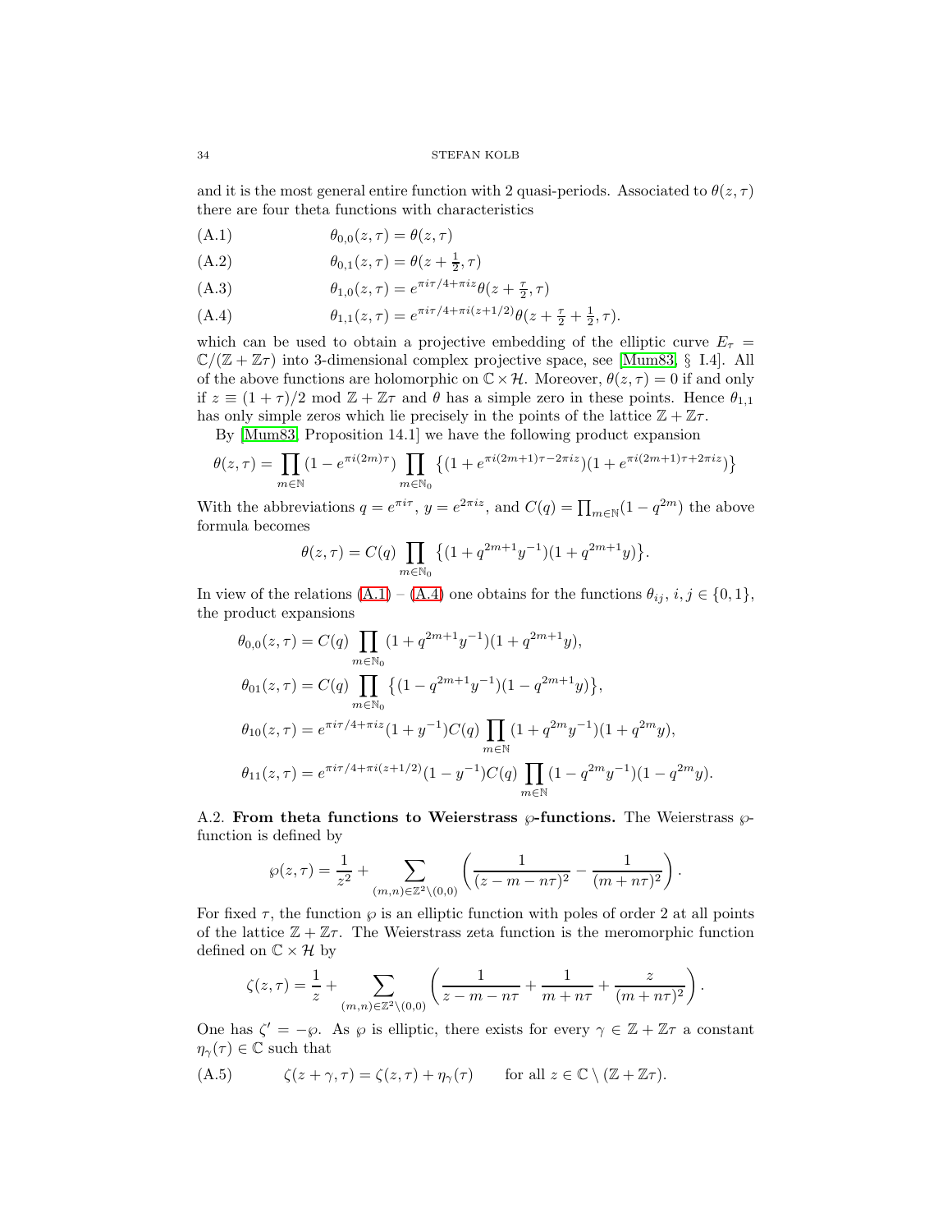and it is the most general entire function with 2 quasi-periods. Associated to $\theta(z,\tau)$ there are four theta functions with characteristics

$$\theta_{0,0}(z,\tau) = \theta(z,\tau) \tag{A.1}$$

$$\theta_{0,1}(z,\tau) = \theta(z+\tfrac{1}{2},\tau) \tag{A.2}$$

$$\theta_{1,0}(z,\tau) = e^{\pi i\tau/4+\pi i z}\theta(z+\tfrac{\tau}{2},\tau) \tag{A.3}$$

$$\theta_{1,1}(z,\tau) = e^{\pi i\tau/4+\pi i(z+1/2)}\theta(z+\tfrac{\tau}{2}+\tfrac{1}{2},\tau). \tag{A.4}$$

which can be used to obtain a projective embedding of the elliptic curve $E_\tau = \mathbb{C}/(\mathbb{Z}+\mathbb{Z}\tau)$ into 3-dimensional complex projective space, see [Mum83, § I.4]. All of the above functions are holomorphic on $\mathbb{C}\times\mathcal{H}$. Moreover, $\theta(z,\tau)=0$ if and only if $z\equiv(1+\tau)/2 \mod \mathbb{Z}+\mathbb{Z}\tau$ and $\theta$ has a simple zero in these points. Hence $\theta_{1,1}$ has only simple zeros which lie precisely in the points of the lattice $\mathbb{Z}+\mathbb{Z}\tau$.

By [Mum83, Proposition 14.1] we have the following product expansion

$$\theta(z,\tau) = \prod_{m\in\mathbb{N}}(1-e^{\pi i(2m)\tau})\prod_{m\in\mathbb{N}_0}\big\{(1+e^{\pi i(2m+1)\tau-2\pi i z})(1+e^{\pi i(2m+1)\tau+2\pi i z})\big\}$$

With the abbreviations $q=e^{\pi i\tau}$, $y=e^{2\pi i z}$, and $C(q)=\prod_{m\in\mathbb{N}}(1-q^{2m})$ the above formula becomes

$$\theta(z,\tau) = C(q)\prod_{m\in\mathbb{N}_0}\big\{(1+q^{2m+1}y^{-1})(1+q^{2m+1}y)\big\}.$$

In view of the relations (A.1) – (A.4) one obtains for the functions $\theta_{ij}$, $i,j\in\{0,1\}$, the product expansions

$$\begin{aligned}
\theta_{0,0}(z,\tau) &= C(q)\prod_{m\in\mathbb{N}_0}(1+q^{2m+1}y^{-1})(1+q^{2m+1}y),\\
\theta_{01}(z,\tau) &= C(q)\prod_{m\in\mathbb{N}_0}\big\{(1-q^{2m+1}y^{-1})(1-q^{2m+1}y)\big\},\\
\theta_{10}(z,\tau) &= e^{\pi i\tau/4+\pi i z}(1+y^{-1})C(q)\prod_{m\in\mathbb{N}}(1+q^{2m}y^{-1})(1+q^{2m}y),\\
\theta_{11}(z,\tau) &= e^{\pi i\tau/4+\pi i(z+1/2)}(1-y^{-1})C(q)\prod_{m\in\mathbb{N}}(1-q^{2m}y^{-1})(1-q^{2m}y).
\end{aligned}$$

A.2. **From theta functions to Weierstrass $\wp$-functions.** The Weierstrass $\wp$-function is defined by

$$\wp(z,\tau) = \frac{1}{z^2} + \sum_{(m,n)\in\mathbb{Z}^2\setminus(0,0)}\left(\frac{1}{(z-m-n\tau)^2}-\frac{1}{(m+n\tau)^2}\right).$$

For fixed $\tau$, the function $\wp$ is an elliptic function with poles of order 2 at all points of the lattice $\mathbb{Z}+\mathbb{Z}\tau$. The Weierstrass zeta function is the meromorphic function defined on $\mathbb{C}\times\mathcal{H}$ by

$$\zeta(z,\tau) = \frac{1}{z} + \sum_{(m,n)\in\mathbb{Z}^2\setminus(0,0)}\left(\frac{1}{z-m-n\tau}+\frac{1}{m+n\tau}+\frac{z}{(m+n\tau)^2}\right).$$

One has $\zeta' = -\wp$. As $\wp$ is elliptic, there exists for every $\gamma\in\mathbb{Z}+\mathbb{Z}\tau$ a constant $\eta_\gamma(\tau)\in\mathbb{C}$ such that

$$\zeta(z+\gamma,\tau) = \zeta(z,\tau)+\eta_\gamma(\tau) \qquad \text{for all } z\in\mathbb{C}\setminus(\mathbb{Z}+\mathbb{Z}\tau). \tag{A.5}$$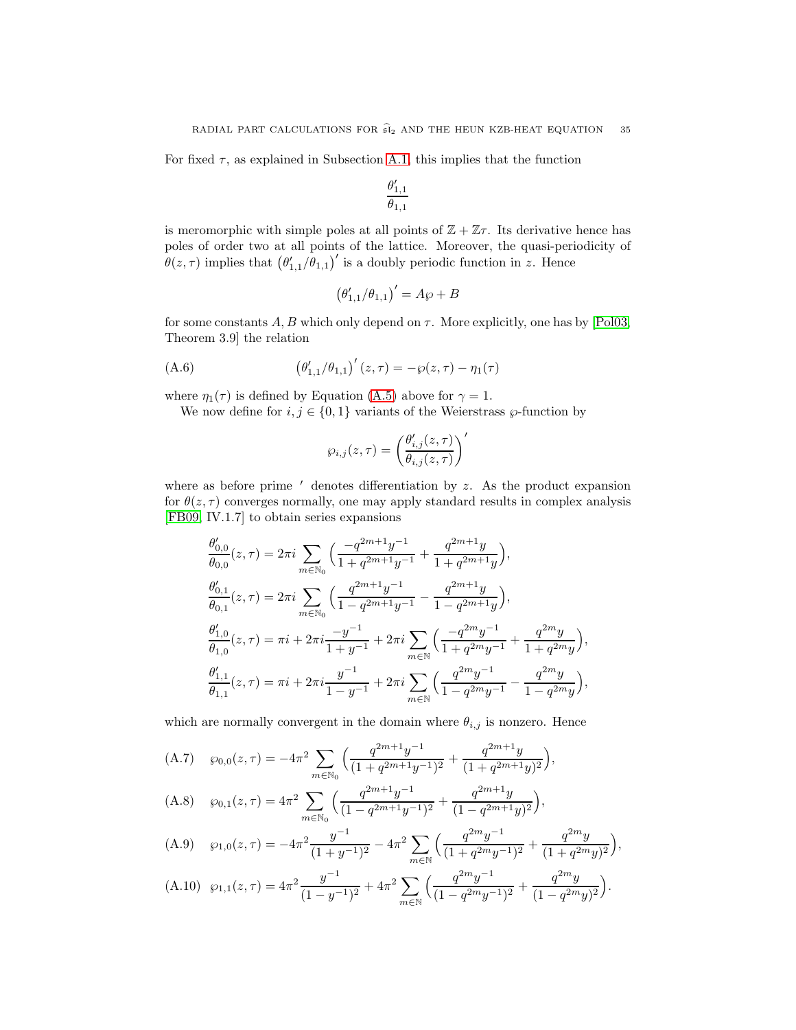For fixed $\tau$, as explained in Subsection A.1, this implies that the function

$$\frac{\theta_{1,1}'}{\theta_{1,1}}$$

is meromorphic with simple poles at all points of $\mathbb{Z} + \mathbb{Z}\tau$. Its derivative hence has poles of order two at all points of the lattice. Moreover, the quasi-periodicity of $\theta(z,\tau)$ implies that $\left(\theta_{1,1}'/\theta_{1,1}\right)'$ is a doubly periodic function in $z$. Hence

$$\left(\theta_{1,1}'/\theta_{1,1}\right)' = A\wp + B$$

for some constants $A, B$ which only depend on $\tau$. More explicitly, one has by [Pol03, Theorem 3.9] the relation

$$\left(\theta_{1,1}'/\theta_{1,1}\right)'(z,\tau) = -\wp(z,\tau) - \eta_1(\tau) \tag{A.6}$$

where $\eta_1(\tau)$ is defined by Equation (A.5) above for $\gamma = 1$.

We now define for $i, j \in \{0,1\}$ variants of the Weierstrass $\wp$-function by

$$\wp_{i,j}(z,\tau) = \left(\frac{\theta_{i,j}'(z,\tau)}{\theta_{i,j}(z,\tau)}\right)'$$

where as before prime $'$ denotes differentiation by $z$. As the product expansion for $\theta(z,\tau)$ converges normally, one may apply standard results in complex analysis [FB09, IV.1.7] to obtain series expansions

$$\begin{aligned}
\frac{\theta_{0,0}'}{\theta_{0,0}}(z,\tau) &= 2\pi i \sum_{m\in\mathbb{N}_0} \Big(\frac{-q^{2m+1}y^{-1}}{1+q^{2m+1}y^{-1}} + \frac{q^{2m+1}y}{1+q^{2m+1}y}\Big),\\
\frac{\theta_{0,1}'}{\theta_{0,1}}(z,\tau) &= 2\pi i \sum_{m\in\mathbb{N}_0} \Big(\frac{q^{2m+1}y^{-1}}{1-q^{2m+1}y^{-1}} - \frac{q^{2m+1}y}{1-q^{2m+1}y}\Big),\\
\frac{\theta_{1,0}'}{\theta_{1,0}}(z,\tau) &= \pi i + 2\pi i \frac{-y^{-1}}{1+y^{-1}} + 2\pi i \sum_{m\in\mathbb{N}} \Big(\frac{-q^{2m}y^{-1}}{1+q^{2m}y^{-1}} + \frac{q^{2m}y}{1+q^{2m}y}\Big),\\
\frac{\theta_{1,1}'}{\theta_{1,1}}(z,\tau) &= \pi i + 2\pi i \frac{y^{-1}}{1-y^{-1}} + 2\pi i \sum_{m\in\mathbb{N}} \Big(\frac{q^{2m}y^{-1}}{1-q^{2m}y^{-1}} - \frac{q^{2m}y}{1-q^{2m}y}\Big),
\end{aligned}$$

which are normally convergent in the domain where $\theta_{i,j}$ is nonzero. Hence

$$\wp_{0,0}(z,\tau) = -4\pi^2 \sum_{m\in\mathbb{N}_0} \Big(\frac{q^{2m+1}y^{-1}}{(1+q^{2m+1}y^{-1})^2} + \frac{q^{2m+1}y}{(1+q^{2m+1}y)^2}\Big), \tag{A.7}$$

$$\wp_{0,1}(z,\tau) = 4\pi^2 \sum_{m\in\mathbb{N}_0} \Big(\frac{q^{2m+1}y^{-1}}{(1-q^{2m+1}y^{-1})^2} + \frac{q^{2m+1}y}{(1-q^{2m+1}y)^2}\Big), \tag{A.8}$$

$$\wp_{1,0}(z,\tau) = -4\pi^2 \frac{y^{-1}}{(1+y^{-1})^2} - 4\pi^2 \sum_{m\in\mathbb{N}} \Big(\frac{q^{2m}y^{-1}}{(1+q^{2m}y^{-1})^2} + \frac{q^{2m}y}{(1+q^{2m}y)^2}\Big), \tag{A.9}$$

$$\wp_{1,1}(z,\tau) = 4\pi^2 \frac{y^{-1}}{(1-y^{-1})^2} + 4\pi^2 \sum_{m\in\mathbb{N}} \Big(\frac{q^{2m}y^{-1}}{(1-q^{2m}y^{-1})^2} + \frac{q^{2m}y}{(1-q^{2m}y)^2}\Big). \tag{A.10}$$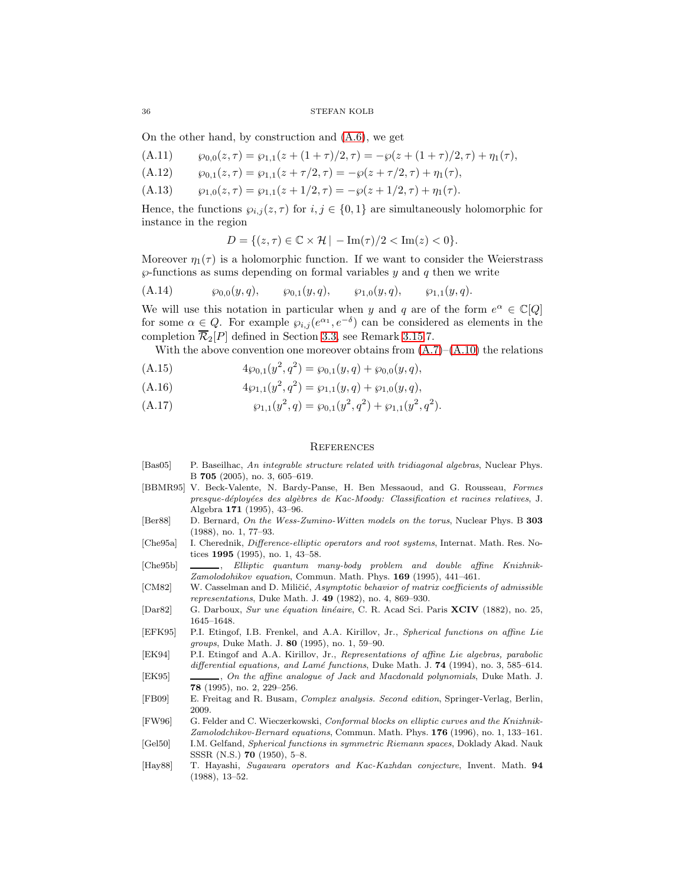On the other hand, by construction and (A.6), we get

$$\wp_{0,0}(z,\tau) = \wp_{1,1}(z+(1+\tau)/2,\tau) = -\wp(z+(1+\tau)/2,\tau) + \eta_1(\tau), \tag{A.11}$$

$$\wp_{0,1}(z,\tau) = \wp_{1,1}(z+\tau/2,\tau) = -\wp(z+\tau/2,\tau) + \eta_1(\tau), \tag{A.12}$$

$$\wp_{1,0}(z,\tau) = \wp_{1,1}(z+1/2,\tau) = -\wp(z+1/2,\tau) + \eta_1(\tau). \tag{A.13}$$

Hence, the functions $\wp_{i,j}(z,\tau)$ for $i,j \in \{0,1\}$ are simultaneously holomorphic for instance in the region

$$D = \{(z,\tau) \in \mathbb{C} \times \mathcal{H} \,|\, -\mathrm{Im}(\tau)/2 < \mathrm{Im}(z) < 0\}.$$

Moreover $\eta_1(\tau)$ is a holomorphic function. If we want to consider the Weierstrass $\wp$-functions as sums depending on formal variables $y$ and $q$ then we write

$$\wp_{0,0}(y,q), \qquad \wp_{0,1}(y,q), \qquad \wp_{1,0}(y,q), \qquad \wp_{1,1}(y,q). \tag{A.14}$$

We will use this notation in particular when $y$ and $q$ are of the form $e^{\alpha} \in \mathbb{C}[Q]$ for some $\alpha \in Q$. For example $\wp_{i,j}(e^{\alpha_1}, e^{-\delta})$ can be considered as elements in the completion $\overline{\mathcal{R}}_2[P]$ defined in Section 3.3, see Remark 3.15.7.

With the above convention one moreover obtains from (A.7)–(A.10) the relations

$$4\wp_{0,1}(y^2,q^2) = \wp_{0,1}(y,q) + \wp_{0,0}(y,q), \tag{A.15}$$

$$4\wp_{1,1}(y^2,q^2) = \wp_{1,1}(y,q) + \wp_{1,0}(y,q), \tag{A.16}$$

$$\wp_{1,1}(y^2,q) = \wp_{0,1}(y^2,q^2) + \wp_{1,1}(y^2,q^2). \tag{A.17}$$

## References

- [Bas05] P. Baseilhac, *An integrable structure related with tridiagonal algebras*, Nuclear Phys. B **705** (2005), no. 3, 605–619.
- [BBMR95] V. Beck-Valente, N. Bardy-Panse, H. Ben Messaoud, and G. Rousseau, *Formes presque-déployées des algèbres de Kac-Moody: Classification et racines relatives*, J. Algebra **171** (1995), 43–96.
- [Ber88] D. Bernard, *On the Wess-Zumino-Witten models on the torus*, Nuclear Phys. B **303** (1988), no. 1, 77–93.
- [Che95a] I. Cherednik, *Difference-elliptic operators and root systems*, Internat. Math. Res. Notices **1995** (1995), no. 1, 43–58.
- [Che95b] ———, *Elliptic quantum many-body problem and double affine Knizhnik-Zamolodohikov equation*, Commun. Math. Phys. **169** (1995), 441–461.
- [CM82] W. Casselman and D. Miličić, *Asymptotic behavior of matrix coefficients of admissible representations*, Duke Math. J. **49** (1982), no. 4, 869–930.
- [Dar82] G. Darboux, *Sur une équation linéaire*, C. R. Acad Sci. Paris **XCIV** (1882), no. 25, 1645–1648.
- [EFK95] P.I. Etingof, I.B. Frenkel, and A.A. Kirillov, Jr., *Spherical functions on affine Lie groups*, Duke Math. J. **80** (1995), no. 1, 59–90.
- [EK94] P.I. Etingof and A.A. Kirillov, Jr., *Representations of affine Lie algebras, parabolic differential equations, and Lamé functions*, Duke Math. J. **74** (1994), no. 3, 585–614.
- [EK95] ———, *On the affine analogue of Jack and Macdonald polynomials*, Duke Math. J. **78** (1995), no. 2, 229–256.
- [FB09] E. Freitag and R. Busam, *Complex analysis. Second edition*, Springer-Verlag, Berlin, 2009.
- [FW96] G. Felder and C. Wieczerkowski, *Conformal blocks on elliptic curves and the Knizhnik-Zamolodchikov-Bernard equations*, Commun. Math. Phys. **176** (1996), no. 1, 133–161.
- [Gel50] I.M. Gelfand, *Spherical functions in symmetric Riemann spaces*, Doklady Akad. Nauk SSSR (N.S.) **70** (1950), 5–8.
- [Hay88] T. Hayashi, *Sugawara operators and Kac-Kazhdan conjecture*, Invent. Math. **94** (1988), 13–52.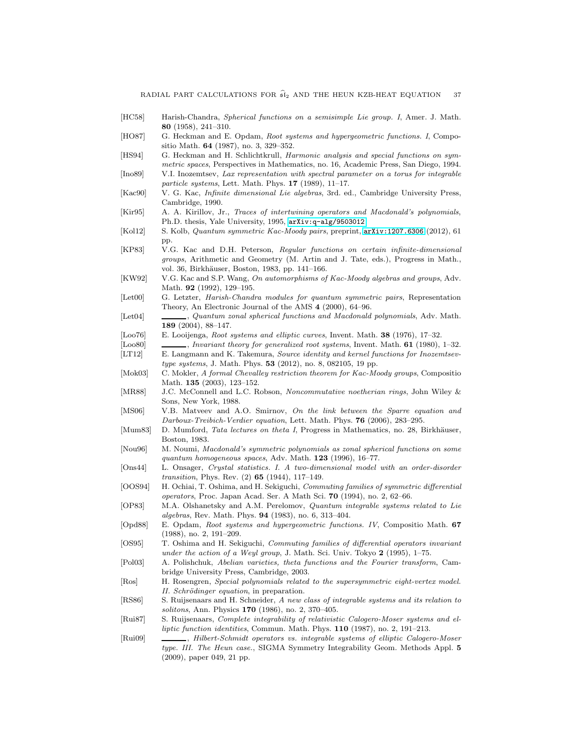- [HC58] Harish-Chandra, *Spherical functions on a semisimple Lie group. I*, Amer. J. Math. **80** (1958), 241–310.
- [HO87] G. Heckman and E. Opdam, *Root systems and hypergeometric functions. I*, Compositio Math. **64** (1987), no. 3, 329–352.
- [HS94] G. Heckman and H. Schlichtkrull, *Harmonic analysis and special functions on symmetric spaces*, Perspectives in Mathematics, no. 16, Academic Press, San Diego, 1994.
- [Ino89] V.I. Inozemtsev, *Lax representation with spectral parameter on a torus for integrable particle systems*, Lett. Math. Phys. **17** (1989), 11–17.
- [Kac90] V. G. Kac, *Infinite dimensional Lie algebras*, 3rd. ed., Cambridge University Press, Cambridge, 1990.
- [Kir95] A. A. Kirillov, Jr., *Traces of intertwining operators and Macdonald's polynomials*, Ph.D. thesis, Yale University, 1995, arXiv:q-alg/9503012.
- [Kol12] S. Kolb, *Quantum symmetric Kac-Moody pairs*, preprint, arXiv:1207.6306 (2012), 61 pp.
- [KP83] V.G. Kac and D.H. Peterson, *Regular functions on certain infinite-dimensional groups*, Arithmetic and Geometry (M. Artin and J. Tate, eds.), Progress in Math., vol. 36, Birkhäuser, Boston, 1983, pp. 141–166.
- [KW92] V.G. Kac and S.P. Wang, *On automorphisms of Kac-Moody algebras and groups*, Adv. Math. **92** (1992), 129–195.
- [Let00] G. Letzter, *Harish-Chandra modules for quantum symmetric pairs*, Representation Theory, An Electronic Journal of the AMS **4** (2000), 64–96.
- [Let04] ———, *Quantum zonal spherical functions and Macdonald polynomials*, Adv. Math. **189** (2004), 88–147.
- [Loo76] E. Looijenga, *Root systems and elliptic curves*, Invent. Math. **38** (1976), 17–32.
- [Loo80] ———, *Invariant theory for generalized root systems*, Invent. Math. **61** (1980), 1–32.
- [LT12] E. Langmann and K. Takemura, *Source identity and kernel functions for Inozemtsev-type systems*, J. Math. Phys. **53** (2012), no. 8, 082105, 19 pp.
- [Mok03] C. Mokler, *A formal Chevalley restriction theorem for Kac-Moody groups*, Compositio Math. **135** (2003), 123–152.
- [MR88] J.C. McConnell and L.C. Robson, *Noncommutative noetherian rings*, John Wiley & Sons, New York, 1988.
- [MS06] V.B. Matveev and A.O. Smirnov, *On the link between the Sparre equation and Darboux-Treibich-Verdier equation*, Lett. Math. Phys. **76** (2006), 283–295.
- [Mum83] D. Mumford, *Tata lectures on theta I*, Progress in Mathematics, no. 28, Birkhäuser, Boston, 1983.
- [Nou96] M. Noumi, *Macdonald's symmetric polynomials as zonal spherical functions on some quantum homogeneous spaces*, Adv. Math. **123** (1996), 16–77.
- [Ons44] L. Onsager, *Crystal statistics. I. A two-dimensional model with an order-disorder transition*, Phys. Rev. (2) **65** (1944), 117–149.
- [OOS94] H. Ochiai, T. Oshima, and H. Sekiguchi, *Commuting families of symmetric differential operators*, Proc. Japan Acad. Ser. A Math Sci. **70** (1994), no. 2, 62–66.
- [OP83] M.A. Olshanetsky and A.M. Perelomov, *Quantum integrable systems related to Lie algebras*, Rev. Math. Phys. **94** (1983), no. 6, 313–404.
- [Opd88] E. Opdam, *Root systems and hypergeometric functions. IV*, Compositio Math. **67** (1988), no. 2, 191–209.
- [OS95] T. Oshima and H. Sekiguchi, *Commuting families of differential operators invariant under the action of a Weyl group*, J. Math. Sci. Univ. Tokyo **2** (1995), 1–75.
- [Pol03] A. Polishchuk, *Abelian varieties, theta functions and the Fourier transform*, Cambridge University Press, Cambridge, 2003.
- [Ros] H. Rosengren, *Special polynomials related to the supersymmetric eight-vertex model. II. Schrödinger equation*, in preparation.
- [RS86] S. Ruijsenaars and H. Schneider, *A new class of integrable systems and its relation to solitons*, Ann. Physics **170** (1986), no. 2, 370–405.
- [Rui87] S. Ruijsenaars, *Complete integrability of relativistic Calogero-Moser systems and elliptic function identities*, Commun. Math. Phys. **110** (1987), no. 2, 191–213.
- [Rui09] ———, *Hilbert-Schmidt operators vs. integrable systems of elliptic Calogero-Moser type. III. The Heun case.*, SIGMA Symmetry Integrability Geom. Methods Appl. **5** (2009), paper 049, 21 pp.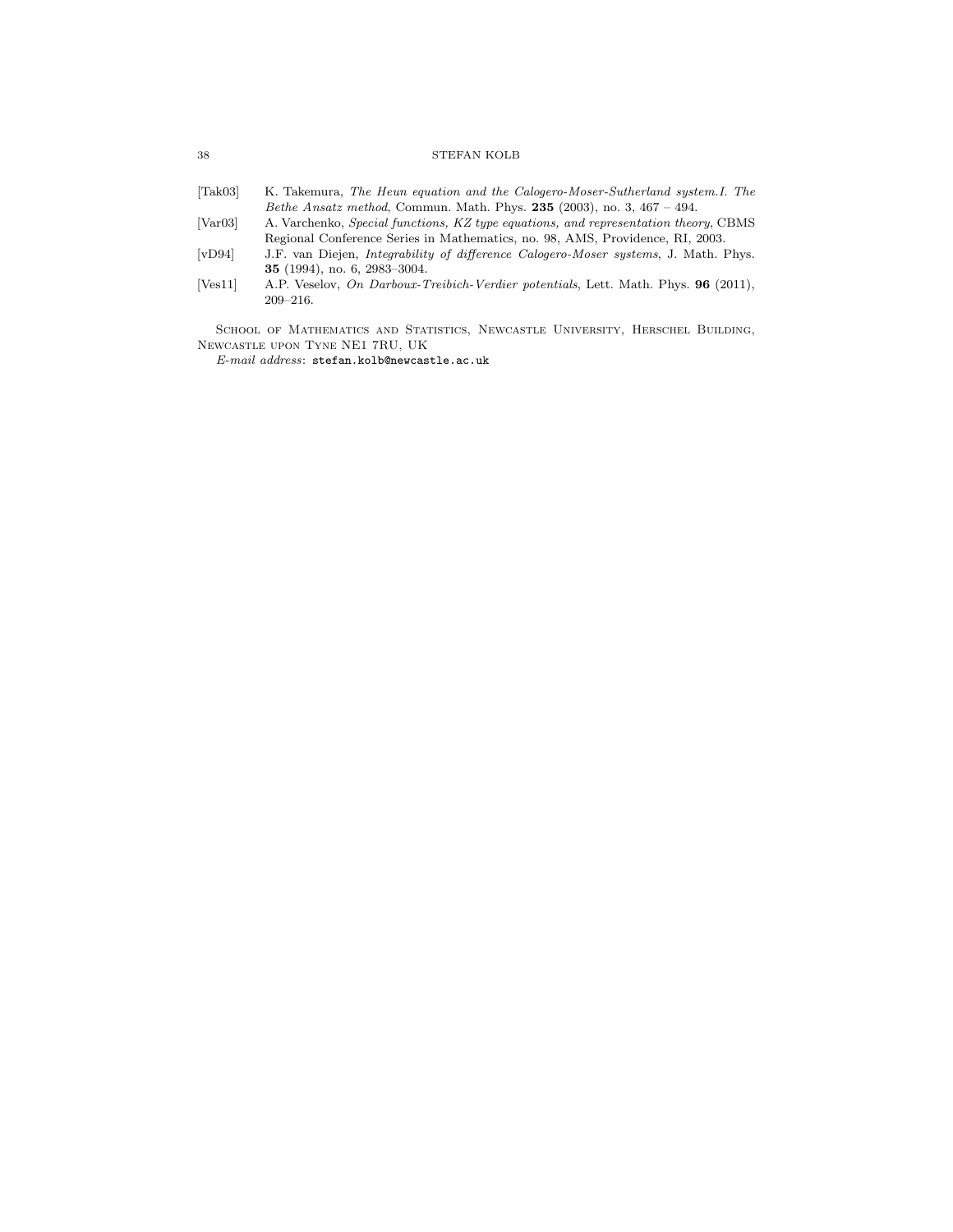[Tak03] K. Takemura, *The Heun equation and the Calogero-Moser-Sutherland system.I. The Bethe Ansatz method*, Commun. Math. Phys. **235** (2003), no. 3, 467 – 494.

[Var03] A. Varchenko, *Special functions, KZ type equations, and representation theory*, CBMS Regional Conference Series in Mathematics, no. 98, AMS, Providence, RI, 2003.

[vD94] J.F. van Diejen, *Integrability of difference Calogero-Moser systems*, J. Math. Phys. **35** (1994), no. 6, 2983–3004.

[Ves11] A.P. Veselov, *On Darboux-Treibich-Verdier potentials*, Lett. Math. Phys. **96** (2011), 209–216.

School of Mathematics and Statistics, Newcastle University, Herschel Building, Newcastle upon Tyne NE1 7RU, UK

*E-mail address*: stefan.kolb@newcastle.ac.uk